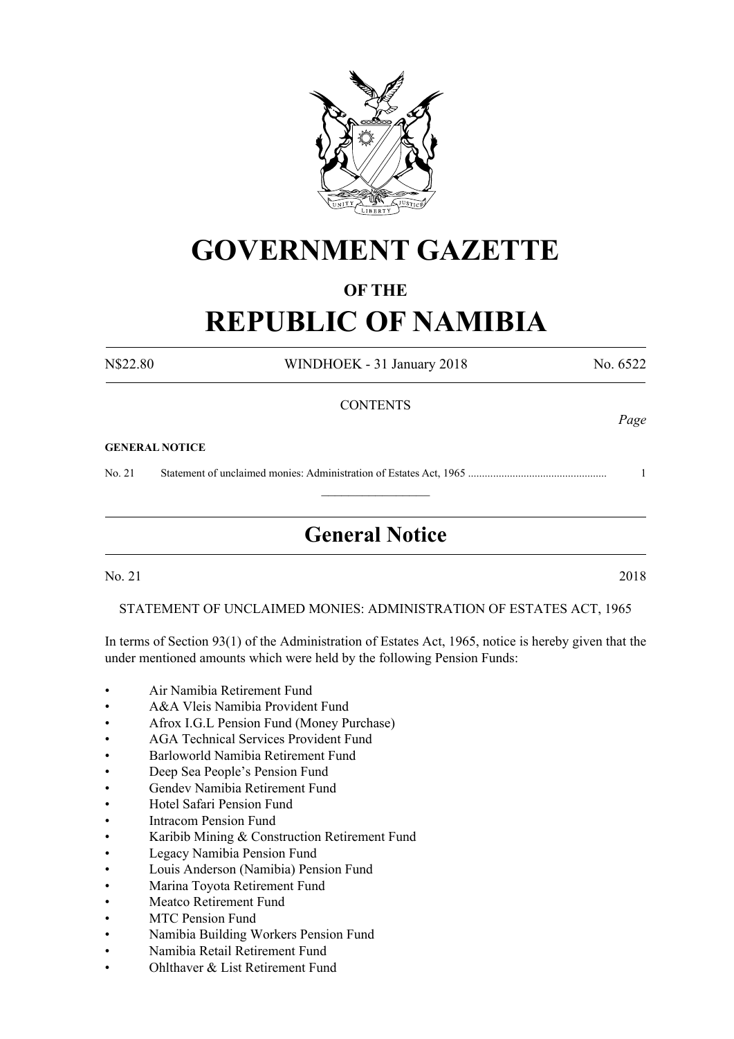# GOVERNMENT GAZETTE

### OF THE

# REPUBLIC OF NAMIBIA

N$22.80 WINDHOEK - 31 January 2018 No. 6522

CONTENTS

*Page*

**GENERAL NOTICE**

No. 21 Statement of unclaimed monies: Administration of Estates Act, 1965 .................................................. 1

---

## General Notice

No. 21 2018

STATEMENT OF UNCLAIMED MONIES: ADMINISTRATION OF ESTATES ACT, 1965

In terms of Section 93(1) of the Administration of Estates Act, 1965, notice is hereby given that the under mentioned amounts which were held by the following Pension Funds:

- Air Namibia Retirement Fund
- A&A Vleis Namibia Provident Fund
- Afrox I.G.L Pension Fund (Money Purchase)
- AGA Technical Services Provident Fund
- Barloworld Namibia Retirement Fund
- Deep Sea People's Pension Fund
- Gendev Namibia Retirement Fund
- Hotel Safari Pension Fund
- Intracom Pension Fund
- Karibib Mining & Construction Retirement Fund
- Legacy Namibia Pension Fund
- Louis Anderson (Namibia) Pension Fund
- Marina Toyota Retirement Fund
- Meatco Retirement Fund
- MTC Pension Fund
- Namibia Building Workers Pension Fund
- Namibia Retail Retirement Fund
- Ohlthaver & List Retirement Fund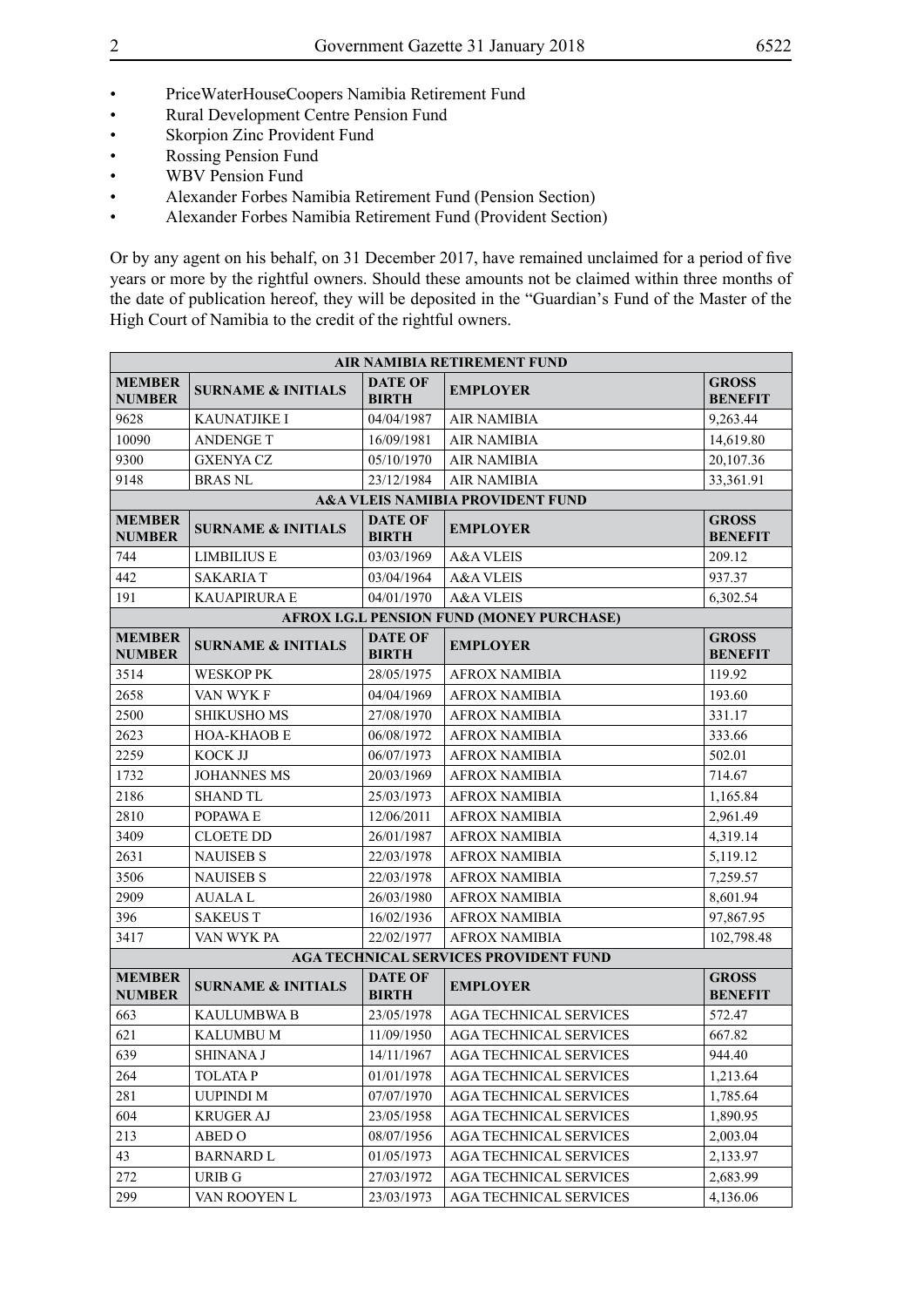- PriceWaterHouseCoopers Namibia Retirement Fund
- Rural Development Centre Pension Fund
- Skorpion Zinc Provident Fund
- Rossing Pension Fund
- WBV Pension Fund
- Alexander Forbes Namibia Retirement Fund (Pension Section)
- Alexander Forbes Namibia Retirement Fund (Provident Section)

Or by any agent on his behalf, on 31 December 2017, have remained unclaimed for a period of five years or more by the rightful owners. Should these amounts not be claimed within three months of the date of publication hereof, they will be deposited in the "Guardian's Fund of the Master of the High Court of Namibia to the credit of the rightful owners.

| AIR NAMIBIA RETIREMENT FUND | | | | |
|---|---|---|---|---|
| **MEMBER NUMBER** | **SURNAME & INITIALS** | **DATE OF BIRTH** | **EMPLOYER** | **GROSS BENEFIT** |
| 9628 | KAUNATJIKE I | 04/04/1987 | AIR NAMIBIA | 9,263.44 |
| 10090 | ANDENGE T | 16/09/1981 | AIR NAMIBIA | 14,619.80 |
| 9300 | GXENYA CZ | 05/10/1970 | AIR NAMIBIA | 20,107.36 |
| 9148 | BRAS NL | 23/12/1984 | AIR NAMIBIA | 33,361.91 |
| **A&A VLEIS NAMIBIA PROVIDENT FUND** | | | | |
| **MEMBER NUMBER** | **SURNAME & INITIALS** | **DATE OF BIRTH** | **EMPLOYER** | **GROSS BENEFIT** |
| 744 | LIMBILIUS E | 03/03/1969 | A&A VLEIS | 209.12 |
| 442 | SAKARIA T | 03/04/1964 | A&A VLEIS | 937.37 |
| 191 | KAUAPIRURA E | 04/01/1970 | A&A VLEIS | 6,302.54 |
| **AFROX I.G.L PENSION FUND (MONEY PURCHASE)** | | | | |
| **MEMBER NUMBER** | **SURNAME & INITIALS** | **DATE OF BIRTH** | **EMPLOYER** | **GROSS BENEFIT** |
| 3514 | WESKOP PK | 28/05/1975 | AFROX NAMIBIA | 119.92 |
| 2658 | VAN WYK F | 04/04/1969 | AFROX NAMIBIA | 193.60 |
| 2500 | SHIKUSHO MS | 27/08/1970 | AFROX NAMIBIA | 331.17 |
| 2623 | HOA-KHAOB E | 06/08/1972 | AFROX NAMIBIA | 333.66 |
| 2259 | KOCK JJ | 06/07/1973 | AFROX NAMIBIA | 502.01 |
| 1732 | JOHANNES MS | 20/03/1969 | AFROX NAMIBIA | 714.67 |
| 2186 | SHAND TL | 25/03/1973 | AFROX NAMIBIA | 1,165.84 |
| 2810 | POPAWA E | 12/06/2011 | AFROX NAMIBIA | 2,961.49 |
| 3409 | CLOETE DD | 26/01/1987 | AFROX NAMIBIA | 4,319.14 |
| 2631 | NAUISEB S | 22/03/1978 | AFROX NAMIBIA | 5,119.12 |
| 3506 | NAUISEB S | 22/03/1978 | AFROX NAMIBIA | 7,259.57 |
| 2909 | AUALA L | 26/03/1980 | AFROX NAMIBIA | 8,601.94 |
| 396 | SAKEUS T | 16/02/1936 | AFROX NAMIBIA | 97,867.95 |
| 3417 | VAN WYK PA | 22/02/1977 | AFROX NAMIBIA | 102,798.48 |
| **AGA TECHNICAL SERVICES PROVIDENT FUND** | | | | |
| **MEMBER NUMBER** | **SURNAME & INITIALS** | **DATE OF BIRTH** | **EMPLOYER** | **GROSS BENEFIT** |
| 663 | KAULUMBWA B | 23/05/1978 | AGA TECHNICAL SERVICES | 572.47 |
| 621 | KALUMBU M | 11/09/1950 | AGA TECHNICAL SERVICES | 667.82 |
| 639 | SHINANA J | 14/11/1967 | AGA TECHNICAL SERVICES | 944.40 |
| 264 | TOLATA P | 01/01/1978 | AGA TECHNICAL SERVICES | 1,213.64 |
| 281 | UUPINDI M | 07/07/1970 | AGA TECHNICAL SERVICES | 1,785.64 |
| 604 | KRUGER AJ | 23/05/1958 | AGA TECHNICAL SERVICES | 1,890.95 |
| 213 | ABED O | 08/07/1956 | AGA TECHNICAL SERVICES | 2,003.04 |
| 43 | BARNARD L | 01/05/1973 | AGA TECHNICAL SERVICES | 2,133.97 |
| 272 | URIB G | 27/03/1972 | AGA TECHNICAL SERVICES | 2,683.99 |
| 299 | VAN ROOYEN L | 23/03/1973 | AGA TECHNICAL SERVICES | 4,136.06 |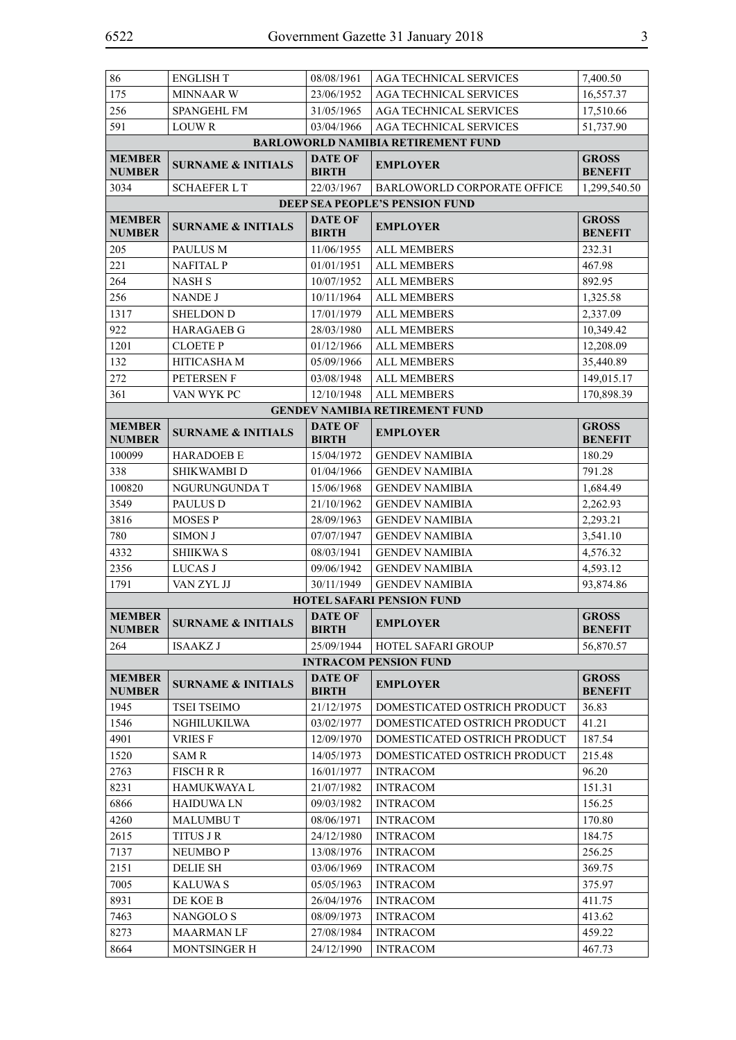| | | | | |
|---|---|---|---|---|
| 86 | ENGLISH T | 08/08/1961 | AGA TECHNICAL SERVICES | 7,400.50 |
| 175 | MINNAAR W | 23/06/1952 | AGA TECHNICAL SERVICES | 16,557.37 |
| 256 | SPANGEHL FM | 31/05/1965 | AGA TECHNICAL SERVICES | 17,510.66 |
| 591 | LOUW R | 03/04/1966 | AGA TECHNICAL SERVICES | 51,737.90 |

**BARLOWORLD NAMIBIA RETIREMENT FUND**

| MEMBER NUMBER | SURNAME & INITIALS | DATE OF BIRTH | EMPLOYER | GROSS BENEFIT |
|---|---|---|---|---|
| 3034 | SCHAEFER L T | 22/03/1967 | BARLOWORLD CORPORATE OFFICE | 1,299,540.50 |

**DEEP SEA PEOPLE'S PENSION FUND**

| MEMBER NUMBER | SURNAME & INITIALS | DATE OF BIRTH | EMPLOYER | GROSS BENEFIT |
|---|---|---|---|---|
| 205 | PAULUS M | 11/06/1955 | ALL MEMBERS | 232.31 |
| 221 | NAFITAL P | 01/01/1951 | ALL MEMBERS | 467.98 |
| 264 | NASH S | 10/07/1952 | ALL MEMBERS | 892.95 |
| 256 | NANDE J | 10/11/1964 | ALL MEMBERS | 1,325.58 |
| 1317 | SHELDON D | 17/01/1979 | ALL MEMBERS | 2,337.09 |
| 922 | HARAGAEB G | 28/03/1980 | ALL MEMBERS | 10,349.42 |
| 1201 | CLOETE P | 01/12/1966 | ALL MEMBERS | 12,208.09 |
| 132 | HITICASHA M | 05/09/1966 | ALL MEMBERS | 35,440.89 |
| 272 | PETERSEN F | 03/08/1948 | ALL MEMBERS | 149,015.17 |
| 361 | VAN WYK PC | 12/10/1948 | ALL MEMBERS | 170,898.39 |

**GENDEV NAMIBIA RETIREMENT FUND**

| MEMBER NUMBER | SURNAME & INITIALS | DATE OF BIRTH | EMPLOYER | GROSS BENEFIT |
|---|---|---|---|---|
| 100099 | HARADOEB E | 15/04/1972 | GENDEV NAMIBIA | 180.29 |
| 338 | SHIKWAMBI D | 01/04/1966 | GENDEV NAMIBIA | 791.28 |
| 100820 | NGURUNGUNDA T | 15/06/1968 | GENDEV NAMIBIA | 1,684.49 |
| 3549 | PAULUS D | 21/10/1962 | GENDEV NAMIBIA | 2,262.93 |
| 3816 | MOSES P | 28/09/1963 | GENDEV NAMIBIA | 2,293.21 |
| 780 | SIMON J | 07/07/1947 | GENDEV NAMIBIA | 3,541.10 |
| 4332 | SHIIKWA S | 08/03/1941 | GENDEV NAMIBIA | 4,576.32 |
| 2356 | LUCAS J | 09/06/1942 | GENDEV NAMIBIA | 4,593.12 |
| 1791 | VAN ZYL JJ | 30/11/1949 | GENDEV NAMIBIA | 93,874.86 |

**HOTEL SAFARI PENSION FUND**

| MEMBER NUMBER | SURNAME & INITIALS | DATE OF BIRTH | EMPLOYER | GROSS BENEFIT |
|---|---|---|---|---|
| 264 | ISAAKZ J | 25/09/1944 | HOTEL SAFARI GROUP | 56,870.57 |

**INTRACOM PENSION FUND**

| MEMBER NUMBER | SURNAME & INITIALS | DATE OF BIRTH | EMPLOYER | GROSS BENEFIT |
|---|---|---|---|---|
| 1945 | TSEI TSEIMO | 21/12/1975 | DOMESTICATED OSTRICH PRODUCT | 36.83 |
| 1546 | NGHILUKILWA | 03/02/1977 | DOMESTICATED OSTRICH PRODUCT | 41.21 |
| 4901 | VRIES F | 12/09/1970 | DOMESTICATED OSTRICH PRODUCT | 187.54 |
| 1520 | SAM R | 14/05/1973 | DOMESTICATED OSTRICH PRODUCT | 215.48 |
| 2763 | FISCH R R | 16/01/1977 | INTRACOM | 96.20 |
| 8231 | HAMUKWAYA L | 21/07/1982 | INTRACOM | 151.31 |
| 6866 | HAIDUWA LN | 09/03/1982 | INTRACOM | 156.25 |
| 4260 | MALUMBU T | 08/06/1971 | INTRACOM | 170.80 |
| 2615 | TITUS J R | 24/12/1980 | INTRACOM | 184.75 |
| 7137 | NEUMBO P | 13/08/1976 | INTRACOM | 256.25 |
| 2151 | DELIE SH | 03/06/1969 | INTRACOM | 369.75 |
| 7005 | KALUWA S | 05/05/1963 | INTRACOM | 375.97 |
| 8931 | DE KOE B | 26/04/1976 | INTRACOM | 411.75 |
| 7463 | NANGOLO S | 08/09/1973 | INTRACOM | 413.62 |
| 8273 | MAARMAN LF | 27/08/1984 | INTRACOM | 459.22 |
| 8664 | MONTSINGER H | 24/12/1990 | INTRACOM | 467.73 |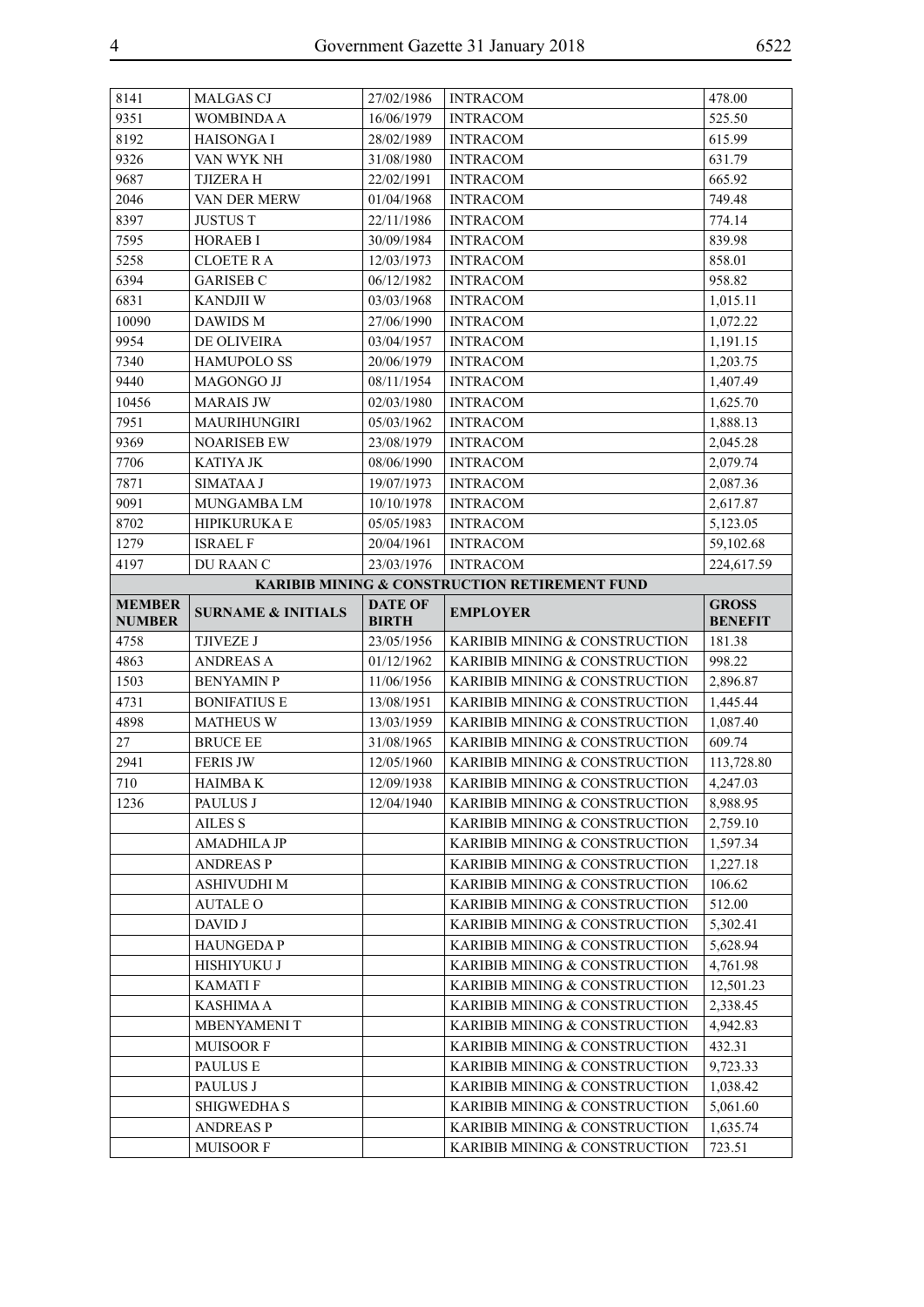| 8141 | MALGAS CJ | 27/02/1986 | INTRACOM | 478.00 |
|---|---|---|---|---|
| 9351 | WOMBINDA A | 16/06/1979 | INTRACOM | 525.50 |
| 8192 | HAISONGA I | 28/02/1989 | INTRACOM | 615.99 |
| 9326 | VAN WYK NH | 31/08/1980 | INTRACOM | 631.79 |
| 9687 | TJIZERA H | 22/02/1991 | INTRACOM | 665.92 |
| 2046 | VAN DER MERW | 01/04/1968 | INTRACOM | 749.48 |
| 8397 | JUSTUS T | 22/11/1986 | INTRACOM | 774.14 |
| 7595 | HORAEB I | 30/09/1984 | INTRACOM | 839.98 |
| 5258 | CLOETE R A | 12/03/1973 | INTRACOM | 858.01 |
| 6394 | GARISEB C | 06/12/1982 | INTRACOM | 958.82 |
| 6831 | KANDJII W | 03/03/1968 | INTRACOM | 1,015.11 |
| 10090 | DAWIDS M | 27/06/1990 | INTRACOM | 1,072.22 |
| 9954 | DE OLIVEIRA | 03/04/1957 | INTRACOM | 1,191.15 |
| 7340 | HAMUPOLO SS | 20/06/1979 | INTRACOM | 1,203.75 |
| 9440 | MAGONGO JJ | 08/11/1954 | INTRACOM | 1,407.49 |
| 10456 | MARAIS JW | 02/03/1980 | INTRACOM | 1,625.70 |
| 7951 | MAURIHUNGIRI | 05/03/1962 | INTRACOM | 1,888.13 |
| 9369 | NOARISEB EW | 23/08/1979 | INTRACOM | 2,045.28 |
| 7706 | KATIYA JK | 08/06/1990 | INTRACOM | 2,079.74 |
| 7871 | SIMATAA J | 19/07/1973 | INTRACOM | 2,087.36 |
| 9091 | MUNGAMBA LM | 10/10/1978 | INTRACOM | 2,617.87 |
| 8702 | HIPIKURUKA E | 05/05/1983 | INTRACOM | 5,123.05 |
| 1279 | ISRAEL F | 20/04/1961 | INTRACOM | 59,102.68 |
| 4197 | DU RAAN C | 23/03/1976 | INTRACOM | 224,617.59 |

**KARIBIB MINING & CONSTRUCTION RETIREMENT FUND**

| MEMBER NUMBER | SURNAME & INITIALS | DATE OF BIRTH | EMPLOYER | GROSS BENEFIT |
|---|---|---|---|---|
| 4758 | TJIVEZE J | 23/05/1956 | KARIBIB MINING & CONSTRUCTION | 181.38 |
| 4863 | ANDREAS A | 01/12/1962 | KARIBIB MINING & CONSTRUCTION | 998.22 |
| 1503 | BENYAMIN P | 11/06/1956 | KARIBIB MINING & CONSTRUCTION | 2,896.87 |
| 4731 | BONIFATIUS E | 13/08/1951 | KARIBIB MINING & CONSTRUCTION | 1,445.44 |
| 4898 | MATHEUS W | 13/03/1959 | KARIBIB MINING & CONSTRUCTION | 1,087.40 |
| 27 | BRUCE EE | 31/08/1965 | KARIBIB MINING & CONSTRUCTION | 609.74 |
| 2941 | FERIS JW | 12/05/1960 | KARIBIB MINING & CONSTRUCTION | 113,728.80 |
| 710 | HAIMBA K | 12/09/1938 | KARIBIB MINING & CONSTRUCTION | 4,247.03 |
| 1236 | PAULUS J | 12/04/1940 | KARIBIB MINING & CONSTRUCTION | 8,988.95 |
| | AILES S | | KARIBIB MINING & CONSTRUCTION | 2,759.10 |
| | AMADHILA JP | | KARIBIB MINING & CONSTRUCTION | 1,597.34 |
| | ANDREAS P | | KARIBIB MINING & CONSTRUCTION | 1,227.18 |
| | ASHIVUDHI M | | KARIBIB MINING & CONSTRUCTION | 106.62 |
| | AUTALE O | | KARIBIB MINING & CONSTRUCTION | 512.00 |
| | DAVID J | | KARIBIB MINING & CONSTRUCTION | 5,302.41 |
| | HAUNGEDA P | | KARIBIB MINING & CONSTRUCTION | 5,628.94 |
| | HISHIYUKU J | | KARIBIB MINING & CONSTRUCTION | 4,761.98 |
| | KAMATI F | | KARIBIB MINING & CONSTRUCTION | 12,501.23 |
| | KASHIMA A | | KARIBIB MINING & CONSTRUCTION | 2,338.45 |
| | MBENYAMENI T | | KARIBIB MINING & CONSTRUCTION | 4,942.83 |
| | MUISOOR F | | KARIBIB MINING & CONSTRUCTION | 432.31 |
| | PAULUS E | | KARIBIB MINING & CONSTRUCTION | 9,723.33 |
| | PAULUS J | | KARIBIB MINING & CONSTRUCTION | 1,038.42 |
| | SHIGWEDHA S | | KARIBIB MINING & CONSTRUCTION | 5,061.60 |
| | ANDREAS P | | KARIBIB MINING & CONSTRUCTION | 1,635.74 |
| | MUISOOR F | | KARIBIB MINING & CONSTRUCTION | 723.51 |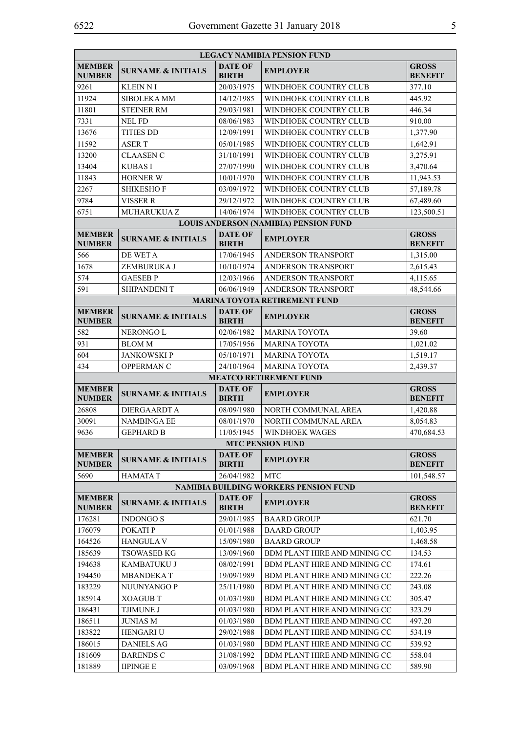| LEGACY NAMIBIA PENSION FUND | | | | |
|---|---|---|---|---|
| **MEMBER NUMBER** | **SURNAME & INITIALS** | **DATE OF BIRTH** | **EMPLOYER** | **GROSS BENEFIT** |
| 9261 | KLEIN N I | 20/03/1975 | WINDHOEK COUNTRY CLUB | 377.10 |
| 11924 | SIBOLEKA MM | 14/12/1985 | WINDHOEK COUNTRY CLUB | 445.92 |
| 11801 | STEINER RM | 29/03/1981 | WINDHOEK COUNTRY CLUB | 446.34 |
| 7331 | NEL FD | 08/06/1983 | WINDHOEK COUNTRY CLUB | 910.00 |
| 13676 | TITIES DD | 12/09/1991 | WINDHOEK COUNTRY CLUB | 1,377.90 |
| 11592 | ASER T | 05/01/1985 | WINDHOEK COUNTRY CLUB | 1,642.91 |
| 13200 | CLAASEN C | 31/10/1991 | WINDHOEK COUNTRY CLUB | 3,275.91 |
| 13404 | KUBAS I | 27/07/1990 | WINDHOEK COUNTRY CLUB | 3,470.64 |
| 11843 | HORNER W | 10/01/1970 | WINDHOEK COUNTRY CLUB | 11,943.53 |
| 2267 | SHIKESHO F | 03/09/1972 | WINDHOEK COUNTRY CLUB | 57,189.78 |
| 9784 | VISSER R | 29/12/1972 | WINDHOEK COUNTRY CLUB | 67,489.60 |
| 6751 | MUHARUKUA Z | 14/06/1974 | WINDHOEK COUNTRY CLUB | 123,500.51 |

| LOUIS ANDERSON (NAMIBIA) PENSION FUND | | | | |
|---|---|---|---|---|
| **MEMBER NUMBER** | **SURNAME & INITIALS** | **DATE OF BIRTH** | **EMPLOYER** | **GROSS BENEFIT** |
| 566 | DE WET A | 17/06/1945 | ANDERSON TRANSPORT | 1,315.00 |
| 1678 | ZEMBURUKA J | 10/10/1974 | ANDERSON TRANSPORT | 2,615.43 |
| 574 | GAESEB P | 12/03/1966 | ANDERSON TRANSPORT | 4,115.65 |
| 591 | SHIPANDENI T | 06/06/1949 | ANDERSON TRANSPORT | 48,544.66 |

| MARINA TOYOTA RETIREMENT FUND | | | | |
|---|---|---|---|---|
| **MEMBER NUMBER** | **SURNAME & INITIALS** | **DATE OF BIRTH** | **EMPLOYER** | **GROSS BENEFIT** |
| 582 | NERONGO L | 02/06/1982 | MARINA TOYOTA | 39.60 |
| 931 | BLOM M | 17/05/1956 | MARINA TOYOTA | 1,021.02 |
| 604 | JANKOWSKI P | 05/10/1971 | MARINA TOYOTA | 1,519.17 |
| 434 | OPPERMAN C | 24/10/1964 | MARINA TOYOTA | 2,439.37 |

| MEATCO RETIREMENT FUND | | | | |
|---|---|---|---|---|
| **MEMBER NUMBER** | **SURNAME & INITIALS** | **DATE OF BIRTH** | **EMPLOYER** | **GROSS BENEFIT** |
| 26808 | DIERGAARDT A | 08/09/1980 | NORTH COMMUNAL AREA | 1,420.88 |
| 30091 | NAMBINGA EE | 08/01/1970 | NORTH COMMUNAL AREA | 8,054.83 |
| 9636 | GEPHARD B | 11/05/1945 | WINDHOEK WAGES | 470,684.53 |

| MTC PENSION FUND | | | | |
|---|---|---|---|---|
| **MEMBER NUMBER** | **SURNAME & INITIALS** | **DATE OF BIRTH** | **EMPLOYER** | **GROSS BENEFIT** |
| 5690 | HAMATA T | 26/04/1982 | MTC | 101,548.57 |

| NAMIBIA BUILDING WORKERS PENSION FUND | | | | |
|---|---|---|---|---|
| **MEMBER NUMBER** | **SURNAME & INITIALS** | **DATE OF BIRTH** | **EMPLOYER** | **GROSS BENEFIT** |
| 176281 | INDONGO S | 29/01/1985 | BAARD GROUP | 621.70 |
| 176079 | POKATI P | 01/01/1988 | BAARD GROUP | 1,403.95 |
| 164526 | HANGULA V | 15/09/1980 | BAARD GROUP | 1,468.58 |
| 185639 | TSOWASEB KG | 13/09/1960 | BDM PLANT HIRE AND MINING CC | 134.53 |
| 194638 | KAMBATUKU J | 08/02/1991 | BDM PLANT HIRE AND MINING CC | 174.61 |
| 194450 | MBANDEKA T | 19/09/1989 | BDM PLANT HIRE AND MINING CC | 222.26 |
| 183229 | NUUNYANGO P | 25/11/1980 | BDM PLANT HIRE AND MINING CC | 243.08 |
| 185914 | XOAGUB T | 01/03/1980 | BDM PLANT HIRE AND MINING CC | 305.47 |
| 186431 | TJIMUNE J | 01/03/1980 | BDM PLANT HIRE AND MINING CC | 323.29 |
| 186511 | JUNIAS M | 01/03/1980 | BDM PLANT HIRE AND MINING CC | 497.20 |
| 183822 | HENGARI U | 29/02/1988 | BDM PLANT HIRE AND MINING CC | 534.19 |
| 186015 | DANIELS AG | 01/03/1980 | BDM PLANT HIRE AND MINING CC | 539.92 |
| 181609 | BARENDS C | 31/08/1992 | BDM PLANT HIRE AND MINING CC | 558.04 |
| 181889 | IIPINGE E | 03/09/1968 | BDM PLANT HIRE AND MINING CC | 589.90 |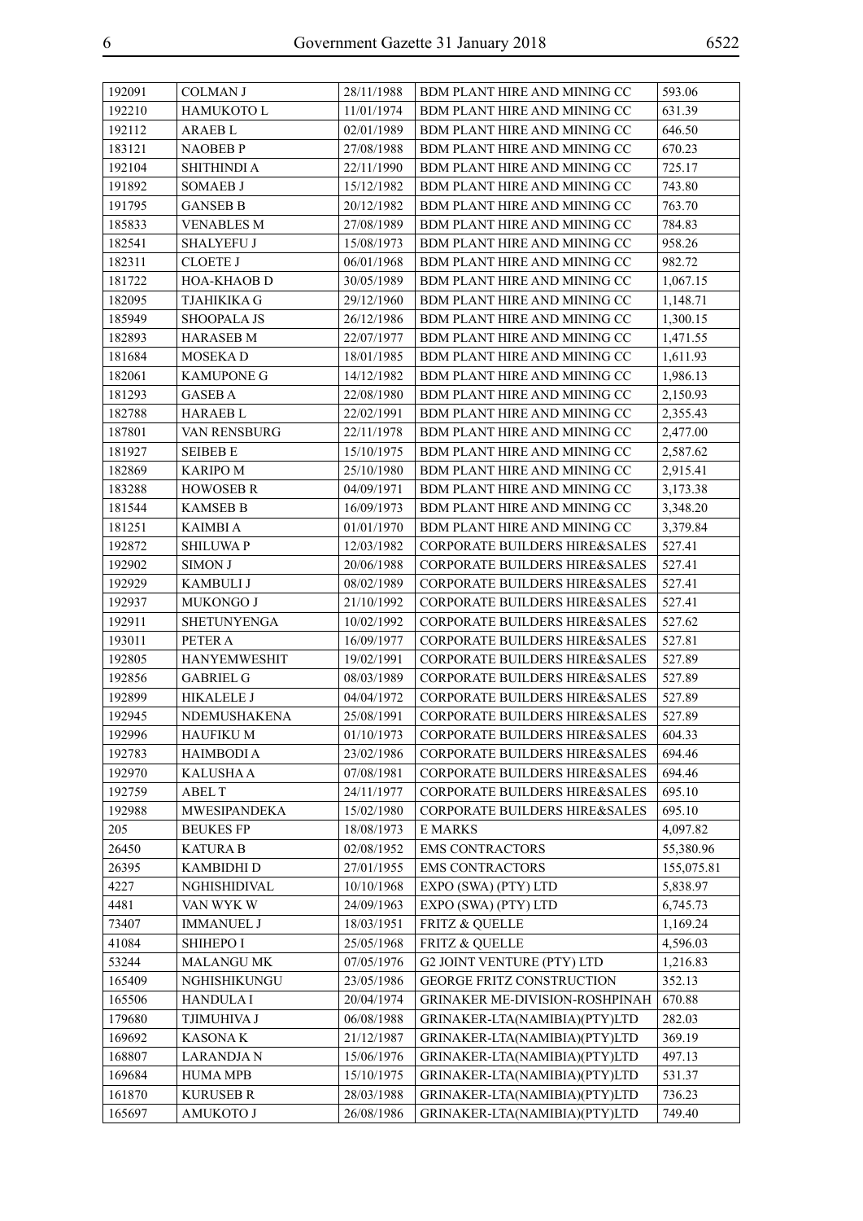| 192091 | COLMAN J | 28/11/1988 | BDM PLANT HIRE AND MINING CC | 593.06 |
|---|---|---|---|---|
| 192210 | HAMUKOTO L | 11/01/1974 | BDM PLANT HIRE AND MINING CC | 631.39 |
| 192112 | ARAEB L | 02/01/1989 | BDM PLANT HIRE AND MINING CC | 646.50 |
| 183121 | NAOBEB P | 27/08/1988 | BDM PLANT HIRE AND MINING CC | 670.23 |
| 192104 | SHITHINDI A | 22/11/1990 | BDM PLANT HIRE AND MINING CC | 725.17 |
| 191892 | SOMAEB J | 15/12/1982 | BDM PLANT HIRE AND MINING CC | 743.80 |
| 191795 | GANSEB B | 20/12/1982 | BDM PLANT HIRE AND MINING CC | 763.70 |
| 185833 | VENABLES M | 27/08/1989 | BDM PLANT HIRE AND MINING CC | 784.83 |
| 182541 | SHALYEFU J | 15/08/1973 | BDM PLANT HIRE AND MINING CC | 958.26 |
| 182311 | CLOETE J | 06/01/1968 | BDM PLANT HIRE AND MINING CC | 982.72 |
| 181722 | HOA-KHAOB D | 30/05/1989 | BDM PLANT HIRE AND MINING CC | 1,067.15 |
| 182095 | TJAHIKIKA G | 29/12/1960 | BDM PLANT HIRE AND MINING CC | 1,148.71 |
| 185949 | SHOOPALA JS | 26/12/1986 | BDM PLANT HIRE AND MINING CC | 1,300.15 |
| 182893 | HARASEB M | 22/07/1977 | BDM PLANT HIRE AND MINING CC | 1,471.55 |
| 181684 | MOSEKA D | 18/01/1985 | BDM PLANT HIRE AND MINING CC | 1,611.93 |
| 182061 | KAMUPONE G | 14/12/1982 | BDM PLANT HIRE AND MINING CC | 1,986.13 |
| 181293 | GASEB A | 22/08/1980 | BDM PLANT HIRE AND MINING CC | 2,150.93 |
| 182788 | HARAEB L | 22/02/1991 | BDM PLANT HIRE AND MINING CC | 2,355.43 |
| 187801 | VAN RENSBURG | 22/11/1978 | BDM PLANT HIRE AND MINING CC | 2,477.00 |
| 181927 | SEIBEB E | 15/10/1975 | BDM PLANT HIRE AND MINING CC | 2,587.62 |
| 182869 | KARIPO M | 25/10/1980 | BDM PLANT HIRE AND MINING CC | 2,915.41 |
| 183288 | HOWOSEB R | 04/09/1971 | BDM PLANT HIRE AND MINING CC | 3,173.38 |
| 181544 | KAMSEB B | 16/09/1973 | BDM PLANT HIRE AND MINING CC | 3,348.20 |
| 181251 | KAIMBI A | 01/01/1970 | BDM PLANT HIRE AND MINING CC | 3,379.84 |
| 192872 | SHILUWA P | 12/03/1982 | CORPORATE BUILDERS HIRE&SALES | 527.41 |
| 192902 | SIMON J | 20/06/1988 | CORPORATE BUILDERS HIRE&SALES | 527.41 |
| 192929 | KAMBULI J | 08/02/1989 | CORPORATE BUILDERS HIRE&SALES | 527.41 |
| 192937 | MUKONGO J | 21/10/1992 | CORPORATE BUILDERS HIRE&SALES | 527.41 |
| 192911 | SHETUNYENGA | 10/02/1992 | CORPORATE BUILDERS HIRE&SALES | 527.62 |
| 193011 | PETER A | 16/09/1977 | CORPORATE BUILDERS HIRE&SALES | 527.81 |
| 192805 | HANYEMWESHIT | 19/02/1991 | CORPORATE BUILDERS HIRE&SALES | 527.89 |
| 192856 | GABRIEL G | 08/03/1989 | CORPORATE BUILDERS HIRE&SALES | 527.89 |
| 192899 | HIKALELE J | 04/04/1972 | CORPORATE BUILDERS HIRE&SALES | 527.89 |
| 192945 | NDEMUSHAKENA | 25/08/1991 | CORPORATE BUILDERS HIRE&SALES | 527.89 |
| 192996 | HAUFIKU M | 01/10/1973 | CORPORATE BUILDERS HIRE&SALES | 604.33 |
| 192783 | HAIMBODI A | 23/02/1986 | CORPORATE BUILDERS HIRE&SALES | 694.46 |
| 192970 | KALUSHA A | 07/08/1981 | CORPORATE BUILDERS HIRE&SALES | 694.46 |
| 192759 | ABEL T | 24/11/1977 | CORPORATE BUILDERS HIRE&SALES | 695.10 |
| 192988 | MWESIPANDEKA | 15/02/1980 | CORPORATE BUILDERS HIRE&SALES | 695.10 |
| 205 | BEUKES FP | 18/08/1973 | E MARKS | 4,097.82 |
| 26450 | KATURA B | 02/08/1952 | EMS CONTRACTORS | 55,380.96 |
| 26395 | KAMBIDHI D | 27/01/1955 | EMS CONTRACTORS | 155,075.81 |
| 4227 | NGHISHIDIVAL | 10/10/1968 | EXPO (SWA) (PTY) LTD | 5,838.97 |
| 4481 | VAN WYK W | 24/09/1963 | EXPO (SWA) (PTY) LTD | 6,745.73 |
| 73407 | IMMANUEL J | 18/03/1951 | FRITZ & QUELLE | 1,169.24 |
| 41084 | SHIHEPO I | 25/05/1968 | FRITZ & QUELLE | 4,596.03 |
| 53244 | MALANGU MK | 07/05/1976 | G2 JOINT VENTURE (PTY) LTD | 1,216.83 |
| 165409 | NGHISHIKUNGU | 23/05/1986 | GEORGE FRITZ CONSTRUCTION | 352.13 |
| 165506 | HANDULA I | 20/04/1974 | GRINAKER ME-DIVISION-ROSHPINAH | 670.88 |
| 179680 | TJIMUHIVA J | 06/08/1988 | GRINAKER-LTA(NAMIBIA)(PTY)LTD | 282.03 |
| 169692 | KASONA K | 21/12/1987 | GRINAKER-LTA(NAMIBIA)(PTY)LTD | 369.19 |
| 168807 | LARANDJA N | 15/06/1976 | GRINAKER-LTA(NAMIBIA)(PTY)LTD | 497.13 |
| 169684 | HUMA MPB | 15/10/1975 | GRINAKER-LTA(NAMIBIA)(PTY)LTD | 531.37 |
| 161870 | KURUSEB R | 28/03/1988 | GRINAKER-LTA(NAMIBIA)(PTY)LTD | 736.23 |
| 165697 | AMUKOTO J | 26/08/1986 | GRINAKER-LTA(NAMIBIA)(PTY)LTD | 749.40 |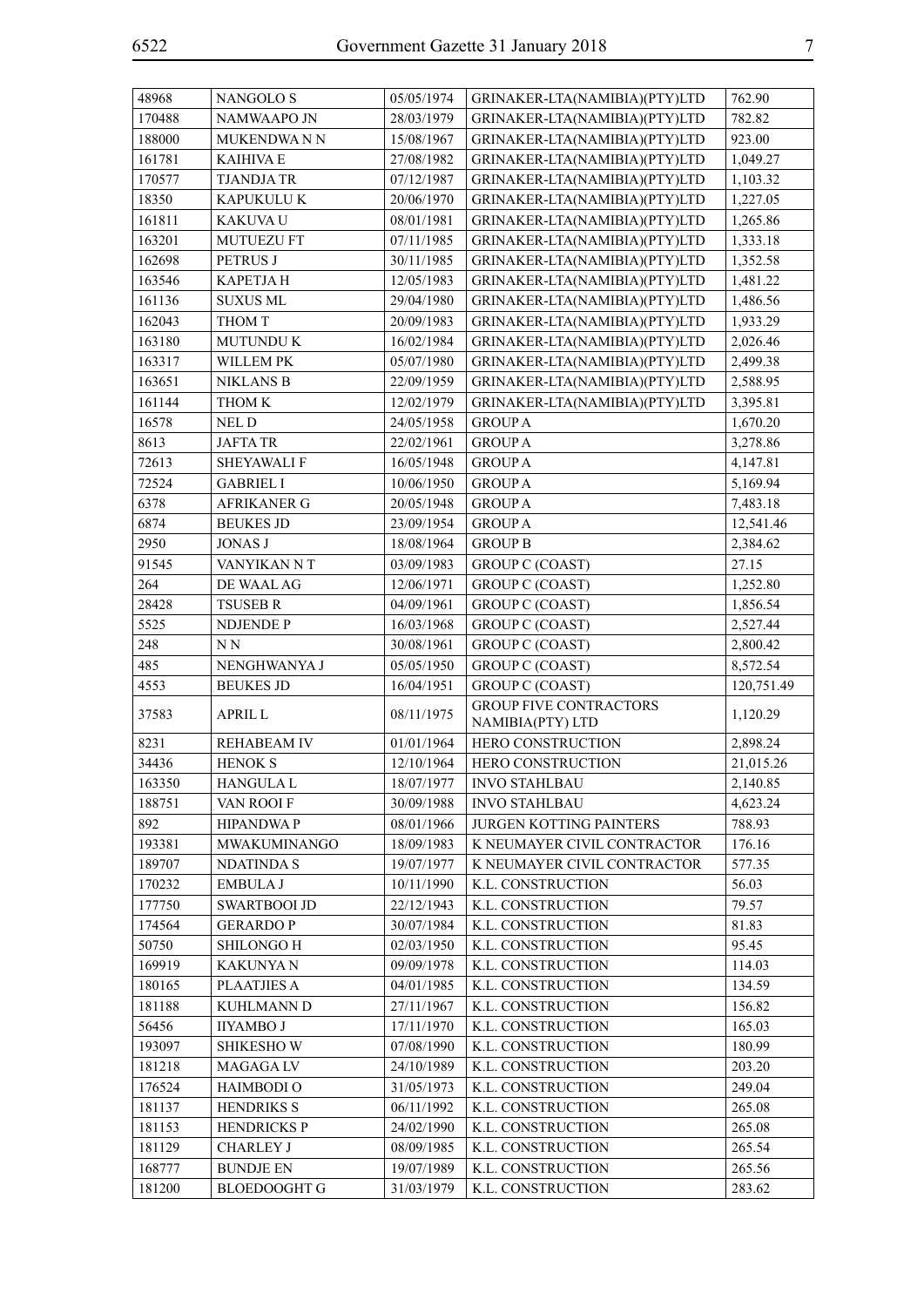| | | | | |
|---|---|---|---|---|
| 48968 | NANGOLO S | 05/05/1974 | GRINAKER-LTA(NAMIBIA)(PTY)LTD | 762.90 |
| 170488 | NAMWAAPO JN | 28/03/1979 | GRINAKER-LTA(NAMIBIA)(PTY)LTD | 782.82 |
| 188000 | MUKENDWA N N | 15/08/1967 | GRINAKER-LTA(NAMIBIA)(PTY)LTD | 923.00 |
| 161781 | KAIHIVA E | 27/08/1982 | GRINAKER-LTA(NAMIBIA)(PTY)LTD | 1,049.27 |
| 170577 | TJANDJA TR | 07/12/1987 | GRINAKER-LTA(NAMIBIA)(PTY)LTD | 1,103.32 |
| 18350 | KAPUKULU K | 20/06/1970 | GRINAKER-LTA(NAMIBIA)(PTY)LTD | 1,227.05 |
| 161811 | KAKUVA U | 08/01/1981 | GRINAKER-LTA(NAMIBIA)(PTY)LTD | 1,265.86 |
| 163201 | MUTUEZU FT | 07/11/1985 | GRINAKER-LTA(NAMIBIA)(PTY)LTD | 1,333.18 |
| 162698 | PETRUS J | 30/11/1985 | GRINAKER-LTA(NAMIBIA)(PTY)LTD | 1,352.58 |
| 163546 | KAPETJA H | 12/05/1983 | GRINAKER-LTA(NAMIBIA)(PTY)LTD | 1,481.22 |
| 161136 | SUXUS ML | 29/04/1980 | GRINAKER-LTA(NAMIBIA)(PTY)LTD | 1,486.56 |
| 162043 | THOM T | 20/09/1983 | GRINAKER-LTA(NAMIBIA)(PTY)LTD | 1,933.29 |
| 163180 | MUTUNDU K | 16/02/1984 | GRINAKER-LTA(NAMIBIA)(PTY)LTD | 2,026.46 |
| 163317 | WILLEM PK | 05/07/1980 | GRINAKER-LTA(NAMIBIA)(PTY)LTD | 2,499.38 |
| 163651 | NIKLANS B | 22/09/1959 | GRINAKER-LTA(NAMIBIA)(PTY)LTD | 2,588.95 |
| 161144 | THOM K | 12/02/1979 | GRINAKER-LTA(NAMIBIA)(PTY)LTD | 3,395.81 |
| 16578 | NEL D | 24/05/1958 | GROUP A | 1,670.20 |
| 8613 | JAFTA TR | 22/02/1961 | GROUP A | 3,278.86 |
| 72613 | SHEYAWALI F | 16/05/1948 | GROUP A | 4,147.81 |
| 72524 | GABRIEL I | 10/06/1950 | GROUP A | 5,169.94 |
| 6378 | AFRIKANER G | 20/05/1948 | GROUP A | 7,483.18 |
| 6874 | BEUKES JD | 23/09/1954 | GROUP A | 12,541.46 |
| 2950 | JONAS J | 18/08/1964 | GROUP B | 2,384.62 |
| 91545 | VANYIKAN N T | 03/09/1983 | GROUP C (COAST) | 27.15 |
| 264 | DE WAAL AG | 12/06/1971 | GROUP C (COAST) | 1,252.80 |
| 28428 | TSUSEB R | 04/09/1961 | GROUP C (COAST) | 1,856.54 |
| 5525 | NDJENDE P | 16/03/1968 | GROUP C (COAST) | 2,527.44 |
| 248 | N N | 30/08/1961 | GROUP C (COAST) | 2,800.42 |
| 485 | NENGHWANYA J | 05/05/1950 | GROUP C (COAST) | 8,572.54 |
| 4553 | BEUKES JD | 16/04/1951 | GROUP C (COAST) | 120,751.49 |
| 37583 | APRIL L | 08/11/1975 | GROUP FIVE CONTRACTORS NAMIBIA(PTY) LTD | 1,120.29 |
| 8231 | REHABEAM IV | 01/01/1964 | HERO CONSTRUCTION | 2,898.24 |
| 34436 | HENOK S | 12/10/1964 | HERO CONSTRUCTION | 21,015.26 |
| 163350 | HANGULA L | 18/07/1977 | INVO STAHLBAU | 2,140.85 |
| 188751 | VAN ROOI F | 30/09/1988 | INVO STAHLBAU | 4,623.24 |
| 892 | HIPANDWA P | 08/01/1966 | JURGEN KOTTING PAINTERS | 788.93 |
| 193381 | MWAKUMINANGO | 18/09/1983 | K NEUMAYER CIVIL CONTRACTOR | 176.16 |
| 189707 | NDATINDA S | 19/07/1977 | K NEUMAYER CIVIL CONTRACTOR | 577.35 |
| 170232 | EMBULA J | 10/11/1990 | K.L. CONSTRUCTION | 56.03 |
| 177750 | SWARTBOOI JD | 22/12/1943 | K.L. CONSTRUCTION | 79.57 |
| 174564 | GERARDO P | 30/07/1984 | K.L. CONSTRUCTION | 81.83 |
| 50750 | SHILONGO H | 02/03/1950 | K.L. CONSTRUCTION | 95.45 |
| 169919 | KAKUNYA N | 09/09/1978 | K.L. CONSTRUCTION | 114.03 |
| 180165 | PLAATJIES A | 04/01/1985 | K.L. CONSTRUCTION | 134.59 |
| 181188 | KUHLMANN D | 27/11/1967 | K.L. CONSTRUCTION | 156.82 |
| 56456 | IIYAMBO J | 17/11/1970 | K.L. CONSTRUCTION | 165.03 |
| 193097 | SHIKESHO W | 07/08/1990 | K.L. CONSTRUCTION | 180.99 |
| 181218 | MAGAGA LV | 24/10/1989 | K.L. CONSTRUCTION | 203.20 |
| 176524 | HAIMBODI O | 31/05/1973 | K.L. CONSTRUCTION | 249.04 |
| 181137 | HENDRIKS S | 06/11/1992 | K.L. CONSTRUCTION | 265.08 |
| 181153 | HENDRICKS P | 24/02/1990 | K.L. CONSTRUCTION | 265.08 |
| 181129 | CHARLEY J | 08/09/1985 | K.L. CONSTRUCTION | 265.54 |
| 168777 | BUNDJE EN | 19/07/1989 | K.L. CONSTRUCTION | 265.56 |
| 181200 | BLOEDOOGHT G | 31/03/1979 | K.L. CONSTRUCTION | 283.62 |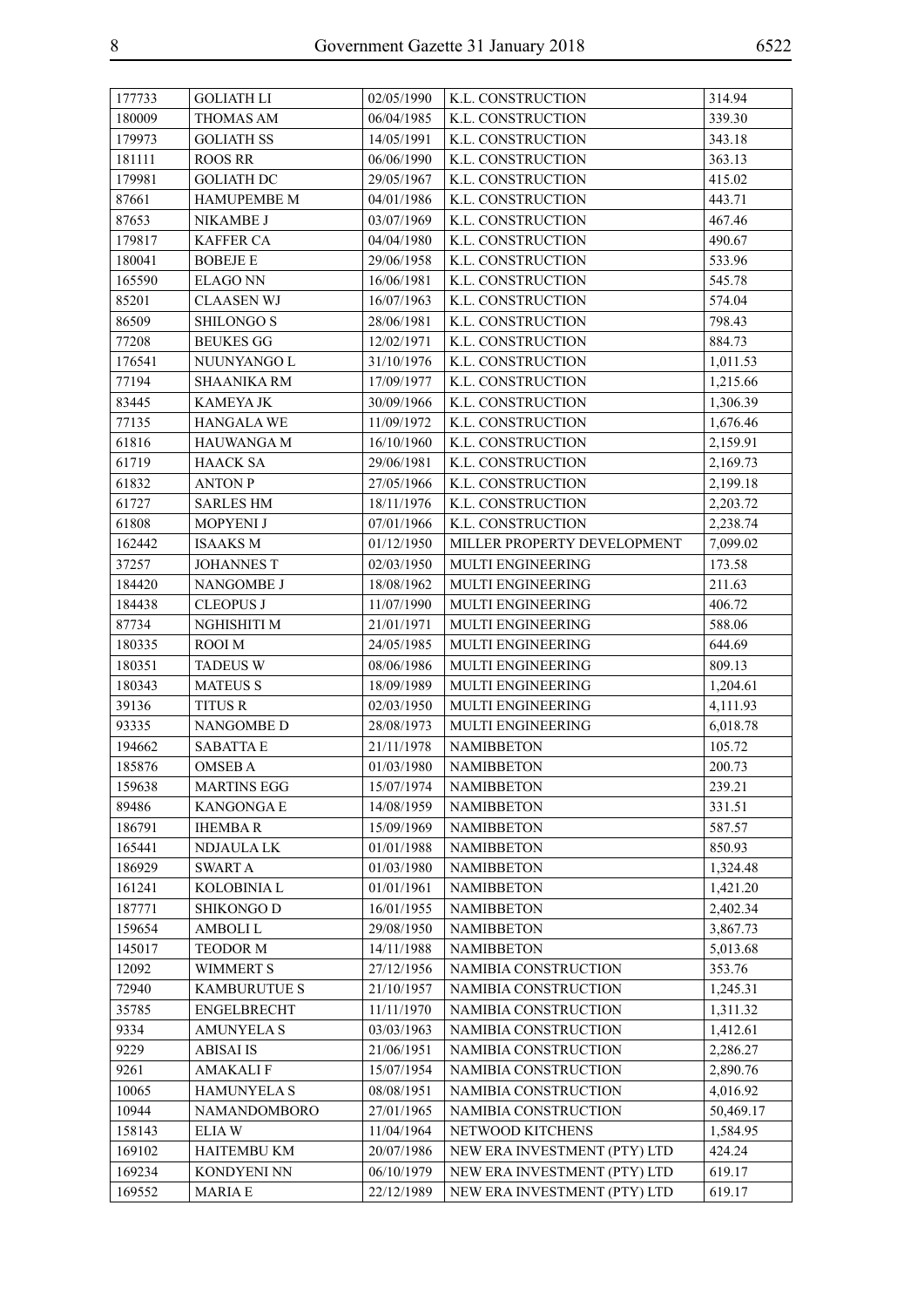| 177733 | GOLIATH LI | 02/05/1990 | K.L. CONSTRUCTION | 314.94 |
|---|---|---|---|---|
| 180009 | THOMAS AM | 06/04/1985 | K.L. CONSTRUCTION | 339.30 |
| 179973 | GOLIATH SS | 14/05/1991 | K.L. CONSTRUCTION | 343.18 |
| 181111 | ROOS RR | 06/06/1990 | K.L. CONSTRUCTION | 363.13 |
| 179981 | GOLIATH DC | 29/05/1967 | K.L. CONSTRUCTION | 415.02 |
| 87661 | HAMUPEMBE M | 04/01/1986 | K.L. CONSTRUCTION | 443.71 |
| 87653 | NIKAMBE J | 03/07/1969 | K.L. CONSTRUCTION | 467.46 |
| 179817 | KAFFER CA | 04/04/1980 | K.L. CONSTRUCTION | 490.67 |
| 180041 | BOBEJE E | 29/06/1958 | K.L. CONSTRUCTION | 533.96 |
| 165590 | ELAGO NN | 16/06/1981 | K.L. CONSTRUCTION | 545.78 |
| 85201 | CLAASEN WJ | 16/07/1963 | K.L. CONSTRUCTION | 574.04 |
| 86509 | SHILONGO S | 28/06/1981 | K.L. CONSTRUCTION | 798.43 |
| 77208 | BEUKES GG | 12/02/1971 | K.L. CONSTRUCTION | 884.73 |
| 176541 | NUUNYANGO L | 31/10/1976 | K.L. CONSTRUCTION | 1,011.53 |
| 77194 | SHAANIKA RM | 17/09/1977 | K.L. CONSTRUCTION | 1,215.66 |
| 83445 | KAMEYA JK | 30/09/1966 | K.L. CONSTRUCTION | 1,306.39 |
| 77135 | HANGALA WE | 11/09/1972 | K.L. CONSTRUCTION | 1,676.46 |
| 61816 | HAUWANGA M | 16/10/1960 | K.L. CONSTRUCTION | 2,159.91 |
| 61719 | HAACK SA | 29/06/1981 | K.L. CONSTRUCTION | 2,169.73 |
| 61832 | ANTON P | 27/05/1966 | K.L. CONSTRUCTION | 2,199.18 |
| 61727 | SARLES HM | 18/11/1976 | K.L. CONSTRUCTION | 2,203.72 |
| 61808 | MOPYENI J | 07/01/1966 | K.L. CONSTRUCTION | 2,238.74 |
| 162442 | ISAAKS M | 01/12/1950 | MILLER PROPERTY DEVELOPMENT | 7,099.02 |
| 37257 | JOHANNES T | 02/03/1950 | MULTI ENGINEERING | 173.58 |
| 184420 | NANGOMBE J | 18/08/1962 | MULTI ENGINEERING | 211.63 |
| 184438 | CLEOPUS J | 11/07/1990 | MULTI ENGINEERING | 406.72 |
| 87734 | NGHISHITI M | 21/01/1971 | MULTI ENGINEERING | 588.06 |
| 180335 | ROOI M | 24/05/1985 | MULTI ENGINEERING | 644.69 |
| 180351 | TADEUS W | 08/06/1986 | MULTI ENGINEERING | 809.13 |
| 180343 | MATEUS S | 18/09/1989 | MULTI ENGINEERING | 1,204.61 |
| 39136 | TITUS R | 02/03/1950 | MULTI ENGINEERING | 4,111.93 |
| 93335 | NANGOMBE D | 28/08/1973 | MULTI ENGINEERING | 6,018.78 |
| 194662 | SABATTA E | 21/11/1978 | NAMIBBETON | 105.72 |
| 185876 | OMSEB A | 01/03/1980 | NAMIBBETON | 200.73 |
| 159638 | MARTINS EGG | 15/07/1974 | NAMIBBETON | 239.21 |
| 89486 | KANGONGA E | 14/08/1959 | NAMIBBETON | 331.51 |
| 186791 | IHEMBA R | 15/09/1969 | NAMIBBETON | 587.57 |
| 165441 | NDJAULA LK | 01/01/1988 | NAMIBBETON | 850.93 |
| 186929 | SWART A | 01/03/1980 | NAMIBBETON | 1,324.48 |
| 161241 | KOLOBINIA L | 01/01/1961 | NAMIBBETON | 1,421.20 |
| 187771 | SHIKONGO D | 16/01/1955 | NAMIBBETON | 2,402.34 |
| 159654 | AMBOLI L | 29/08/1950 | NAMIBBETON | 3,867.73 |
| 145017 | TEODOR M | 14/11/1988 | NAMIBBETON | 5,013.68 |
| 12092 | WIMMERT S | 27/12/1956 | NAMIBIA CONSTRUCTION | 353.76 |
| 72940 | KAMBURUTUE S | 21/10/1957 | NAMIBIA CONSTRUCTION | 1,245.31 |
| 35785 | ENGELBRECHT | 11/11/1970 | NAMIBIA CONSTRUCTION | 1,311.32 |
| 9334 | AMUNYELA S | 03/03/1963 | NAMIBIA CONSTRUCTION | 1,412.61 |
| 9229 | ABISAI IS | 21/06/1951 | NAMIBIA CONSTRUCTION | 2,286.27 |
| 9261 | AMAKALI F | 15/07/1954 | NAMIBIA CONSTRUCTION | 2,890.76 |
| 10065 | HAMUNYELA S | 08/08/1951 | NAMIBIA CONSTRUCTION | 4,016.92 |
| 10944 | NAMANDOMBORO | 27/01/1965 | NAMIBIA CONSTRUCTION | 50,469.17 |
| 158143 | ELIA W | 11/04/1964 | NETWOOD KITCHENS | 1,584.95 |
| 169102 | HAITEMBU KM | 20/07/1986 | NEW ERA INVESTMENT (PTY) LTD | 424.24 |
| 169234 | KONDYENI NN | 06/10/1979 | NEW ERA INVESTMENT (PTY) LTD | 619.17 |
| 169552 | MARIA E | 22/12/1989 | NEW ERA INVESTMENT (PTY) LTD | 619.17 |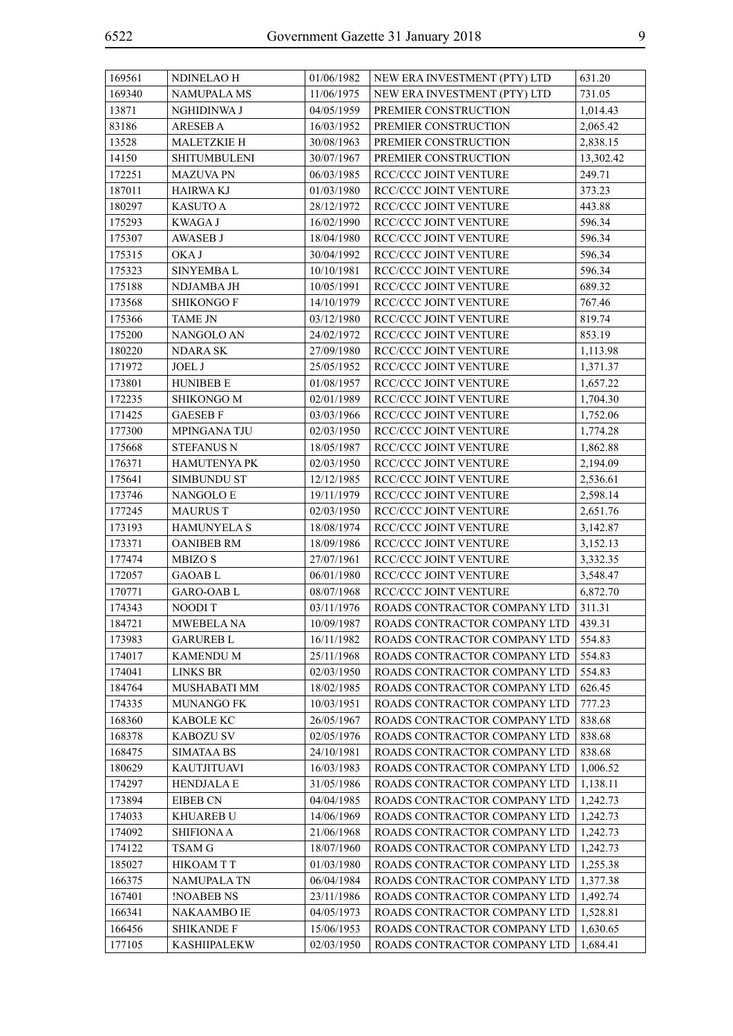| 169561 | NDINELAO H | 01/06/1982 | NEW ERA INVESTMENT (PTY) LTD | 631.20 |
|---|---|---|---|---|
| 169340 | NAMUPALA MS | 11/06/1975 | NEW ERA INVESTMENT (PTY) LTD | 731.05 |
| 13871 | NGHIDINWA J | 04/05/1959 | PREMIER CONSTRUCTION | 1,014.43 |
| 83186 | ARESEB A | 16/03/1952 | PREMIER CONSTRUCTION | 2,065.42 |
| 13528 | MALETZKIE H | 30/08/1963 | PREMIER CONSTRUCTION | 2,838.15 |
| 14150 | SHITUMBULENI | 30/07/1967 | PREMIER CONSTRUCTION | 13,302.42 |
| 172251 | MAZUVA PN | 06/03/1985 | RCC/CCC JOINT VENTURE | 249.71 |
| 187011 | HAIRWA KJ | 01/03/1980 | RCC/CCC JOINT VENTURE | 373.23 |
| 180297 | KASUTO A | 28/12/1972 | RCC/CCC JOINT VENTURE | 443.88 |
| 175293 | KWAGA J | 16/02/1990 | RCC/CCC JOINT VENTURE | 596.34 |
| 175307 | AWASEB J | 18/04/1980 | RCC/CCC JOINT VENTURE | 596.34 |
| 175315 | OKA J | 30/04/1992 | RCC/CCC JOINT VENTURE | 596.34 |
| 175323 | SINYEMBA L | 10/10/1981 | RCC/CCC JOINT VENTURE | 596.34 |
| 175188 | NDJAMBA JH | 10/05/1991 | RCC/CCC JOINT VENTURE | 689.32 |
| 173568 | SHIKONGO F | 14/10/1979 | RCC/CCC JOINT VENTURE | 767.46 |
| 175366 | TAME JN | 03/12/1980 | RCC/CCC JOINT VENTURE | 819.74 |
| 175200 | NANGOLO AN | 24/02/1972 | RCC/CCC JOINT VENTURE | 853.19 |
| 180220 | NDARA SK | 27/09/1980 | RCC/CCC JOINT VENTURE | 1,113.98 |
| 171972 | JOEL J | 25/05/1952 | RCC/CCC JOINT VENTURE | 1,371.37 |
| 173801 | HUNIBEB E | 01/08/1957 | RCC/CCC JOINT VENTURE | 1,657.22 |
| 172235 | SHIKONGO M | 02/01/1989 | RCC/CCC JOINT VENTURE | 1,704.30 |
| 171425 | GAESEB F | 03/03/1966 | RCC/CCC JOINT VENTURE | 1,752.06 |
| 177300 | MPINGANA TJU | 02/03/1950 | RCC/CCC JOINT VENTURE | 1,774.28 |
| 175668 | STEFANUS N | 18/05/1987 | RCC/CCC JOINT VENTURE | 1,862.88 |
| 176371 | HAMUTENYA PK | 02/03/1950 | RCC/CCC JOINT VENTURE | 2,194.09 |
| 175641 | SIMBUNDU ST | 12/12/1985 | RCC/CCC JOINT VENTURE | 2,536.61 |
| 173746 | NANGOLO E | 19/11/1979 | RCC/CCC JOINT VENTURE | 2,598.14 |
| 177245 | MAURUS T | 02/03/1950 | RCC/CCC JOINT VENTURE | 2,651.76 |
| 173193 | HAMUNYELA S | 18/08/1974 | RCC/CCC JOINT VENTURE | 3,142.87 |
| 173371 | OANIBEB RM | 18/09/1986 | RCC/CCC JOINT VENTURE | 3,152.13 |
| 177474 | MBIZO S | 27/07/1961 | RCC/CCC JOINT VENTURE | 3,332.35 |
| 172057 | GAOAB L | 06/01/1980 | RCC/CCC JOINT VENTURE | 3,548.47 |
| 170771 | GARO-OAB L | 08/07/1968 | RCC/CCC JOINT VENTURE | 6,872.70 |
| 174343 | NOODI T | 03/11/1976 | ROADS CONTRACTOR COMPANY LTD | 311.31 |
| 184721 | MWEBELA NA | 10/09/1987 | ROADS CONTRACTOR COMPANY LTD | 439.31 |
| 173983 | GARUREB L | 16/11/1982 | ROADS CONTRACTOR COMPANY LTD | 554.83 |
| 174017 | KAMENDU M | 25/11/1968 | ROADS CONTRACTOR COMPANY LTD | 554.83 |
| 174041 | LINKS BR | 02/03/1950 | ROADS CONTRACTOR COMPANY LTD | 554.83 |
| 184764 | MUSHABATI MM | 18/02/1985 | ROADS CONTRACTOR COMPANY LTD | 626.45 |
| 174335 | MUNANGO FK | 10/03/1951 | ROADS CONTRACTOR COMPANY LTD | 777.23 |
| 168360 | KABOLE KC | 26/05/1967 | ROADS CONTRACTOR COMPANY LTD | 838.68 |
| 168378 | KABOZU SV | 02/05/1976 | ROADS CONTRACTOR COMPANY LTD | 838.68 |
| 168475 | SIMATAA BS | 24/10/1981 | ROADS CONTRACTOR COMPANY LTD | 838.68 |
| 180629 | KAUTJITUAVI | 16/03/1983 | ROADS CONTRACTOR COMPANY LTD | 1,006.52 |
| 174297 | HENDJALA E | 31/05/1986 | ROADS CONTRACTOR COMPANY LTD | 1,138.11 |
| 173894 | EIBEB CN | 04/04/1985 | ROADS CONTRACTOR COMPANY LTD | 1,242.73 |
| 174033 | KHUAREB U | 14/06/1969 | ROADS CONTRACTOR COMPANY LTD | 1,242.73 |
| 174092 | SHIFIONA A | 21/06/1968 | ROADS CONTRACTOR COMPANY LTD | 1,242.73 |
| 174122 | TSAM G | 18/07/1960 | ROADS CONTRACTOR COMPANY LTD | 1,242.73 |
| 185027 | HIKOAM T T | 01/03/1980 | ROADS CONTRACTOR COMPANY LTD | 1,255.38 |
| 166375 | NAMUPALA TN | 06/04/1984 | ROADS CONTRACTOR COMPANY LTD | 1,377.38 |
| 167401 | !NOABEB NS | 23/11/1986 | ROADS CONTRACTOR COMPANY LTD | 1,492.74 |
| 166341 | NAKAAMBO IE | 04/05/1973 | ROADS CONTRACTOR COMPANY LTD | 1,528.81 |
| 166456 | SHIKANDE F | 15/06/1953 | ROADS CONTRACTOR COMPANY LTD | 1,630.65 |
| 177105 | KASHIIPALEKW | 02/03/1950 | ROADS CONTRACTOR COMPANY LTD | 1,684.41 |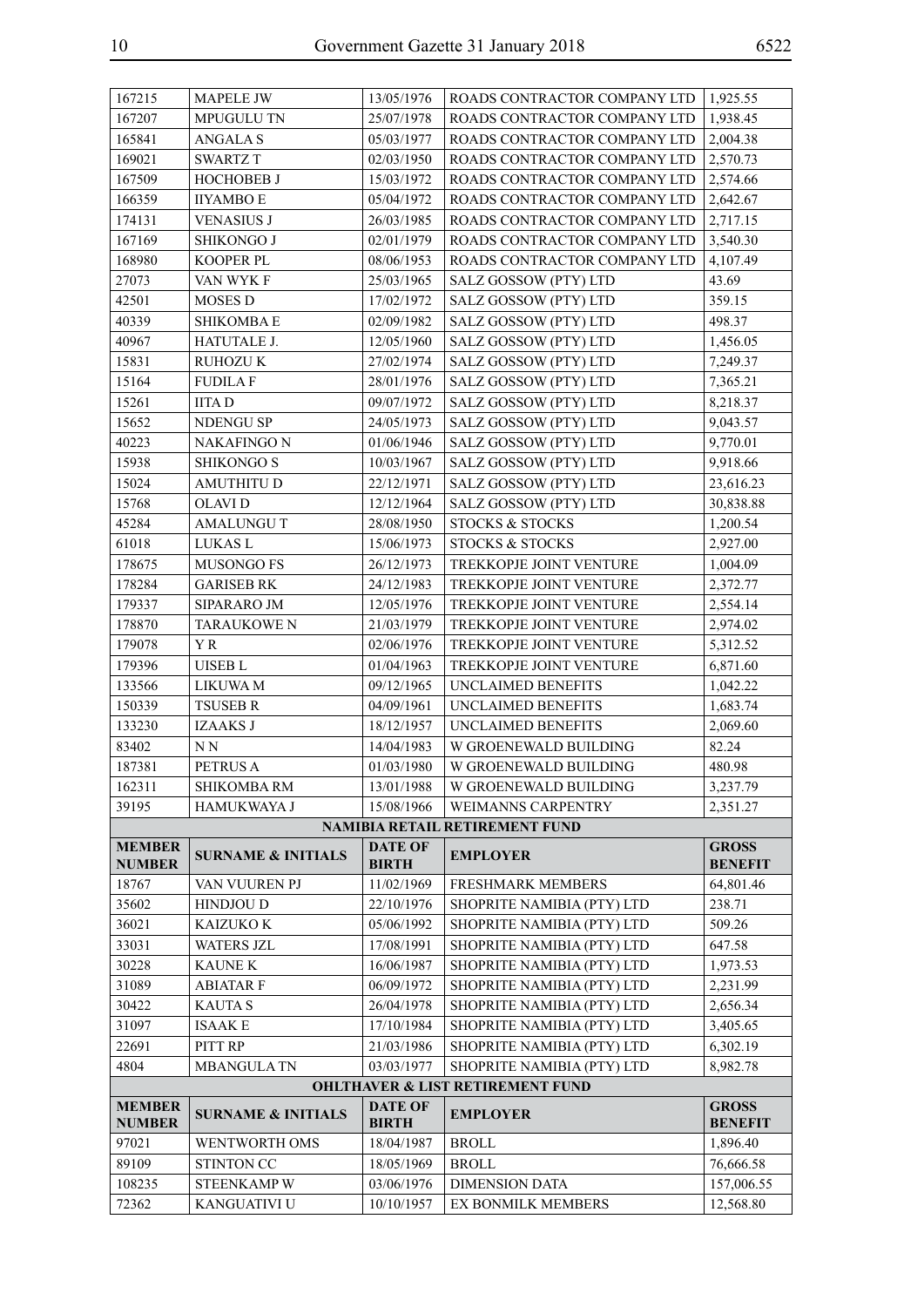| | | | | |
|---|---|---|---|---|
| 167215 | MAPELE JW | 13/05/1976 | ROADS CONTRACTOR COMPANY LTD | 1,925.55 |
| 167207 | MPUGULU TN | 25/07/1978 | ROADS CONTRACTOR COMPANY LTD | 1,938.45 |
| 165841 | ANGALA S | 05/03/1977 | ROADS CONTRACTOR COMPANY LTD | 2,004.38 |
| 169021 | SWARTZ T | 02/03/1950 | ROADS CONTRACTOR COMPANY LTD | 2,570.73 |
| 167509 | HOCHOBEB J | 15/03/1972 | ROADS CONTRACTOR COMPANY LTD | 2,574.66 |
| 166359 | IIYAMBO E | 05/04/1972 | ROADS CONTRACTOR COMPANY LTD | 2,642.67 |
| 174131 | VENASIUS J | 26/03/1985 | ROADS CONTRACTOR COMPANY LTD | 2,717.15 |
| 167169 | SHIKONGO J | 02/01/1979 | ROADS CONTRACTOR COMPANY LTD | 3,540.30 |
| 168980 | KOOPER PL | 08/06/1953 | ROADS CONTRACTOR COMPANY LTD | 4,107.49 |
| 27073 | VAN WYK F | 25/03/1965 | SALZ GOSSOW (PTY) LTD | 43.69 |
| 42501 | MOSES D | 17/02/1972 | SALZ GOSSOW (PTY) LTD | 359.15 |
| 40339 | SHIKOMBA E | 02/09/1982 | SALZ GOSSOW (PTY) LTD | 498.37 |
| 40967 | HATUTALE J. | 12/05/1960 | SALZ GOSSOW (PTY) LTD | 1,456.05 |
| 15831 | RUHOZU K | 27/02/1974 | SALZ GOSSOW (PTY) LTD | 7,249.37 |
| 15164 | FUDILA F | 28/01/1976 | SALZ GOSSOW (PTY) LTD | 7,365.21 |
| 15261 | IITA D | 09/07/1972 | SALZ GOSSOW (PTY) LTD | 8,218.37 |
| 15652 | NDENGU SP | 24/05/1973 | SALZ GOSSOW (PTY) LTD | 9,043.57 |
| 40223 | NAKAFINGO N | 01/06/1946 | SALZ GOSSOW (PTY) LTD | 9,770.01 |
| 15938 | SHIKONGO S | 10/03/1967 | SALZ GOSSOW (PTY) LTD | 9,918.66 |
| 15024 | AMUTHITU D | 22/12/1971 | SALZ GOSSOW (PTY) LTD | 23,616.23 |
| 15768 | OLAVI D | 12/12/1964 | SALZ GOSSOW (PTY) LTD | 30,838.88 |
| 45284 | AMALUNGU T | 28/08/1950 | STOCKS & STOCKS | 1,200.54 |
| 61018 | LUKAS L | 15/06/1973 | STOCKS & STOCKS | 2,927.00 |
| 178675 | MUSONGO FS | 26/12/1973 | TREKKOPJE JOINT VENTURE | 1,004.09 |
| 178284 | GARISEB RK | 24/12/1983 | TREKKOPJE JOINT VENTURE | 2,372.77 |
| 179337 | SIPARARO JM | 12/05/1976 | TREKKOPJE JOINT VENTURE | 2,554.14 |
| 178870 | TARAUKOWE N | 21/03/1979 | TREKKOPJE JOINT VENTURE | 2,974.02 |
| 179078 | Y R | 02/06/1976 | TREKKOPJE JOINT VENTURE | 5,312.52 |
| 179396 | UISEB L | 01/04/1963 | TREKKOPJE JOINT VENTURE | 6,871.60 |
| 133566 | LIKUWA M | 09/12/1965 | UNCLAIMED BENEFITS | 1,042.22 |
| 150339 | TSUSEB R | 04/09/1961 | UNCLAIMED BENEFITS | 1,683.74 |
| 133230 | IZAAKS J | 18/12/1957 | UNCLAIMED BENEFITS | 2,069.60 |
| 83402 | N N | 14/04/1983 | W GROENEWALD BUILDING | 82.24 |
| 187381 | PETRUS A | 01/03/1980 | W GROENEWALD BUILDING | 480.98 |
| 162311 | SHIKOMBA RM | 13/01/1988 | W GROENEWALD BUILDING | 3,237.79 |
| 39195 | HAMUKWAYA J | 15/08/1966 | WEIMANNS CARPENTRY | 2,351.27 |

**NAMIBIA RETAIL RETIREMENT FUND**

| MEMBER NUMBER | SURNAME & INITIALS | DATE OF BIRTH | EMPLOYER | GROSS BENEFIT |
|---|---|---|---|---|
| 18767 | VAN VUUREN PJ | 11/02/1969 | FRESHMARK MEMBERS | 64,801.46 |
| 35602 | HINDJOU D | 22/10/1976 | SHOPRITE NAMIBIA (PTY) LTD | 238.71 |
| 36021 | KAIZUKO K | 05/06/1992 | SHOPRITE NAMIBIA (PTY) LTD | 509.26 |
| 33031 | WATERS JZL | 17/08/1991 | SHOPRITE NAMIBIA (PTY) LTD | 647.58 |
| 30228 | KAUNE K | 16/06/1987 | SHOPRITE NAMIBIA (PTY) LTD | 1,973.53 |
| 31089 | ABIATAR F | 06/09/1972 | SHOPRITE NAMIBIA (PTY) LTD | 2,231.99 |
| 30422 | KAUTA S | 26/04/1978 | SHOPRITE NAMIBIA (PTY) LTD | 2,656.34 |
| 31097 | ISAAK E | 17/10/1984 | SHOPRITE NAMIBIA (PTY) LTD | 3,405.65 |
| 22691 | PITT RP | 21/03/1986 | SHOPRITE NAMIBIA (PTY) LTD | 6,302.19 |
| 4804 | MBANGULA TN | 03/03/1977 | SHOPRITE NAMIBIA (PTY) LTD | 8,982.78 |

**OHLTHAVER & LIST RETIREMENT FUND**

| MEMBER NUMBER | SURNAME & INITIALS | DATE OF BIRTH | EMPLOYER | GROSS BENEFIT |
|---|---|---|---|---|
| 97021 | WENTWORTH OMS | 18/04/1987 | BROLL | 1,896.40 |
| 89109 | STINTON CC | 18/05/1969 | BROLL | 76,666.58 |
| 108235 | STEENKAMP W | 03/06/1976 | DIMENSION DATA | 157,006.55 |
| 72362 | KANGUATIVI U | 10/10/1957 | EX BONMILK MEMBERS | 12,568.80 |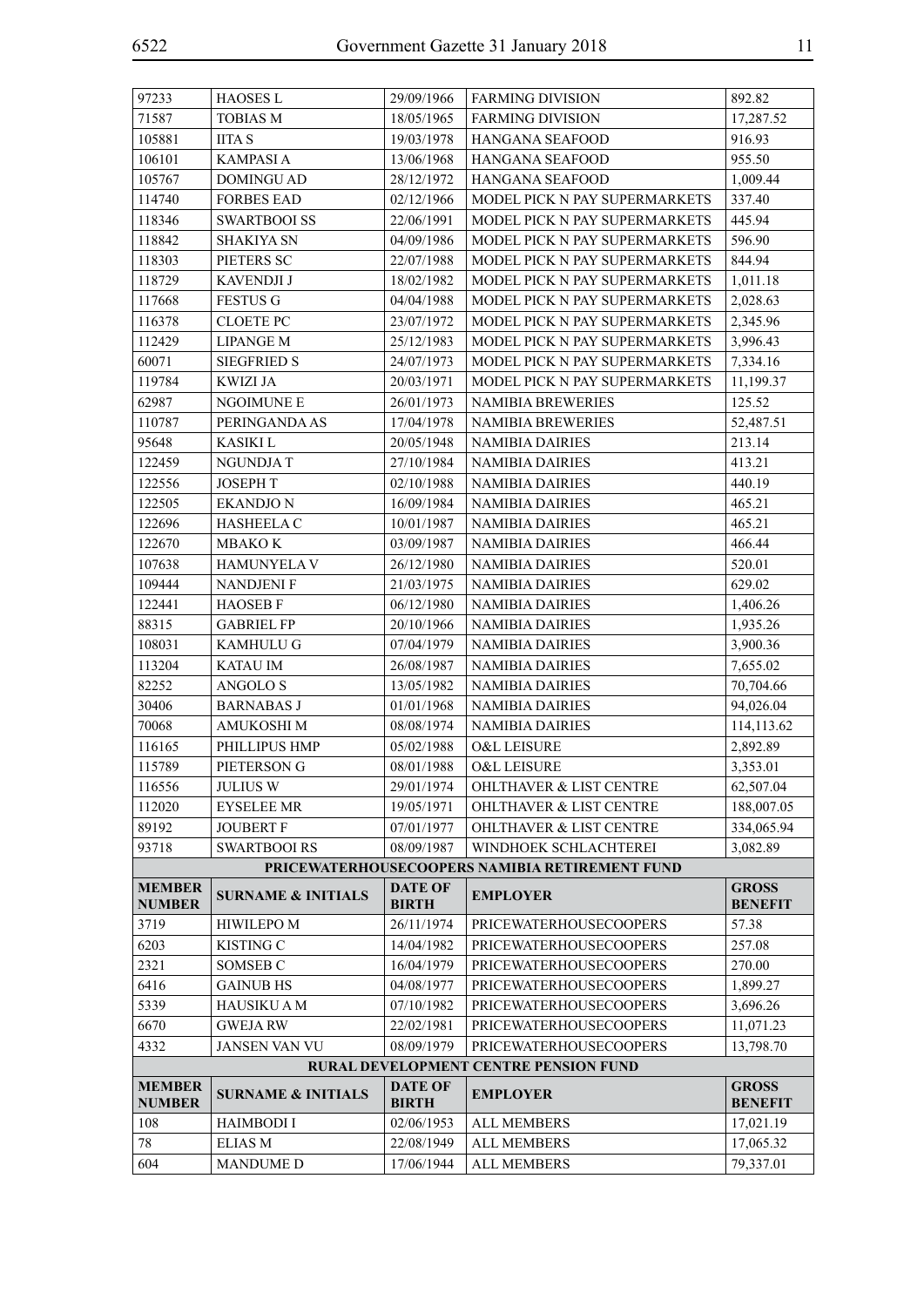| 97233 | HAOSES L | 29/09/1966 | FARMING DIVISION | 892.82 |
|---|---|---|---|---|
| 71587 | TOBIAS M | 18/05/1965 | FARMING DIVISION | 17,287.52 |
| 105881 | IITA S | 19/03/1978 | HANGANA SEAFOOD | 916.93 |
| 106101 | KAMPASI A | 13/06/1968 | HANGANA SEAFOOD | 955.50 |
| 105767 | DOMINGU AD | 28/12/1972 | HANGANA SEAFOOD | 1,009.44 |
| 114740 | FORBES EAD | 02/12/1966 | MODEL PICK N PAY SUPERMARKETS | 337.40 |
| 118346 | SWARTBOOI SS | 22/06/1991 | MODEL PICK N PAY SUPERMARKETS | 445.94 |
| 118842 | SHAKIYA SN | 04/09/1986 | MODEL PICK N PAY SUPERMARKETS | 596.90 |
| 118303 | PIETERS SC | 22/07/1988 | MODEL PICK N PAY SUPERMARKETS | 844.94 |
| 118729 | KAVENDJI J | 18/02/1982 | MODEL PICK N PAY SUPERMARKETS | 1,011.18 |
| 117668 | FESTUS G | 04/04/1988 | MODEL PICK N PAY SUPERMARKETS | 2,028.63 |
| 116378 | CLOETE PC | 23/07/1972 | MODEL PICK N PAY SUPERMARKETS | 2,345.96 |
| 112429 | LIPANGE M | 25/12/1983 | MODEL PICK N PAY SUPERMARKETS | 3,996.43 |
| 60071 | SIEGFRIED S | 24/07/1973 | MODEL PICK N PAY SUPERMARKETS | 7,334.16 |
| 119784 | KWIZI JA | 20/03/1971 | MODEL PICK N PAY SUPERMARKETS | 11,199.37 |
| 62987 | NGOIMUNE E | 26/01/1973 | NAMIBIA BREWERIES | 125.52 |
| 110787 | PERINGANDA AS | 17/04/1978 | NAMIBIA BREWERIES | 52,487.51 |
| 95648 | KASIKI L | 20/05/1948 | NAMIBIA DAIRIES | 213.14 |
| 122459 | NGUNDJA T | 27/10/1984 | NAMIBIA DAIRIES | 413.21 |
| 122556 | JOSEPH T | 02/10/1988 | NAMIBIA DAIRIES | 440.19 |
| 122505 | EKANDJO N | 16/09/1984 | NAMIBIA DAIRIES | 465.21 |
| 122696 | HASHEELA C | 10/01/1987 | NAMIBIA DAIRIES | 465.21 |
| 122670 | MBAKO K | 03/09/1987 | NAMIBIA DAIRIES | 466.44 |
| 107638 | HAMUNYELA V | 26/12/1980 | NAMIBIA DAIRIES | 520.01 |
| 109444 | NANDJENI F | 21/03/1975 | NAMIBIA DAIRIES | 629.02 |
| 122441 | HAOSEB F | 06/12/1980 | NAMIBIA DAIRIES | 1,406.26 |
| 88315 | GABRIEL FP | 20/10/1966 | NAMIBIA DAIRIES | 1,935.26 |
| 108031 | KAMHULU G | 07/04/1979 | NAMIBIA DAIRIES | 3,900.36 |
| 113204 | KATAU IM | 26/08/1987 | NAMIBIA DAIRIES | 7,655.02 |
| 82252 | ANGOLO S | 13/05/1982 | NAMIBIA DAIRIES | 70,704.66 |
| 30406 | BARNABAS J | 01/01/1968 | NAMIBIA DAIRIES | 94,026.04 |
| 70068 | AMUKOSHI M | 08/08/1974 | NAMIBIA DAIRIES | 114,113.62 |
| 116165 | PHILLIPUS HMP | 05/02/1988 | O&L LEISURE | 2,892.89 |
| 115789 | PIETERSON G | 08/01/1988 | O&L LEISURE | 3,353.01 |
| 116556 | JULIUS W | 29/01/1974 | OHLTHAVER & LIST CENTRE | 62,507.04 |
| 112020 | EYSELEE MR | 19/05/1971 | OHLTHAVER & LIST CENTRE | 188,007.05 |
| 89192 | JOUBERT F | 07/01/1977 | OHLTHAVER & LIST CENTRE | 334,065.94 |
| 93718 | SWARTBOOI RS | 08/09/1987 | WINDHOEK SCHLACHTEREI | 3,082.89 |

**PRICEWATERHOUSECOOPERS NAMIBIA RETIREMENT FUND**

| MEMBER NUMBER | SURNAME & INITIALS | DATE OF BIRTH | EMPLOYER | GROSS BENEFIT |
|---|---|---|---|---|
| 3719 | HIWILEPO M | 26/11/1974 | PRICEWATERHOUSECOOPERS | 57.38 |
| 6203 | KISTING C | 14/04/1982 | PRICEWATERHOUSECOOPERS | 257.08 |
| 2321 | SOMSEB C | 16/04/1979 | PRICEWATERHOUSECOOPERS | 270.00 |
| 6416 | GAINUB HS | 04/08/1977 | PRICEWATERHOUSECOOPERS | 1,899.27 |
| 5339 | HAUSIKU A M | 07/10/1982 | PRICEWATERHOUSECOOPERS | 3,696.26 |
| 6670 | GWEJA RW | 22/02/1981 | PRICEWATERHOUSECOOPERS | 11,071.23 |
| 4332 | JANSEN VAN VU | 08/09/1979 | PRICEWATERHOUSECOOPERS | 13,798.70 |

**RURAL DEVELOPMENT CENTRE PENSION FUND**

| MEMBER NUMBER | SURNAME & INITIALS | DATE OF BIRTH | EMPLOYER | GROSS BENEFIT |
|---|---|---|---|---|
| 108 | HAIMBODI I | 02/06/1953 | ALL MEMBERS | 17,021.19 |
| 78 | ELIAS M | 22/08/1949 | ALL MEMBERS | 17,065.32 |
| 604 | MANDUME D | 17/06/1944 | ALL MEMBERS | 79,337.01 |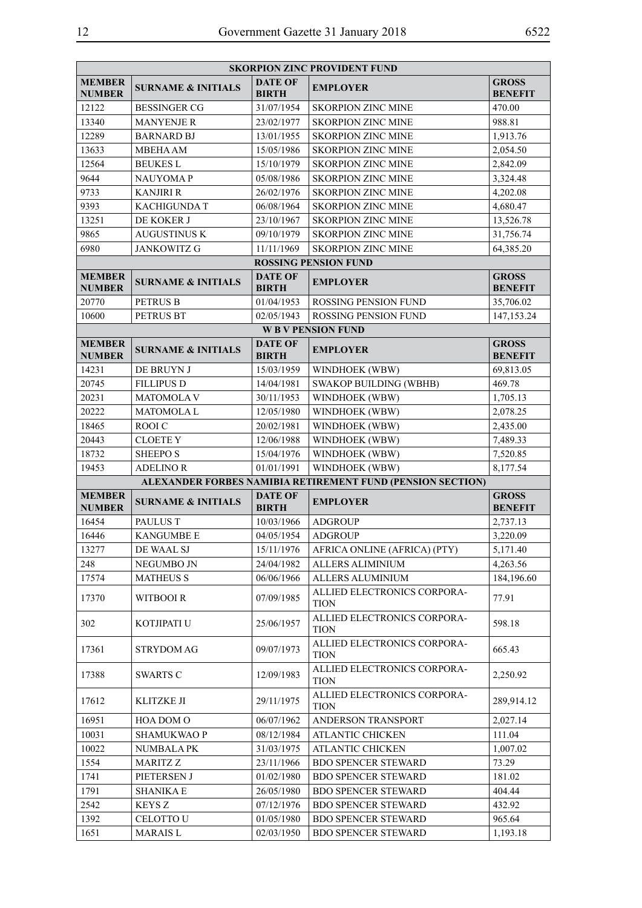| SKORPION ZINC PROVIDENT FUND | | | | |
|---|---|---|---|---|
| **MEMBER NUMBER** | **SURNAME & INITIALS** | **DATE OF BIRTH** | **EMPLOYER** | **GROSS BENEFIT** |
| 12122 | BESSINGER CG | 31/07/1954 | SKORPION ZINC MINE | 470.00 |
| 13340 | MANYENJE R | 23/02/1977 | SKORPION ZINC MINE | 988.81 |
| 12289 | BARNARD BJ | 13/01/1955 | SKORPION ZINC MINE | 1,913.76 |
| 13633 | MBEHA AM | 15/05/1986 | SKORPION ZINC MINE | 2,054.50 |
| 12564 | BEUKES L | 15/10/1979 | SKORPION ZINC MINE | 2,842.09 |
| 9644 | NAUYOMA P | 05/08/1986 | SKORPION ZINC MINE | 3,324.48 |
| 9733 | KANJIRI R | 26/02/1976 | SKORPION ZINC MINE | 4,202.08 |
| 9393 | KACHIGUNDA T | 06/08/1964 | SKORPION ZINC MINE | 4,680.47 |
| 13251 | DE KOKER J | 23/10/1967 | SKORPION ZINC MINE | 13,526.78 |
| 9865 | AUGUSTINUS K | 09/10/1979 | SKORPION ZINC MINE | 31,756.74 |
| 6980 | JANKOWITZ G | 11/11/1969 | SKORPION ZINC MINE | 64,385.20 |

| ROSSING PENSION FUND | | | | |
|---|---|---|---|---|
| **MEMBER NUMBER** | **SURNAME & INITIALS** | **DATE OF BIRTH** | **EMPLOYER** | **GROSS BENEFIT** |
| 20770 | PETRUS B | 01/04/1953 | ROSSING PENSION FUND | 35,706.02 |
| 10600 | PETRUS BT | 02/05/1943 | ROSSING PENSION FUND | 147,153.24 |

| W B V PENSION FUND | | | | |
|---|---|---|---|---|
| **MEMBER NUMBER** | **SURNAME & INITIALS** | **DATE OF BIRTH** | **EMPLOYER** | **GROSS BENEFIT** |
| 14231 | DE BRUYN J | 15/03/1959 | WINDHOEK (WBW) | 69,813.05 |
| 20745 | FILLIPUS D | 14/04/1981 | SWAKOP BUILDING (WBHB) | 469.78 |
| 20231 | MATOMOLA V | 30/11/1953 | WINDHOEK (WBW) | 1,705.13 |
| 20222 | MATOMOLA L | 12/05/1980 | WINDHOEK (WBW) | 2,078.25 |
| 18465 | ROOI C | 20/02/1981 | WINDHOEK (WBW) | 2,435.00 |
| 20443 | CLOETE Y | 12/06/1988 | WINDHOEK (WBW) | 7,489.33 |
| 18732 | SHEEPO S | 15/04/1976 | WINDHOEK (WBW) | 7,520.85 |
| 19453 | ADELINO R | 01/01/1991 | WINDHOEK (WBW) | 8,177.54 |

| ALEXANDER FORBES NAMIBIA RETIREMENT FUND (PENSION SECTION) | | | | |
|---|---|---|---|---|
| **MEMBER NUMBER** | **SURNAME & INITIALS** | **DATE OF BIRTH** | **EMPLOYER** | **GROSS BENEFIT** |
| 16454 | PAULUS T | 10/03/1966 | ADGROUP | 2,737.13 |
| 16446 | KANGUMBE E | 04/05/1954 | ADGROUP | 3,220.09 |
| 13277 | DE WAAL SJ | 15/11/1976 | AFRICA ONLINE (AFRICA) (PTY) | 5,171.40 |
| 248 | NEGUMBO JN | 24/04/1982 | ALLERS ALIMINIUM | 4,263.56 |
| 17574 | MATHEUS S | 06/06/1966 | ALLERS ALUMINIUM | 184,196.60 |
| 17370 | WITBOOI R | 07/09/1985 | ALLIED ELECTRONICS CORPORATION | 77.91 |
| 302 | KOTJIPATI U | 25/06/1957 | ALLIED ELECTRONICS CORPORATION | 598.18 |
| 17361 | STRYDOM AG | 09/07/1973 | ALLIED ELECTRONICS CORPORATION | 665.43 |
| 17388 | SWARTS C | 12/09/1983 | ALLIED ELECTRONICS CORPORATION | 2,250.92 |
| 17612 | KLITZKE JI | 29/11/1975 | ALLIED ELECTRONICS CORPORATION | 289,914.12 |
| 16951 | HOA DOM O | 06/07/1962 | ANDERSON TRANSPORT | 2,027.14 |
| 10031 | SHAMUKWAO P | 08/12/1984 | ATLANTIC CHICKEN | 111.04 |
| 10022 | NUMBALA PK | 31/03/1975 | ATLANTIC CHICKEN | 1,007.02 |
| 1554 | MARITZ Z | 23/11/1966 | BDO SPENCER STEWARD | 73.29 |
| 1741 | PIETERSEN J | 01/02/1980 | BDO SPENCER STEWARD | 181.02 |
| 1791 | SHANIKA E | 26/05/1980 | BDO SPENCER STEWARD | 404.44 |
| 2542 | KEYS Z | 07/12/1976 | BDO SPENCER STEWARD | 432.92 |
| 1392 | CELOTTO U | 01/05/1980 | BDO SPENCER STEWARD | 965.64 |
| 1651 | MARAIS L | 02/03/1950 | BDO SPENCER STEWARD | 1,193.18 |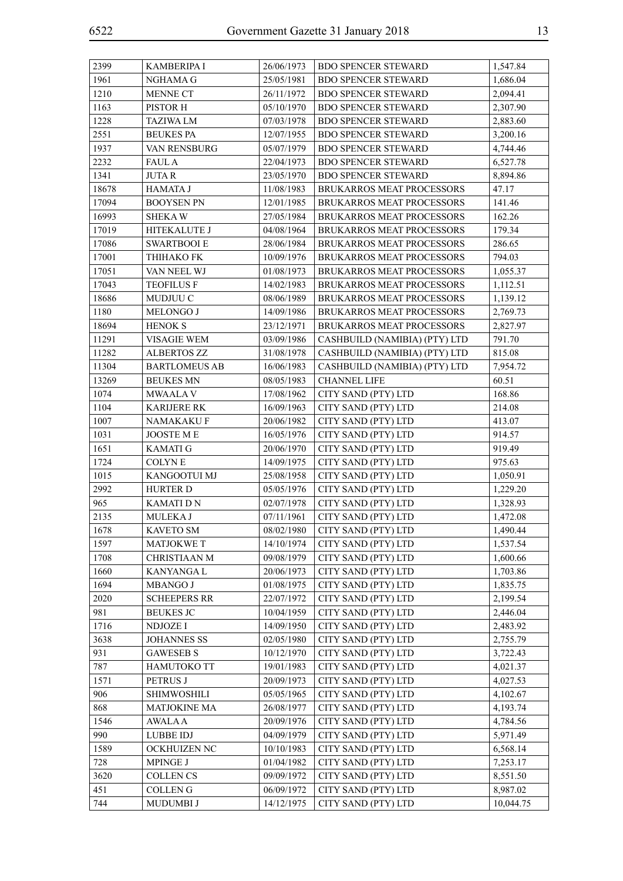| 2399 | KAMBERIPA I | 26/06/1973 | BDO SPENCER STEWARD | 1,547.84 |
|---|---|---|---|---|
| 1961 | NGHAMA G | 25/05/1981 | BDO SPENCER STEWARD | 1,686.04 |
| 1210 | MENNE CT | 26/11/1972 | BDO SPENCER STEWARD | 2,094.41 |
| 1163 | PISTOR H | 05/10/1970 | BDO SPENCER STEWARD | 2,307.90 |
| 1228 | TAZIWA LM | 07/03/1978 | BDO SPENCER STEWARD | 2,883.60 |
| 2551 | BEUKES PA | 12/07/1955 | BDO SPENCER STEWARD | 3,200.16 |
| 1937 | VAN RENSBURG | 05/07/1979 | BDO SPENCER STEWARD | 4,744.46 |
| 2232 | FAUL A | 22/04/1973 | BDO SPENCER STEWARD | 6,527.78 |
| 1341 | JUTA R | 23/05/1970 | BDO SPENCER STEWARD | 8,894.86 |
| 18678 | HAMATA J | 11/08/1983 | BRUKARROS MEAT PROCESSORS | 47.17 |
| 17094 | BOOYSEN PN | 12/01/1985 | BRUKARROS MEAT PROCESSORS | 141.46 |
| 16993 | SHEKA W | 27/05/1984 | BRUKARROS MEAT PROCESSORS | 162.26 |
| 17019 | HITEKALUTE J | 04/08/1964 | BRUKARROS MEAT PROCESSORS | 179.34 |
| 17086 | SWARTBOOI E | 28/06/1984 | BRUKARROS MEAT PROCESSORS | 286.65 |
| 17001 | THIHAKO FK | 10/09/1976 | BRUKARROS MEAT PROCESSORS | 794.03 |
| 17051 | VAN NEEL WJ | 01/08/1973 | BRUKARROS MEAT PROCESSORS | 1,055.37 |
| 17043 | TEOFILUS F | 14/02/1983 | BRUKARROS MEAT PROCESSORS | 1,112.51 |
| 18686 | MUDJUU C | 08/06/1989 | BRUKARROS MEAT PROCESSORS | 1,139.12 |
| 1180 | MELONGO J | 14/09/1986 | BRUKARROS MEAT PROCESSORS | 2,769.73 |
| 18694 | HENOK S | 23/12/1971 | BRUKARROS MEAT PROCESSORS | 2,827.97 |
| 11291 | VISAGIE WEM | 03/09/1986 | CASHBUILD (NAMIBIA) (PTY) LTD | 791.70 |
| 11282 | ALBERTOS ZZ | 31/08/1978 | CASHBUILD (NAMIBIA) (PTY) LTD | 815.08 |
| 11304 | BARTLOMEUS AB | 16/06/1983 | CASHBUILD (NAMIBIA) (PTY) LTD | 7,954.72 |
| 13269 | BEUKES MN | 08/05/1983 | CHANNEL LIFE | 60.51 |
| 1074 | MWAALA V | 17/08/1962 | CITY SAND (PTY) LTD | 168.86 |
| 1104 | KARIJERE RK | 16/09/1963 | CITY SAND (PTY) LTD | 214.08 |
| 1007 | NAMAKAKU F | 20/06/1982 | CITY SAND (PTY) LTD | 413.07 |
| 1031 | JOOSTE M E | 16/05/1976 | CITY SAND (PTY) LTD | 914.57 |
| 1651 | KAMATI G | 20/06/1970 | CITY SAND (PTY) LTD | 919.49 |
| 1724 | COLYN E | 14/09/1975 | CITY SAND (PTY) LTD | 975.63 |
| 1015 | KANGOOTUI MJ | 25/08/1958 | CITY SAND (PTY) LTD | 1,050.91 |
| 2992 | HURTER D | 05/05/1976 | CITY SAND (PTY) LTD | 1,229.20 |
| 965 | KAMATI D N | 02/07/1978 | CITY SAND (PTY) LTD | 1,328.93 |
| 2135 | MULEKA J | 07/11/1961 | CITY SAND (PTY) LTD | 1,472.08 |
| 1678 | KAVETO SM | 08/02/1980 | CITY SAND (PTY) LTD | 1,490.44 |
| 1597 | MATJOKWE T | 14/10/1974 | CITY SAND (PTY) LTD | 1,537.54 |
| 1708 | CHRISTIAAN M | 09/08/1979 | CITY SAND (PTY) LTD | 1,600.66 |
| 1660 | KANYANGA L | 20/06/1973 | CITY SAND (PTY) LTD | 1,703.86 |
| 1694 | MBANGO J | 01/08/1975 | CITY SAND (PTY) LTD | 1,835.75 |
| 2020 | SCHEEPERS RR | 22/07/1972 | CITY SAND (PTY) LTD | 2,199.54 |
| 981 | BEUKES JC | 10/04/1959 | CITY SAND (PTY) LTD | 2,446.04 |
| 1716 | NDJOZE I | 14/09/1950 | CITY SAND (PTY) LTD | 2,483.92 |
| 3638 | JOHANNES SS | 02/05/1980 | CITY SAND (PTY) LTD | 2,755.79 |
| 931 | GAWESEB S | 10/12/1970 | CITY SAND (PTY) LTD | 3,722.43 |
| 787 | HAMUTOKO TT | 19/01/1983 | CITY SAND (PTY) LTD | 4,021.37 |
| 1571 | PETRUS J | 20/09/1973 | CITY SAND (PTY) LTD | 4,027.53 |
| 906 | SHIMWOSHILI | 05/05/1965 | CITY SAND (PTY) LTD | 4,102.67 |
| 868 | MATJOKINE MA | 26/08/1977 | CITY SAND (PTY) LTD | 4,193.74 |
| 1546 | AWALA A | 20/09/1976 | CITY SAND (PTY) LTD | 4,784.56 |
| 990 | LUBBE IDJ | 04/09/1979 | CITY SAND (PTY) LTD | 5,971.49 |
| 1589 | OCKHUIZEN NC | 10/10/1983 | CITY SAND (PTY) LTD | 6,568.14 |
| 728 | MPINGE J | 01/04/1982 | CITY SAND (PTY) LTD | 7,253.17 |
| 3620 | COLLEN CS | 09/09/1972 | CITY SAND (PTY) LTD | 8,551.50 |
| 451 | COLLEN G | 06/09/1972 | CITY SAND (PTY) LTD | 8,987.02 |
| 744 | MUDUMBI J | 14/12/1975 | CITY SAND (PTY) LTD | 10,044.75 |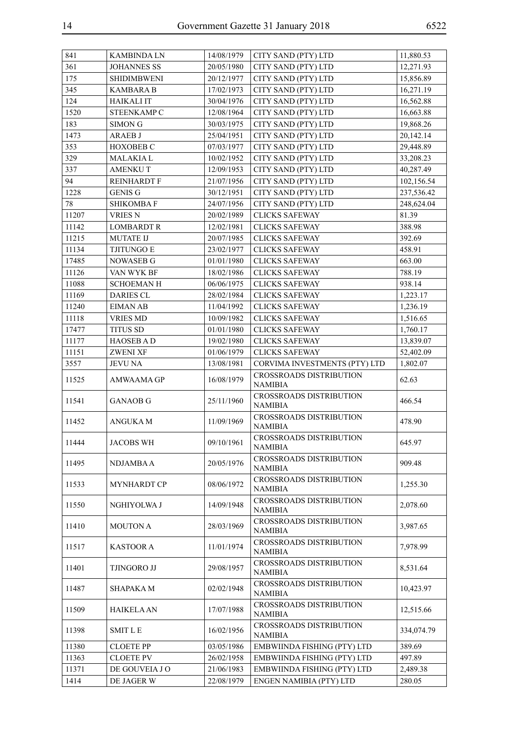| 841 | KAMBINDA LN | 14/08/1979 | CITY SAND (PTY) LTD | 11,880.53 |
|---|---|---|---|---|
| 361 | JOHANNES SS | 20/05/1980 | CITY SAND (PTY) LTD | 12,271.93 |
| 175 | SHIDIMBWENI | 20/12/1977 | CITY SAND (PTY) LTD | 15,856.89 |
| 345 | KAMBARA B | 17/02/1973 | CITY SAND (PTY) LTD | 16,271.19 |
| 124 | HAIKALI IT | 30/04/1976 | CITY SAND (PTY) LTD | 16,562.88 |
| 1520 | STEENKAMP C | 12/08/1964 | CITY SAND (PTY) LTD | 16,663.88 |
| 183 | SIMON G | 30/03/1975 | CITY SAND (PTY) LTD | 19,868.26 |
| 1473 | ARAEB J | 25/04/1951 | CITY SAND (PTY) LTD | 20,142.14 |
| 353 | HOXOBEB C | 07/03/1977 | CITY SAND (PTY) LTD | 29,448.89 |
| 329 | MALAKIA L | 10/02/1952 | CITY SAND (PTY) LTD | 33,208.23 |
| 337 | AMENKU T | 12/09/1953 | CITY SAND (PTY) LTD | 40,287.49 |
| 94 | REINHARDT F | 21/07/1956 | CITY SAND (PTY) LTD | 102,156.54 |
| 1228 | GENIS G | 30/12/1951 | CITY SAND (PTY) LTD | 237,536.42 |
| 78 | SHIKOMBA F | 24/07/1956 | CITY SAND (PTY) LTD | 248,624.04 |
| 11207 | VRIES N | 20/02/1989 | CLICKS SAFEWAY | 81.39 |
| 11142 | LOMBARDT R | 12/02/1981 | CLICKS SAFEWAY | 388.98 |
| 11215 | MUTATE IJ | 20/07/1985 | CLICKS SAFEWAY | 392.69 |
| 11134 | TJITUNGO E | 23/02/1977 | CLICKS SAFEWAY | 458.91 |
| 17485 | NOWASEB G | 01/01/1980 | CLICKS SAFEWAY | 663.00 |
| 11126 | VAN WYK BF | 18/02/1986 | CLICKS SAFEWAY | 788.19 |
| 11088 | SCHOEMAN H | 06/06/1975 | CLICKS SAFEWAY | 938.14 |
| 11169 | DARIES CL | 28/02/1984 | CLICKS SAFEWAY | 1,223.17 |
| 11240 | EIMAN AB | 11/04/1992 | CLICKS SAFEWAY | 1,236.19 |
| 11118 | VRIES MD | 10/09/1982 | CLICKS SAFEWAY | 1,516.65 |
| 17477 | TITUS SD | 01/01/1980 | CLICKS SAFEWAY | 1,760.17 |
| 11177 | HAOSEB A D | 19/02/1980 | CLICKS SAFEWAY | 13,839.07 |
| 11151 | ZWENI XF | 01/06/1979 | CLICKS SAFEWAY | 52,402.09 |
| 3557 | JEVU NA | 13/08/1981 | CORVIMA INVESTMENTS (PTY) LTD | 1,802.07 |
| 11525 | AMWAAMA GP | 16/08/1979 | CROSSROADS DISTRIBUTION NAMIBIA | 62.63 |
| 11541 | GANAOB G | 25/11/1960 | CROSSROADS DISTRIBUTION NAMIBIA | 466.54 |
| 11452 | ANGUKA M | 11/09/1969 | CROSSROADS DISTRIBUTION NAMIBIA | 478.90 |
| 11444 | JACOBS WH | 09/10/1961 | CROSSROADS DISTRIBUTION NAMIBIA | 645.97 |
| 11495 | NDJAMBA A | 20/05/1976 | CROSSROADS DISTRIBUTION NAMIBIA | 909.48 |
| 11533 | MYNHARDT CP | 08/06/1972 | CROSSROADS DISTRIBUTION NAMIBIA | 1,255.30 |
| 11550 | NGHIYOLWA J | 14/09/1948 | CROSSROADS DISTRIBUTION NAMIBIA | 2,078.60 |
| 11410 | MOUTON A | 28/03/1969 | CROSSROADS DISTRIBUTION NAMIBIA | 3,987.65 |
| 11517 | KASTOOR A | 11/01/1974 | CROSSROADS DISTRIBUTION NAMIBIA | 7,978.99 |
| 11401 | TJINGORO JJ | 29/08/1957 | CROSSROADS DISTRIBUTION NAMIBIA | 8,531.64 |
| 11487 | SHAPAKA M | 02/02/1948 | CROSSROADS DISTRIBUTION NAMIBIA | 10,423.97 |
| 11509 | HAIKELA AN | 17/07/1988 | CROSSROADS DISTRIBUTION NAMIBIA | 12,515.66 |
| 11398 | SMIT L E | 16/02/1956 | CROSSROADS DISTRIBUTION NAMIBIA | 334,074.79 |
| 11380 | CLOETE PP | 03/05/1986 | EMBWIINDA FISHING (PTY) LTD | 389.69 |
| 11363 | CLOETE PV | 26/02/1958 | EMBWIINDA FISHING (PTY) LTD | 497.89 |
| 11371 | DE GOUVEIA J O | 21/06/1983 | EMBWIINDA FISHING (PTY) LTD | 2,489.38 |
| 1414 | DE JAGER W | 22/08/1979 | ENGEN NAMIBIA (PTY) LTD | 280.05 |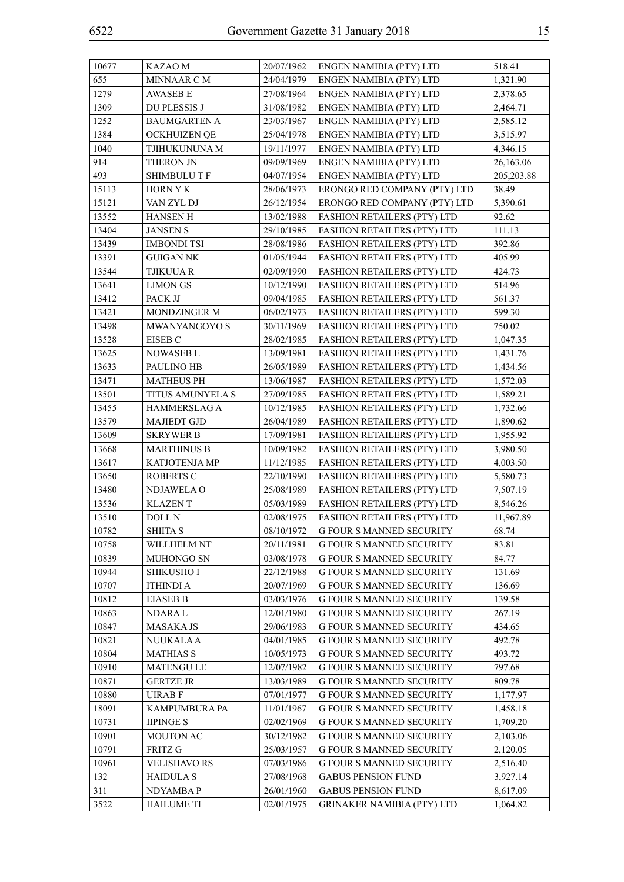| 10677 | KAZAO M | 20/07/1962 | ENGEN NAMIBIA (PTY) LTD | 518.41 |
|---|---|---|---|---|
| 655 | MINNAAR C M | 24/04/1979 | ENGEN NAMIBIA (PTY) LTD | 1,321.90 |
| 1279 | AWASEB E | 27/08/1964 | ENGEN NAMIBIA (PTY) LTD | 2,378.65 |
| 1309 | DU PLESSIS J | 31/08/1982 | ENGEN NAMIBIA (PTY) LTD | 2,464.71 |
| 1252 | BAUMGARTEN A | 23/03/1967 | ENGEN NAMIBIA (PTY) LTD | 2,585.12 |
| 1384 | OCKHUIZEN QE | 25/04/1978 | ENGEN NAMIBIA (PTY) LTD | 3,515.97 |
| 1040 | TJIHUKUNUNA M | 19/11/1977 | ENGEN NAMIBIA (PTY) LTD | 4,346.15 |
| 914 | THERON JN | 09/09/1969 | ENGEN NAMIBIA (PTY) LTD | 26,163.06 |
| 493 | SHIMBULU T F | 04/07/1954 | ENGEN NAMIBIA (PTY) LTD | 205,203.88 |
| 15113 | HORN Y K | 28/06/1973 | ERONGO RED COMPANY (PTY) LTD | 38.49 |
| 15121 | VAN ZYL DJ | 26/12/1954 | ERONGO RED COMPANY (PTY) LTD | 5,390.61 |
| 13552 | HANSEN H | 13/02/1988 | FASHION RETAILERS (PTY) LTD | 92.62 |
| 13404 | JANSEN S | 29/10/1985 | FASHION RETAILERS (PTY) LTD | 111.13 |
| 13439 | IMBONDI TSI | 28/08/1986 | FASHION RETAILERS (PTY) LTD | 392.86 |
| 13391 | GUIGAN NK | 01/05/1944 | FASHION RETAILERS (PTY) LTD | 405.99 |
| 13544 | TJIKUUA R | 02/09/1990 | FASHION RETAILERS (PTY) LTD | 424.73 |
| 13641 | LIMON GS | 10/12/1990 | FASHION RETAILERS (PTY) LTD | 514.96 |
| 13412 | PACK JJ | 09/04/1985 | FASHION RETAILERS (PTY) LTD | 561.37 |
| 13421 | MONDZINGER M | 06/02/1973 | FASHION RETAILERS (PTY) LTD | 599.30 |
| 13498 | MWANYANGOYO S | 30/11/1969 | FASHION RETAILERS (PTY) LTD | 750.02 |
| 13528 | EISEB C | 28/02/1985 | FASHION RETAILERS (PTY) LTD | 1,047.35 |
| 13625 | NOWASEB L | 13/09/1981 | FASHION RETAILERS (PTY) LTD | 1,431.76 |
| 13633 | PAULINO HB | 26/05/1989 | FASHION RETAILERS (PTY) LTD | 1,434.56 |
| 13471 | MATHEUS PH | 13/06/1987 | FASHION RETAILERS (PTY) LTD | 1,572.03 |
| 13501 | TITUS AMUNYELA S | 27/09/1985 | FASHION RETAILERS (PTY) LTD | 1,589.21 |
| 13455 | HAMMERSLAG A | 10/12/1985 | FASHION RETAILERS (PTY) LTD | 1,732.66 |
| 13579 | MAJIEDT GJD | 26/04/1989 | FASHION RETAILERS (PTY) LTD | 1,890.62 |
| 13609 | SKRYWER B | 17/09/1981 | FASHION RETAILERS (PTY) LTD | 1,955.92 |
| 13668 | MARTHINUS B | 10/09/1982 | FASHION RETAILERS (PTY) LTD | 3,980.50 |
| 13617 | KATJOTENJA MP | 11/12/1985 | FASHION RETAILERS (PTY) LTD | 4,003.50 |
| 13650 | ROBERTS C | 22/10/1990 | FASHION RETAILERS (PTY) LTD | 5,580.73 |
| 13480 | NDJAWELA O | 25/08/1989 | FASHION RETAILERS (PTY) LTD | 7,507.19 |
| 13536 | KLAZEN T | 05/03/1989 | FASHION RETAILERS (PTY) LTD | 8,546.26 |
| 13510 | DOLL N | 02/08/1975 | FASHION RETAILERS (PTY) LTD | 11,967.89 |
| 10782 | SHIITA S | 08/10/1972 | G FOUR S MANNED SECURITY | 68.74 |
| 10758 | WILLHELM NT | 20/11/1981 | G FOUR S MANNED SECURITY | 83.81 |
| 10839 | MUHONGO SN | 03/08/1978 | G FOUR S MANNED SECURITY | 84.77 |
| 10944 | SHIKUSHO I | 22/12/1988 | G FOUR S MANNED SECURITY | 131.69 |
| 10707 | ITHINDI A | 20/07/1969 | G FOUR S MANNED SECURITY | 136.69 |
| 10812 | EIASEB B | 03/03/1976 | G FOUR S MANNED SECURITY | 139.58 |
| 10863 | NDARA L | 12/01/1980 | G FOUR S MANNED SECURITY | 267.19 |
| 10847 | MASAKA JS | 29/06/1983 | G FOUR S MANNED SECURITY | 434.65 |
| 10821 | NUUKALA A | 04/01/1985 | G FOUR S MANNED SECURITY | 492.78 |
| 10804 | MATHIAS S | 10/05/1973 | G FOUR S MANNED SECURITY | 493.72 |
| 10910 | MATENGU LE | 12/07/1982 | G FOUR S MANNED SECURITY | 797.68 |
| 10871 | GERTZE JR | 13/03/1989 | G FOUR S MANNED SECURITY | 809.78 |
| 10880 | UIRAB F | 07/01/1977 | G FOUR S MANNED SECURITY | 1,177.97 |
| 18091 | KAMPUMBURA PA | 11/01/1967 | G FOUR S MANNED SECURITY | 1,458.18 |
| 10731 | IIPINGE S | 02/02/1969 | G FOUR S MANNED SECURITY | 1,709.20 |
| 10901 | MOUTON AC | 30/12/1982 | G FOUR S MANNED SECURITY | 2,103.06 |
| 10791 | FRITZ G | 25/03/1957 | G FOUR S MANNED SECURITY | 2,120.05 |
| 10961 | VELISHAVO RS | 07/03/1986 | G FOUR S MANNED SECURITY | 2,516.40 |
| 132 | HAIDULA S | 27/08/1968 | GABUS PENSION FUND | 3,927.14 |
| 311 | NDYAMBA P | 26/01/1960 | GABUS PENSION FUND | 8,617.09 |
| 3522 | HAILUME TI | 02/01/1975 | GRINAKER NAMIBIA (PTY) LTD | 1,064.82 |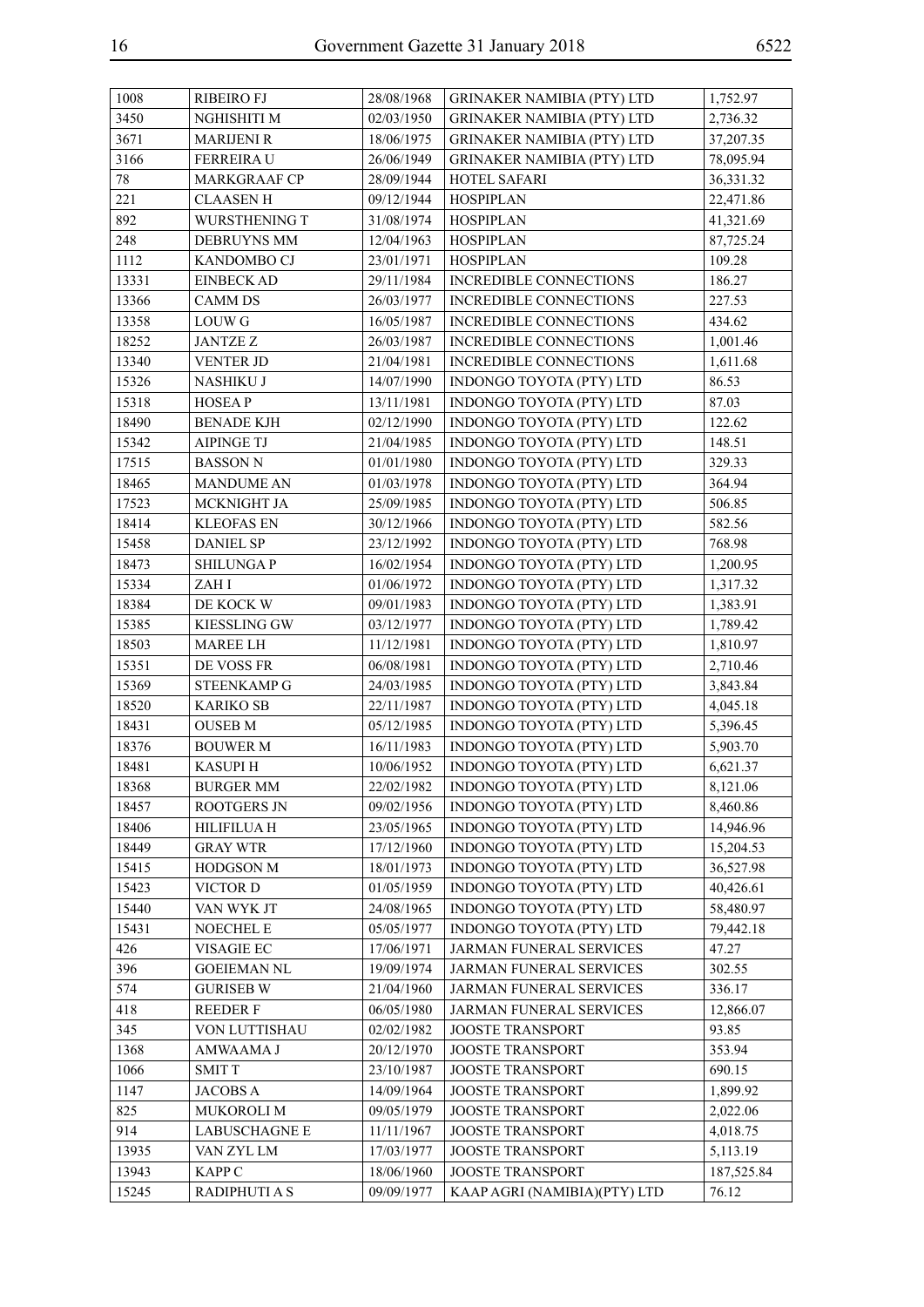| | | | | |
|---|---|---|---|---|
| 1008 | RIBEIRO FJ | 28/08/1968 | GRINAKER NAMIBIA (PTY) LTD | 1,752.97 |
| 3450 | NGHISHITI M | 02/03/1950 | GRINAKER NAMIBIA (PTY) LTD | 2,736.32 |
| 3671 | MARIJENI R | 18/06/1975 | GRINAKER NAMIBIA (PTY) LTD | 37,207.35 |
| 3166 | FERREIRA U | 26/06/1949 | GRINAKER NAMIBIA (PTY) LTD | 78,095.94 |
| 78 | MARKGRAAF CP | 28/09/1944 | HOTEL SAFARI | 36,331.32 |
| 221 | CLAASEN H | 09/12/1944 | HOSPIPLAN | 22,471.86 |
| 892 | WURSTHENING T | 31/08/1974 | HOSPIPLAN | 41,321.69 |
| 248 | DEBRUYNS MM | 12/04/1963 | HOSPIPLAN | 87,725.24 |
| 1112 | KANDOMBO CJ | 23/01/1971 | HOSPIPLAN | 109.28 |
| 13331 | EINBECK AD | 29/11/1984 | INCREDIBLE CONNECTIONS | 186.27 |
| 13366 | CAMM DS | 26/03/1977 | INCREDIBLE CONNECTIONS | 227.53 |
| 13358 | LOUW G | 16/05/1987 | INCREDIBLE CONNECTIONS | 434.62 |
| 18252 | JANTZE Z | 26/03/1987 | INCREDIBLE CONNECTIONS | 1,001.46 |
| 13340 | VENTER JD | 21/04/1981 | INCREDIBLE CONNECTIONS | 1,611.68 |
| 15326 | NASHIKU J | 14/07/1990 | INDONGO TOYOTA (PTY) LTD | 86.53 |
| 15318 | HOSEA P | 13/11/1981 | INDONGO TOYOTA (PTY) LTD | 87.03 |
| 18490 | BENADE KJH | 02/12/1990 | INDONGO TOYOTA (PTY) LTD | 122.62 |
| 15342 | AIPINGE TJ | 21/04/1985 | INDONGO TOYOTA (PTY) LTD | 148.51 |
| 17515 | BASSON N | 01/01/1980 | INDONGO TOYOTA (PTY) LTD | 329.33 |
| 18465 | MANDUME AN | 01/03/1978 | INDONGO TOYOTA (PTY) LTD | 364.94 |
| 17523 | MCKNIGHT JA | 25/09/1985 | INDONGO TOYOTA (PTY) LTD | 506.85 |
| 18414 | KLEOFAS EN | 30/12/1966 | INDONGO TOYOTA (PTY) LTD | 582.56 |
| 15458 | DANIEL SP | 23/12/1992 | INDONGO TOYOTA (PTY) LTD | 768.98 |
| 18473 | SHILUNGA P | 16/02/1954 | INDONGO TOYOTA (PTY) LTD | 1,200.95 |
| 15334 | ZAH I | 01/06/1972 | INDONGO TOYOTA (PTY) LTD | 1,317.32 |
| 18384 | DE KOCK W | 09/01/1983 | INDONGO TOYOTA (PTY) LTD | 1,383.91 |
| 15385 | KIESSLING GW | 03/12/1977 | INDONGO TOYOTA (PTY) LTD | 1,789.42 |
| 18503 | MAREE LH | 11/12/1981 | INDONGO TOYOTA (PTY) LTD | 1,810.97 |
| 15351 | DE VOSS FR | 06/08/1981 | INDONGO TOYOTA (PTY) LTD | 2,710.46 |
| 15369 | STEENKAMP G | 24/03/1985 | INDONGO TOYOTA (PTY) LTD | 3,843.84 |
| 18520 | KARIKO SB | 22/11/1987 | INDONGO TOYOTA (PTY) LTD | 4,045.18 |
| 18431 | OUSEB M | 05/12/1985 | INDONGO TOYOTA (PTY) LTD | 5,396.45 |
| 18376 | BOUWER M | 16/11/1983 | INDONGO TOYOTA (PTY) LTD | 5,903.70 |
| 18481 | KASUPI H | 10/06/1952 | INDONGO TOYOTA (PTY) LTD | 6,621.37 |
| 18368 | BURGER MM | 22/02/1982 | INDONGO TOYOTA (PTY) LTD | 8,121.06 |
| 18457 | ROOTGERS JN | 09/02/1956 | INDONGO TOYOTA (PTY) LTD | 8,460.86 |
| 18406 | HILIFILUA H | 23/05/1965 | INDONGO TOYOTA (PTY) LTD | 14,946.96 |
| 18449 | GRAY WTR | 17/12/1960 | INDONGO TOYOTA (PTY) LTD | 15,204.53 |
| 15415 | HODGSON M | 18/01/1973 | INDONGO TOYOTA (PTY) LTD | 36,527.98 |
| 15423 | VICTOR D | 01/05/1959 | INDONGO TOYOTA (PTY) LTD | 40,426.61 |
| 15440 | VAN WYK JT | 24/08/1965 | INDONGO TOYOTA (PTY) LTD | 58,480.97 |
| 15431 | NOECHEL E | 05/05/1977 | INDONGO TOYOTA (PTY) LTD | 79,442.18 |
| 426 | VISAGIE EC | 17/06/1971 | JARMAN FUNERAL SERVICES | 47.27 |
| 396 | GOEIEMAN NL | 19/09/1974 | JARMAN FUNERAL SERVICES | 302.55 |
| 574 | GURISEB W | 21/04/1960 | JARMAN FUNERAL SERVICES | 336.17 |
| 418 | REEDER F | 06/05/1980 | JARMAN FUNERAL SERVICES | 12,866.07 |
| 345 | VON LUTTISHAU | 02/02/1982 | JOOSTE TRANSPORT | 93.85 |
| 1368 | AMWAAMA J | 20/12/1970 | JOOSTE TRANSPORT | 353.94 |
| 1066 | SMIT T | 23/10/1987 | JOOSTE TRANSPORT | 690.15 |
| 1147 | JACOBS A | 14/09/1964 | JOOSTE TRANSPORT | 1,899.92 |
| 825 | MUKOROLI M | 09/05/1979 | JOOSTE TRANSPORT | 2,022.06 |
| 914 | LABUSCHAGNE E | 11/11/1967 | JOOSTE TRANSPORT | 4,018.75 |
| 13935 | VAN ZYL LM | 17/03/1977 | JOOSTE TRANSPORT | 5,113.19 |
| 13943 | KAPP C | 18/06/1960 | JOOSTE TRANSPORT | 187,525.84 |
| 15245 | RADIPHUTI A S | 09/09/1977 | KAAP AGRI (NAMIBIA)(PTY) LTD | 76.12 |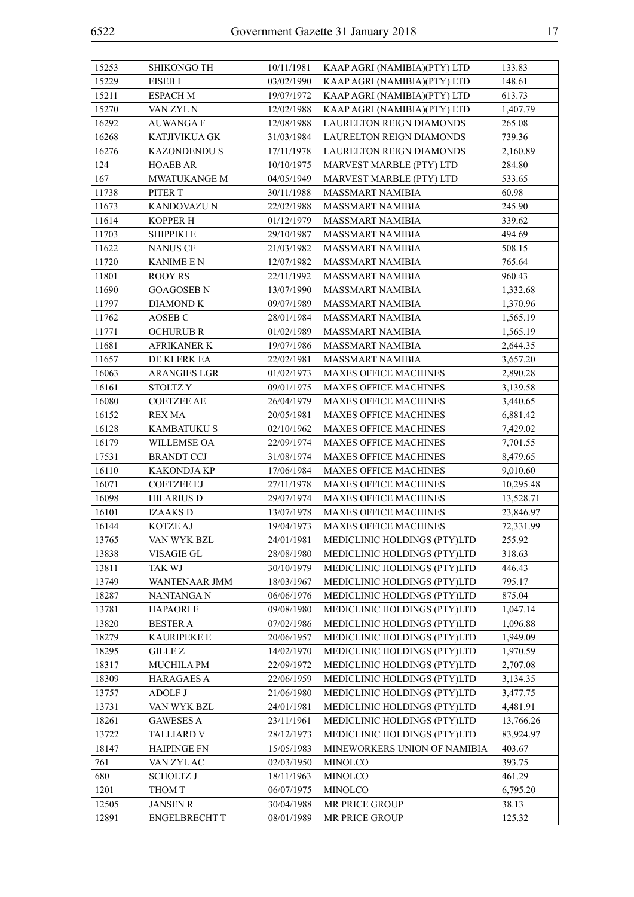| 15253 | SHIKONGO TH | 10/11/1981 | KAAP AGRI (NAMIBIA)(PTY) LTD | 133.83 |
|---|---|---|---|---|
| 15229 | EISEB I | 03/02/1990 | KAAP AGRI (NAMIBIA)(PTY) LTD | 148.61 |
| 15211 | ESPACH M | 19/07/1972 | KAAP AGRI (NAMIBIA)(PTY) LTD | 613.73 |
| 15270 | VAN ZYL N | 12/02/1988 | KAAP AGRI (NAMIBIA)(PTY) LTD | 1,407.79 |
| 16292 | AUWANGA F | 12/08/1988 | LAURELTON REIGN DIAMONDS | 265.08 |
| 16268 | KATJIVIKUA GK | 31/03/1984 | LAURELTON REIGN DIAMONDS | 739.36 |
| 16276 | KAZONDENDU S | 17/11/1978 | LAURELTON REIGN DIAMONDS | 2,160.89 |
| 124 | HOAEB AR | 10/10/1975 | MARVEST MARBLE (PTY) LTD | 284.80 |
| 167 | MWATUKANGE M | 04/05/1949 | MARVEST MARBLE (PTY) LTD | 533.65 |
| 11738 | PITER T | 30/11/1988 | MASSMART NAMIBIA | 60.98 |
| 11673 | KANDOVAZU N | 22/02/1988 | MASSMART NAMIBIA | 245.90 |
| 11614 | KOPPER H | 01/12/1979 | MASSMART NAMIBIA | 339.62 |
| 11703 | SHIPPIKI E | 29/10/1987 | MASSMART NAMIBIA | 494.69 |
| 11622 | NANUS CF | 21/03/1982 | MASSMART NAMIBIA | 508.15 |
| 11720 | KANIME E N | 12/07/1982 | MASSMART NAMIBIA | 765.64 |
| 11801 | ROOY RS | 22/11/1992 | MASSMART NAMIBIA | 960.43 |
| 11690 | GOAGOSEB N | 13/07/1990 | MASSMART NAMIBIA | 1,332.68 |
| 11797 | DIAMOND K | 09/07/1989 | MASSMART NAMIBIA | 1,370.96 |
| 11762 | AOSEB C | 28/01/1984 | MASSMART NAMIBIA | 1,565.19 |
| 11771 | OCHURUB R | 01/02/1989 | MASSMART NAMIBIA | 1,565.19 |
| 11681 | AFRIKANER K | 19/07/1986 | MASSMART NAMIBIA | 2,644.35 |
| 11657 | DE KLERK EA | 22/02/1981 | MASSMART NAMIBIA | 3,657.20 |
| 16063 | ARANGIES LGR | 01/02/1973 | MAXES OFFICE MACHINES | 2,890.28 |
| 16161 | STOLTZ Y | 09/01/1975 | MAXES OFFICE MACHINES | 3,139.58 |
| 16080 | COETZEE AE | 26/04/1979 | MAXES OFFICE MACHINES | 3,440.65 |
| 16152 | REX MA | 20/05/1981 | MAXES OFFICE MACHINES | 6,881.42 |
| 16128 | KAMBATUKU S | 02/10/1962 | MAXES OFFICE MACHINES | 7,429.02 |
| 16179 | WILLEMSE OA | 22/09/1974 | MAXES OFFICE MACHINES | 7,701.55 |
| 17531 | BRANDT CCJ | 31/08/1974 | MAXES OFFICE MACHINES | 8,479.65 |
| 16110 | KAKONDJA KP | 17/06/1984 | MAXES OFFICE MACHINES | 9,010.60 |
| 16071 | COETZEE EJ | 27/11/1978 | MAXES OFFICE MACHINES | 10,295.48 |
| 16098 | HILARIUS D | 29/07/1974 | MAXES OFFICE MACHINES | 13,528.71 |
| 16101 | IZAAKS D | 13/07/1978 | MAXES OFFICE MACHINES | 23,846.97 |
| 16144 | KOTZE AJ | 19/04/1973 | MAXES OFFICE MACHINES | 72,331.99 |
| 13765 | VAN WYK BZL | 24/01/1981 | MEDICLINIC HOLDINGS (PTY)LTD | 255.92 |
| 13838 | VISAGIE GL | 28/08/1980 | MEDICLINIC HOLDINGS (PTY)LTD | 318.63 |
| 13811 | TAK WJ | 30/10/1979 | MEDICLINIC HOLDINGS (PTY)LTD | 446.43 |
| 13749 | WANTENAAR JMM | 18/03/1967 | MEDICLINIC HOLDINGS (PTY)LTD | 795.17 |
| 18287 | NANTANGA N | 06/06/1976 | MEDICLINIC HOLDINGS (PTY)LTD | 875.04 |
| 13781 | HAPAORI E | 09/08/1980 | MEDICLINIC HOLDINGS (PTY)LTD | 1,047.14 |
| 13820 | BESTER A | 07/02/1986 | MEDICLINIC HOLDINGS (PTY)LTD | 1,096.88 |
| 18279 | KAURIPEKE E | 20/06/1957 | MEDICLINIC HOLDINGS (PTY)LTD | 1,949.09 |
| 18295 | GILLE Z | 14/02/1970 | MEDICLINIC HOLDINGS (PTY)LTD | 1,970.59 |
| 18317 | MUCHILA PM | 22/09/1972 | MEDICLINIC HOLDINGS (PTY)LTD | 2,707.08 |
| 18309 | HARAGAES A | 22/06/1959 | MEDICLINIC HOLDINGS (PTY)LTD | 3,134.35 |
| 13757 | ADOLF J | 21/06/1980 | MEDICLINIC HOLDINGS (PTY)LTD | 3,477.75 |
| 13731 | VAN WYK BZL | 24/01/1981 | MEDICLINIC HOLDINGS (PTY)LTD | 4,481.91 |
| 18261 | GAWESES A | 23/11/1961 | MEDICLINIC HOLDINGS (PTY)LTD | 13,766.26 |
| 13722 | TALLIARD V | 28/12/1973 | MEDICLINIC HOLDINGS (PTY)LTD | 83,924.97 |
| 18147 | HAIPINGE FN | 15/05/1983 | MINEWORKERS UNION OF NAMIBIA | 403.67 |
| 761 | VAN ZYL AC | 02/03/1950 | MINOLCO | 393.75 |
| 680 | SCHOLTZ J | 18/11/1963 | MINOLCO | 461.29 |
| 1201 | THOM T | 06/07/1975 | MINOLCO | 6,795.20 |
| 12505 | JANSEN R | 30/04/1988 | MR PRICE GROUP | 38.13 |
| 12891 | ENGELBRECHT T | 08/01/1989 | MR PRICE GROUP | 125.32 |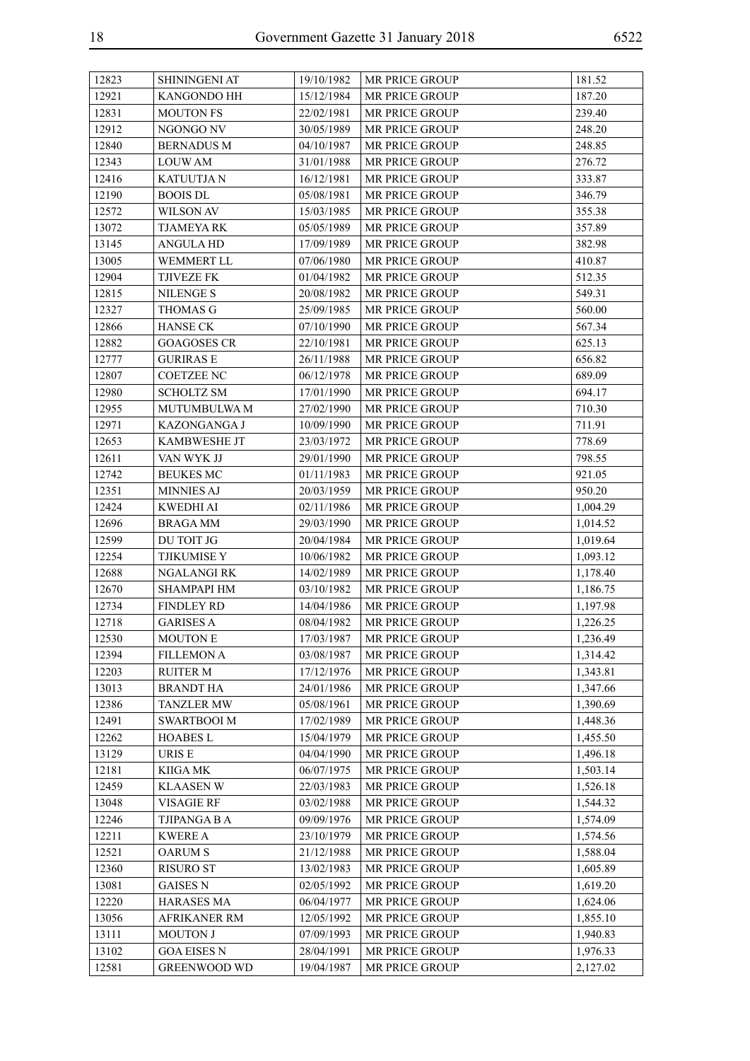| 12823 | SHININGENI AT | 19/10/1982 | MR PRICE GROUP | 181.52 |
|---|---|---|---|---|
| 12921 | KANGONDO HH | 15/12/1984 | MR PRICE GROUP | 187.20 |
| 12831 | MOUTON FS | 22/02/1981 | MR PRICE GROUP | 239.40 |
| 12912 | NGONGO NV | 30/05/1989 | MR PRICE GROUP | 248.20 |
| 12840 | BERNADUS M | 04/10/1987 | MR PRICE GROUP | 248.85 |
| 12343 | LOUW AM | 31/01/1988 | MR PRICE GROUP | 276.72 |
| 12416 | KATUUTJA N | 16/12/1981 | MR PRICE GROUP | 333.87 |
| 12190 | BOOIS DL | 05/08/1981 | MR PRICE GROUP | 346.79 |
| 12572 | WILSON AV | 15/03/1985 | MR PRICE GROUP | 355.38 |
| 13072 | TJAMEYA RK | 05/05/1989 | MR PRICE GROUP | 357.89 |
| 13145 | ANGULA HD | 17/09/1989 | MR PRICE GROUP | 382.98 |
| 13005 | WEMMERT LL | 07/06/1980 | MR PRICE GROUP | 410.87 |
| 12904 | TJIVEZE FK | 01/04/1982 | MR PRICE GROUP | 512.35 |
| 12815 | NILENGE S | 20/08/1982 | MR PRICE GROUP | 549.31 |
| 12327 | THOMAS G | 25/09/1985 | MR PRICE GROUP | 560.00 |
| 12866 | HANSE CK | 07/10/1990 | MR PRICE GROUP | 567.34 |
| 12882 | GOAGOSES CR | 22/10/1981 | MR PRICE GROUP | 625.13 |
| 12777 | GURIRAS E | 26/11/1988 | MR PRICE GROUP | 656.82 |
| 12807 | COETZEE NC | 06/12/1978 | MR PRICE GROUP | 689.09 |
| 12980 | SCHOLTZ SM | 17/01/1990 | MR PRICE GROUP | 694.17 |
| 12955 | MUTUMBULWA M | 27/02/1990 | MR PRICE GROUP | 710.30 |
| 12971 | KAZONGANGA J | 10/09/1990 | MR PRICE GROUP | 711.91 |
| 12653 | KAMBWESHE JT | 23/03/1972 | MR PRICE GROUP | 778.69 |
| 12611 | VAN WYK JJ | 29/01/1990 | MR PRICE GROUP | 798.55 |
| 12742 | BEUKES MC | 01/11/1983 | MR PRICE GROUP | 921.05 |
| 12351 | MINNIES AJ | 20/03/1959 | MR PRICE GROUP | 950.20 |
| 12424 | KWEDHI AI | 02/11/1986 | MR PRICE GROUP | 1,004.29 |
| 12696 | BRAGA MM | 29/03/1990 | MR PRICE GROUP | 1,014.52 |
| 12599 | DU TOIT JG | 20/04/1984 | MR PRICE GROUP | 1,019.64 |
| 12254 | TJIKUMISE Y | 10/06/1982 | MR PRICE GROUP | 1,093.12 |
| 12688 | NGALANGI RK | 14/02/1989 | MR PRICE GROUP | 1,178.40 |
| 12670 | SHAMPAPI HM | 03/10/1982 | MR PRICE GROUP | 1,186.75 |
| 12734 | FINDLEY RD | 14/04/1986 | MR PRICE GROUP | 1,197.98 |
| 12718 | GARISES A | 08/04/1982 | MR PRICE GROUP | 1,226.25 |
| 12530 | MOUTON E | 17/03/1987 | MR PRICE GROUP | 1,236.49 |
| 12394 | FILLEMON A | 03/08/1987 | MR PRICE GROUP | 1,314.42 |
| 12203 | RUITER M | 17/12/1976 | MR PRICE GROUP | 1,343.81 |
| 13013 | BRANDT HA | 24/01/1986 | MR PRICE GROUP | 1,347.66 |
| 12386 | TANZLER MW | 05/08/1961 | MR PRICE GROUP | 1,390.69 |
| 12491 | SWARTBOOI M | 17/02/1989 | MR PRICE GROUP | 1,448.36 |
| 12262 | HOABES L | 15/04/1979 | MR PRICE GROUP | 1,455.50 |
| 13129 | URIS E | 04/04/1990 | MR PRICE GROUP | 1,496.18 |
| 12181 | KIIGA MK | 06/07/1975 | MR PRICE GROUP | 1,503.14 |
| 12459 | KLAASEN W | 22/03/1983 | MR PRICE GROUP | 1,526.18 |
| 13048 | VISAGIE RF | 03/02/1988 | MR PRICE GROUP | 1,544.32 |
| 12246 | TJIPANGA B A | 09/09/1976 | MR PRICE GROUP | 1,574.09 |
| 12211 | KWERE A | 23/10/1979 | MR PRICE GROUP | 1,574.56 |
| 12521 | OARUM S | 21/12/1988 | MR PRICE GROUP | 1,588.04 |
| 12360 | RISURO ST | 13/02/1983 | MR PRICE GROUP | 1,605.89 |
| 13081 | GAISES N | 02/05/1992 | MR PRICE GROUP | 1,619.20 |
| 12220 | HARASES MA | 06/04/1977 | MR PRICE GROUP | 1,624.06 |
| 13056 | AFRIKANER RM | 12/05/1992 | MR PRICE GROUP | 1,855.10 |
| 13111 | MOUTON J | 07/09/1993 | MR PRICE GROUP | 1,940.83 |
| 13102 | GOA EISES N | 28/04/1991 | MR PRICE GROUP | 1,976.33 |
| 12581 | GREENWOOD WD | 19/04/1987 | MR PRICE GROUP | 2,127.02 |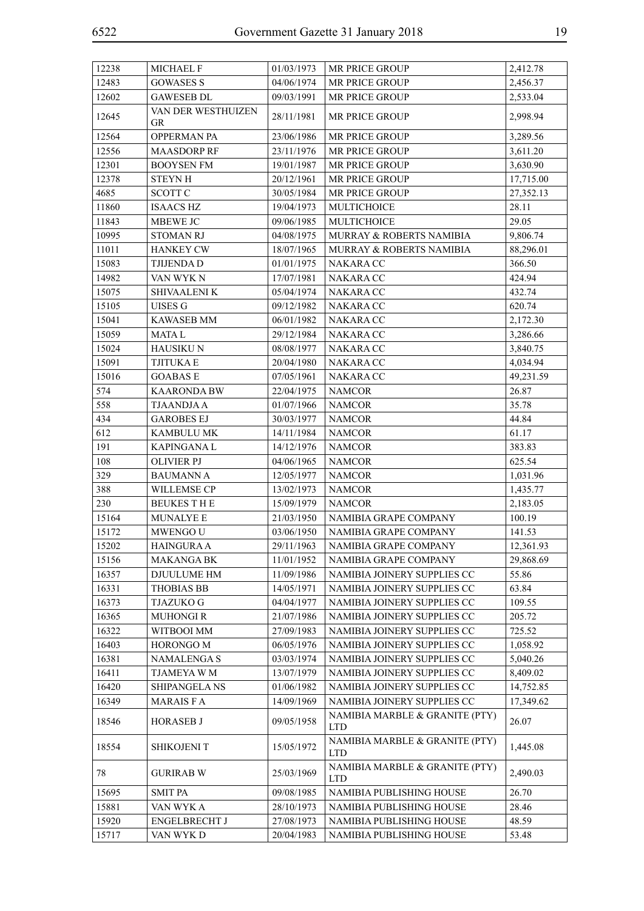| 12238 | MICHAEL F | 01/03/1973 | MR PRICE GROUP | 2,412.78 |
|---|---|---|---|---|
| 12483 | GOWASES S | 04/06/1974 | MR PRICE GROUP | 2,456.37 |
| 12602 | GAWESEB DL | 09/03/1991 | MR PRICE GROUP | 2,533.04 |
| 12645 | VAN DER WESTHUIZEN GR | 28/11/1981 | MR PRICE GROUP | 2,998.94 |
| 12564 | OPPERMAN PA | 23/06/1986 | MR PRICE GROUP | 3,289.56 |
| 12556 | MAASDORP RF | 23/11/1976 | MR PRICE GROUP | 3,611.20 |
| 12301 | BOOYSEN FM | 19/01/1987 | MR PRICE GROUP | 3,630.90 |
| 12378 | STEYN H | 20/12/1961 | MR PRICE GROUP | 17,715.00 |
| 4685 | SCOTT C | 30/05/1984 | MR PRICE GROUP | 27,352.13 |
| 11860 | ISAACS HZ | 19/04/1973 | MULTICHOICE | 28.11 |
| 11843 | MBEWE JC | 09/06/1985 | MULTICHOICE | 29.05 |
| 10995 | STOMAN RJ | 04/08/1975 | MURRAY & ROBERTS NAMIBIA | 9,806.74 |
| 11011 | HANKEY CW | 18/07/1965 | MURRAY & ROBERTS NAMIBIA | 88,296.01 |
| 15083 | TJIJENDA D | 01/01/1975 | NAKARA CC | 366.50 |
| 14982 | VAN WYK N | 17/07/1981 | NAKARA CC | 424.94 |
| 15075 | SHIVAALENI K | 05/04/1974 | NAKARA CC | 432.74 |
| 15105 | UISES G | 09/12/1982 | NAKARA CC | 620.74 |
| 15041 | KAWASEB MM | 06/01/1982 | NAKARA CC | 2,172.30 |
| 15059 | MATA L | 29/12/1984 | NAKARA CC | 3,286.66 |
| 15024 | HAUSIKU N | 08/08/1977 | NAKARA CC | 3,840.75 |
| 15091 | TJITUKA E | 20/04/1980 | NAKARA CC | 4,034.94 |
| 15016 | GOABAS E | 07/05/1961 | NAKARA CC | 49,231.59 |
| 574 | KAARONDA BW | 22/04/1975 | NAMCOR | 26.87 |
| 558 | TJAANDJA A | 01/07/1966 | NAMCOR | 35.78 |
| 434 | GAROBES EJ | 30/03/1977 | NAMCOR | 44.84 |
| 612 | KAMBULU MK | 14/11/1984 | NAMCOR | 61.17 |
| 191 | KAPINGANA L | 14/12/1976 | NAMCOR | 383.83 |
| 108 | OLIVIER PJ | 04/06/1965 | NAMCOR | 625.54 |
| 329 | BAUMANN A | 12/05/1977 | NAMCOR | 1,031.96 |
| 388 | WILLEMSE CP | 13/02/1973 | NAMCOR | 1,435.77 |
| 230 | BEUKES T H E | 15/09/1979 | NAMCOR | 2,183.05 |
| 15164 | MUNALYE E | 21/03/1950 | NAMIBIA GRAPE COMPANY | 100.19 |
| 15172 | MWENGO U | 03/06/1950 | NAMIBIA GRAPE COMPANY | 141.53 |
| 15202 | HAINGURA A | 29/11/1963 | NAMIBIA GRAPE COMPANY | 12,361.93 |
| 15156 | MAKANGA BK | 11/01/1952 | NAMIBIA GRAPE COMPANY | 29,868.69 |
| 16357 | DJUULUME HM | 11/09/1986 | NAMIBIA JOINERY SUPPLIES CC | 55.86 |
| 16331 | THOBIAS BB | 14/05/1971 | NAMIBIA JOINERY SUPPLIES CC | 63.84 |
| 16373 | TJAZUKO G | 04/04/1977 | NAMIBIA JOINERY SUPPLIES CC | 109.55 |
| 16365 | MUHONGI R | 21/07/1986 | NAMIBIA JOINERY SUPPLIES CC | 205.72 |
| 16322 | WITBOOI MM | 27/09/1983 | NAMIBIA JOINERY SUPPLIES CC | 725.52 |
| 16403 | HORONGO M | 06/05/1976 | NAMIBIA JOINERY SUPPLIES CC | 1,058.92 |
| 16381 | NAMALENGA S | 03/03/1974 | NAMIBIA JOINERY SUPPLIES CC | 5,040.26 |
| 16411 | TJAMEYA W M | 13/07/1979 | NAMIBIA JOINERY SUPPLIES CC | 8,409.02 |
| 16420 | SHIPANGELA NS | 01/06/1982 | NAMIBIA JOINERY SUPPLIES CC | 14,752.85 |
| 16349 | MARAIS F A | 14/09/1969 | NAMIBIA JOINERY SUPPLIES CC | 17,349.62 |
| 18546 | HORASEB J | 09/05/1958 | NAMIBIA MARBLE & GRANITE (PTY) LTD | 26.07 |
| 18554 | SHIKOJENI T | 15/05/1972 | NAMIBIA MARBLE & GRANITE (PTY) LTD | 1,445.08 |
| 78 | GURIRAB W | 25/03/1969 | NAMIBIA MARBLE & GRANITE (PTY) LTD | 2,490.03 |
| 15695 | SMIT PA | 09/08/1985 | NAMIBIA PUBLISHING HOUSE | 26.70 |
| 15881 | VAN WYK A | 28/10/1973 | NAMIBIA PUBLISHING HOUSE | 28.46 |
| 15920 | ENGELBRECHT J | 27/08/1973 | NAMIBIA PUBLISHING HOUSE | 48.59 |
| 15717 | VAN WYK D | 20/04/1983 | NAMIBIA PUBLISHING HOUSE | 53.48 |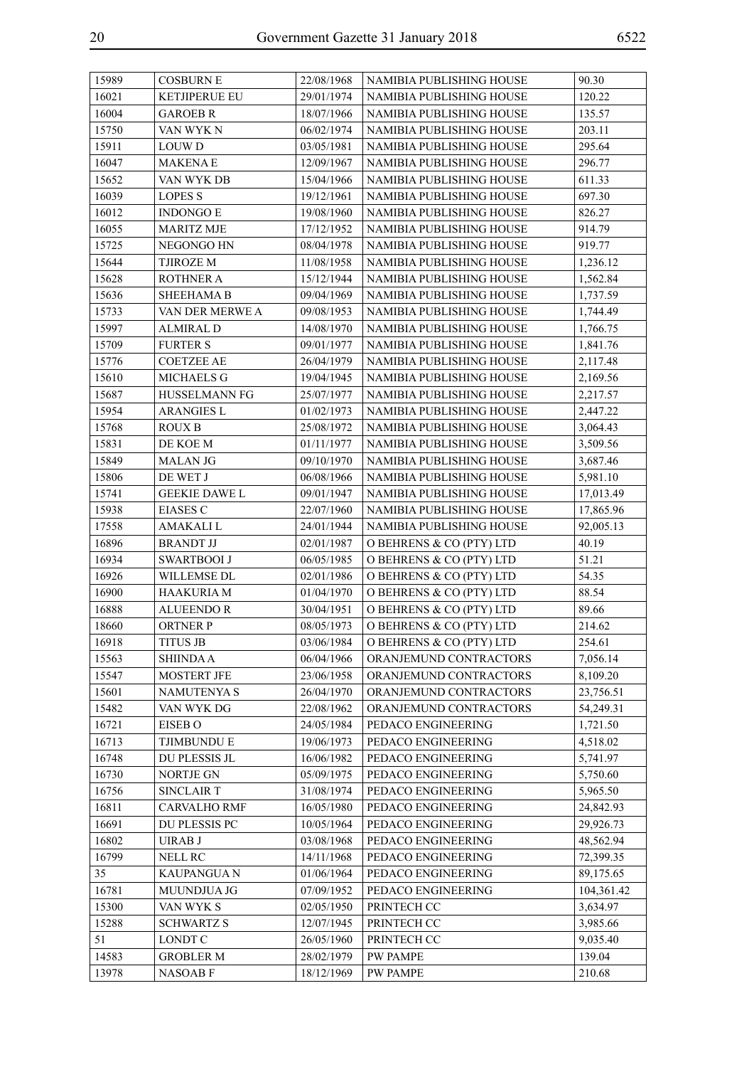| 15989 | COSBURN E | 22/08/1968 | NAMIBIA PUBLISHING HOUSE | 90.30 |
|---|---|---|---|---|
| 16021 | KETJIPERUE EU | 29/01/1974 | NAMIBIA PUBLISHING HOUSE | 120.22 |
| 16004 | GAROEB R | 18/07/1966 | NAMIBIA PUBLISHING HOUSE | 135.57 |
| 15750 | VAN WYK N | 06/02/1974 | NAMIBIA PUBLISHING HOUSE | 203.11 |
| 15911 | LOUW D | 03/05/1981 | NAMIBIA PUBLISHING HOUSE | 295.64 |
| 16047 | MAKENA E | 12/09/1967 | NAMIBIA PUBLISHING HOUSE | 296.77 |
| 15652 | VAN WYK DB | 15/04/1966 | NAMIBIA PUBLISHING HOUSE | 611.33 |
| 16039 | LOPES S | 19/12/1961 | NAMIBIA PUBLISHING HOUSE | 697.30 |
| 16012 | INDONGO E | 19/08/1960 | NAMIBIA PUBLISHING HOUSE | 826.27 |
| 16055 | MARITZ MJE | 17/12/1952 | NAMIBIA PUBLISHING HOUSE | 914.79 |
| 15725 | NEGONGO HN | 08/04/1978 | NAMIBIA PUBLISHING HOUSE | 919.77 |
| 15644 | TJIROZE M | 11/08/1958 | NAMIBIA PUBLISHING HOUSE | 1,236.12 |
| 15628 | ROTHNER A | 15/12/1944 | NAMIBIA PUBLISHING HOUSE | 1,562.84 |
| 15636 | SHEEHAMA B | 09/04/1969 | NAMIBIA PUBLISHING HOUSE | 1,737.59 |
| 15733 | VAN DER MERWE A | 09/08/1953 | NAMIBIA PUBLISHING HOUSE | 1,744.49 |
| 15997 | ALMIRAL D | 14/08/1970 | NAMIBIA PUBLISHING HOUSE | 1,766.75 |
| 15709 | FURTER S | 09/01/1977 | NAMIBIA PUBLISHING HOUSE | 1,841.76 |
| 15776 | COETZEE AE | 26/04/1979 | NAMIBIA PUBLISHING HOUSE | 2,117.48 |
| 15610 | MICHAELS G | 19/04/1945 | NAMIBIA PUBLISHING HOUSE | 2,169.56 |
| 15687 | HUSSELMANN FG | 25/07/1977 | NAMIBIA PUBLISHING HOUSE | 2,217.57 |
| 15954 | ARANGIES L | 01/02/1973 | NAMIBIA PUBLISHING HOUSE | 2,447.22 |
| 15768 | ROUX B | 25/08/1972 | NAMIBIA PUBLISHING HOUSE | 3,064.43 |
| 15831 | DE KOE M | 01/11/1977 | NAMIBIA PUBLISHING HOUSE | 3,509.56 |
| 15849 | MALAN JG | 09/10/1970 | NAMIBIA PUBLISHING HOUSE | 3,687.46 |
| 15806 | DE WET J | 06/08/1966 | NAMIBIA PUBLISHING HOUSE | 5,981.10 |
| 15741 | GEEKIE DAWE L | 09/01/1947 | NAMIBIA PUBLISHING HOUSE | 17,013.49 |
| 15938 | EIASES C | 22/07/1960 | NAMIBIA PUBLISHING HOUSE | 17,865.96 |
| 17558 | AMAKALI L | 24/01/1944 | NAMIBIA PUBLISHING HOUSE | 92,005.13 |
| 16896 | BRANDT JJ | 02/01/1987 | O BEHRENS & CO (PTY) LTD | 40.19 |
| 16934 | SWARTBOOI J | 06/05/1985 | O BEHRENS & CO (PTY) LTD | 51.21 |
| 16926 | WILLEMSE DL | 02/01/1986 | O BEHRENS & CO (PTY) LTD | 54.35 |
| 16900 | HAAKURIA M | 01/04/1970 | O BEHRENS & CO (PTY) LTD | 88.54 |
| 16888 | ALUEENDO R | 30/04/1951 | O BEHRENS & CO (PTY) LTD | 89.66 |
| 18660 | ORTNER P | 08/05/1973 | O BEHRENS & CO (PTY) LTD | 214.62 |
| 16918 | TITUS JB | 03/06/1984 | O BEHRENS & CO (PTY) LTD | 254.61 |
| 15563 | SHIINDA A | 06/04/1966 | ORANJEMUND CONTRACTORS | 7,056.14 |
| 15547 | MOSTERT JFE | 23/06/1958 | ORANJEMUND CONTRACTORS | 8,109.20 |
| 15601 | NAMUTENYA S | 26/04/1970 | ORANJEMUND CONTRACTORS | 23,756.51 |
| 15482 | VAN WYK DG | 22/08/1962 | ORANJEMUND CONTRACTORS | 54,249.31 |
| 16721 | EISEB O | 24/05/1984 | PEDACO ENGINEERING | 1,721.50 |
| 16713 | TJIMBUNDU E | 19/06/1973 | PEDACO ENGINEERING | 4,518.02 |
| 16748 | DU PLESSIS JL | 16/06/1982 | PEDACO ENGINEERING | 5,741.97 |
| 16730 | NORTJE GN | 05/09/1975 | PEDACO ENGINEERING | 5,750.60 |
| 16756 | SINCLAIR T | 31/08/1974 | PEDACO ENGINEERING | 5,965.50 |
| 16811 | CARVALHO RMF | 16/05/1980 | PEDACO ENGINEERING | 24,842.93 |
| 16691 | DU PLESSIS PC | 10/05/1964 | PEDACO ENGINEERING | 29,926.73 |
| 16802 | UIRAB J | 03/08/1968 | PEDACO ENGINEERING | 48,562.94 |
| 16799 | NELL RC | 14/11/1968 | PEDACO ENGINEERING | 72,399.35 |
| 35 | KAUPANGUA N | 01/06/1964 | PEDACO ENGINEERING | 89,175.65 |
| 16781 | MUUNDJUA JG | 07/09/1952 | PEDACO ENGINEERING | 104,361.42 |
| 15300 | VAN WYK S | 02/05/1950 | PRINTECH CC | 3,634.97 |
| 15288 | SCHWARTZ S | 12/07/1945 | PRINTECH CC | 3,985.66 |
| 51 | LONDT C | 26/05/1960 | PRINTECH CC | 9,035.40 |
| 14583 | GROBLER M | 28/02/1979 | PW PAMPE | 139.04 |
| 13978 | NASOAB F | 18/12/1969 | PW PAMPE | 210.68 |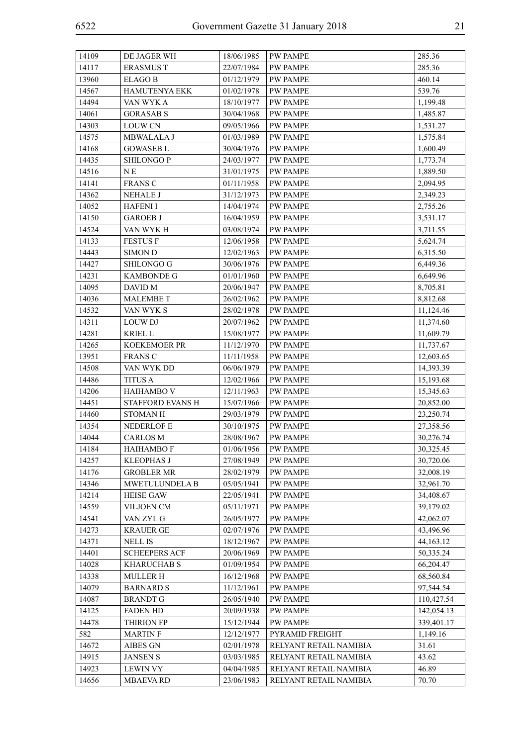| 14109 | DE JAGER WH | 18/06/1985 | PW PAMPE | 285.36 |
|---|---|---|---|---|
| 14117 | ERASMUS T | 22/07/1984 | PW PAMPE | 285.36 |
| 13960 | ELAGO B | 01/12/1979 | PW PAMPE | 460.14 |
| 14567 | HAMUTENYA EKK | 01/02/1978 | PW PAMPE | 539.76 |
| 14494 | VAN WYK A | 18/10/1977 | PW PAMPE | 1,199.48 |
| 14061 | GORASAB S | 30/04/1968 | PW PAMPE | 1,485.87 |
| 14303 | LOUW CN | 09/05/1966 | PW PAMPE | 1,531.27 |
| 14575 | MBWALALA J | 01/03/1989 | PW PAMPE | 1,575.84 |
| 14168 | GOWASEB L | 30/04/1976 | PW PAMPE | 1,600.49 |
| 14435 | SHILONGO P | 24/03/1977 | PW PAMPE | 1,773.74 |
| 14516 | N E | 31/01/1975 | PW PAMPE | 1,889.50 |
| 14141 | FRANS C | 01/11/1958 | PW PAMPE | 2,094.95 |
| 14362 | NEHALE J | 31/12/1973 | PW PAMPE | 2,349.23 |
| 14052 | HAFENI I | 14/04/1974 | PW PAMPE | 2,755.26 |
| 14150 | GAROEB J | 16/04/1959 | PW PAMPE | 3,531.17 |
| 14524 | VAN WYK H | 03/08/1974 | PW PAMPE | 3,711.55 |
| 14133 | FESTUS F | 12/06/1958 | PW PAMPE | 5,624.74 |
| 14443 | SIMON D | 12/02/1963 | PW PAMPE | 6,315.50 |
| 14427 | SHILONGO G | 30/06/1976 | PW PAMPE | 6,449.36 |
| 14231 | KAMBONDE G | 01/01/1960 | PW PAMPE | 6,649.96 |
| 14095 | DAVID M | 20/06/1947 | PW PAMPE | 8,705.81 |
| 14036 | MALEMBE T | 26/02/1962 | PW PAMPE | 8,812.68 |
| 14532 | VAN WYK S | 28/02/1978 | PW PAMPE | 11,124.46 |
| 14311 | LOUW DJ | 20/07/1962 | PW PAMPE | 11,374.60 |
| 14281 | KRIEL L | 15/08/1977 | PW PAMPE | 11,609.79 |
| 14265 | KOEKEMOER PR | 11/12/1970 | PW PAMPE | 11,737.67 |
| 13951 | FRANS C | 11/11/1958 | PW PAMPE | 12,603.65 |
| 14508 | VAN WYK DD | 06/06/1979 | PW PAMPE | 14,393.39 |
| 14486 | TITUS A | 12/02/1966 | PW PAMPE | 15,193.68 |
| 14206 | HAIHAMBO V | 12/11/1963 | PW PAMPE | 15,345.63 |
| 14451 | STAFFORD EVANS H | 15/07/1966 | PW PAMPE | 20,852.00 |
| 14460 | STOMAN H | 29/03/1979 | PW PAMPE | 23,250.74 |
| 14354 | NEDERLOF E | 30/10/1975 | PW PAMPE | 27,358.56 |
| 14044 | CARLOS M | 28/08/1967 | PW PAMPE | 30,276.74 |
| 14184 | HAIHAMBO F | 01/06/1956 | PW PAMPE | 30,325.45 |
| 14257 | KLEOPHAS J | 27/08/1949 | PW PAMPE | 30,720.06 |
| 14176 | GROBLER MR | 28/02/1979 | PW PAMPE | 32,008.19 |
| 14346 | MWETULUNDELA B | 05/05/1941 | PW PAMPE | 32,961.70 |
| 14214 | HEISE GAW | 22/05/1941 | PW PAMPE | 34,408.67 |
| 14559 | VILJOEN CM | 05/11/1971 | PW PAMPE | 39,179.02 |
| 14541 | VAN ZYL G | 26/05/1977 | PW PAMPE | 42,062.07 |
| 14273 | KRAUER GE | 02/07/1976 | PW PAMPE | 43,496.96 |
| 14371 | NELL IS | 18/12/1967 | PW PAMPE | 44,163.12 |
| 14401 | SCHEEPERS ACF | 20/06/1969 | PW PAMPE | 50,335.24 |
| 14028 | KHARUCHAB S | 01/09/1954 | PW PAMPE | 66,204.47 |
| 14338 | MULLER H | 16/12/1968 | PW PAMPE | 68,560.84 |
| 14079 | BARNARD S | 11/12/1961 | PW PAMPE | 97,544.54 |
| 14087 | BRANDT G | 26/05/1940 | PW PAMPE | 110,427.54 |
| 14125 | FADEN HD | 20/09/1938 | PW PAMPE | 142,054.13 |
| 14478 | THIRION FP | 15/12/1944 | PW PAMPE | 339,401.17 |
| 582 | MARTIN F | 12/12/1977 | PYRAMID FREIGHT | 1,149.16 |
| 14672 | AIBES GN | 02/01/1978 | RELYANT RETAIL NAMIBIA | 31.61 |
| 14915 | JANSEN S | 03/03/1985 | RELYANT RETAIL NAMIBIA | 43.62 |
| 14923 | LEWIN VY | 04/04/1985 | RELYANT RETAIL NAMIBIA | 46.89 |
| 14656 | MBAEVA RD | 23/06/1983 | RELYANT RETAIL NAMIBIA | 70.70 |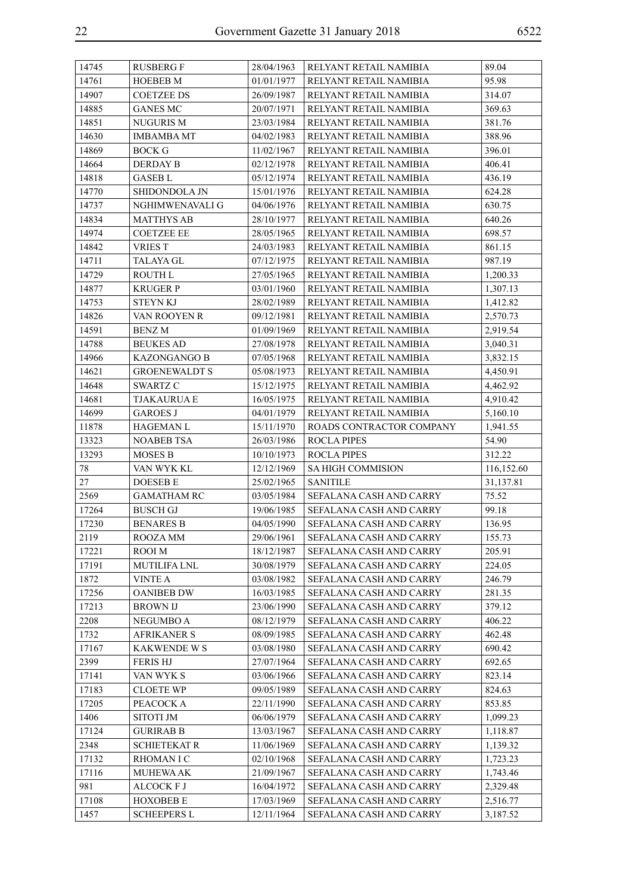| 14745 | RUSBERG F | 28/04/1963 | RELYANT RETAIL NAMIBIA | 89.04 |
|---|---|---|---|---|
| 14761 | HOEBEB M | 01/01/1977 | RELYANT RETAIL NAMIBIA | 95.98 |
| 14907 | COETZEE DS | 26/09/1987 | RELYANT RETAIL NAMIBIA | 314.07 |
| 14885 | GANES MC | 20/07/1971 | RELYANT RETAIL NAMIBIA | 369.63 |
| 14851 | NUGURIS M | 23/03/1984 | RELYANT RETAIL NAMIBIA | 381.76 |
| 14630 | IMBAMBA MT | 04/02/1983 | RELYANT RETAIL NAMIBIA | 388.96 |
| 14869 | BOCK G | 11/02/1967 | RELYANT RETAIL NAMIBIA | 396.01 |
| 14664 | DERDAY B | 02/12/1978 | RELYANT RETAIL NAMIBIA | 406.41 |
| 14818 | GASEB L | 05/12/1974 | RELYANT RETAIL NAMIBIA | 436.19 |
| 14770 | SHIDONDOLA JN | 15/01/1976 | RELYANT RETAIL NAMIBIA | 624.28 |
| 14737 | NGHIMWENAVALI G | 04/06/1976 | RELYANT RETAIL NAMIBIA | 630.75 |
| 14834 | MATTHYS AB | 28/10/1977 | RELYANT RETAIL NAMIBIA | 640.26 |
| 14974 | COETZEE EE | 28/05/1965 | RELYANT RETAIL NAMIBIA | 698.57 |
| 14842 | VRIES T | 24/03/1983 | RELYANT RETAIL NAMIBIA | 861.15 |
| 14711 | TALAYA GL | 07/12/1975 | RELYANT RETAIL NAMIBIA | 987.19 |
| 14729 | ROUTH L | 27/05/1965 | RELYANT RETAIL NAMIBIA | 1,200.33 |
| 14877 | KRUGER P | 03/01/1960 | RELYANT RETAIL NAMIBIA | 1,307.13 |
| 14753 | STEYN KJ | 28/02/1989 | RELYANT RETAIL NAMIBIA | 1,412.82 |
| 14826 | VAN ROOYEN R | 09/12/1981 | RELYANT RETAIL NAMIBIA | 2,570.73 |
| 14591 | BENZ M | 01/09/1969 | RELYANT RETAIL NAMIBIA | 2,919.54 |
| 14788 | BEUKES AD | 27/08/1978 | RELYANT RETAIL NAMIBIA | 3,040.31 |
| 14966 | KAZONGANGO B | 07/05/1968 | RELYANT RETAIL NAMIBIA | 3,832.15 |
| 14621 | GROENEWALDT S | 05/08/1973 | RELYANT RETAIL NAMIBIA | 4,450.91 |
| 14648 | SWARTZ C | 15/12/1975 | RELYANT RETAIL NAMIBIA | 4,462.92 |
| 14681 | TJAKAURUA E | 16/05/1975 | RELYANT RETAIL NAMIBIA | 4,910.42 |
| 14699 | GAROES J | 04/01/1979 | RELYANT RETAIL NAMIBIA | 5,160.10 |
| 11878 | HAGEMAN L | 15/11/1970 | ROADS CONTRACTOR COMPANY | 1,941.55 |
| 13323 | NOABEB TSA | 26/03/1986 | ROCLA PIPES | 54.90 |
| 13293 | MOSES B | 10/10/1973 | ROCLA PIPES | 312.22 |
| 78 | VAN WYK KL | 12/12/1969 | SA HIGH COMMISION | 116,152.60 |
| 27 | DOESEB E | 25/02/1965 | SANITILE | 31,137.81 |
| 2569 | GAMATHAM RC | 03/05/1984 | SEFALANA CASH AND CARRY | 75.52 |
| 17264 | BUSCH GJ | 19/06/1985 | SEFALANA CASH AND CARRY | 99.18 |
| 17230 | BENARES B | 04/05/1990 | SEFALANA CASH AND CARRY | 136.95 |
| 2119 | ROOZA MM | 29/06/1961 | SEFALANA CASH AND CARRY | 155.73 |
| 17221 | ROOI M | 18/12/1987 | SEFALANA CASH AND CARRY | 205.91 |
| 17191 | MUTILIFA LNL | 30/08/1979 | SEFALANA CASH AND CARRY | 224.05 |
| 1872 | VINTE A | 03/08/1982 | SEFALANA CASH AND CARRY | 246.79 |
| 17256 | OANIBEB DW | 16/03/1985 | SEFALANA CASH AND CARRY | 281.35 |
| 17213 | BROWN IJ | 23/06/1990 | SEFALANA CASH AND CARRY | 379.12 |
| 2208 | NEGUMBO A | 08/12/1979 | SEFALANA CASH AND CARRY | 406.22 |
| 1732 | AFRIKANER S | 08/09/1985 | SEFALANA CASH AND CARRY | 462.48 |
| 17167 | KAKWENDE W S | 03/08/1980 | SEFALANA CASH AND CARRY | 690.42 |
| 2399 | FERIS HJ | 27/07/1964 | SEFALANA CASH AND CARRY | 692.65 |
| 17141 | VAN WYK S | 03/06/1966 | SEFALANA CASH AND CARRY | 823.14 |
| 17183 | CLOETE WP | 09/05/1989 | SEFALANA CASH AND CARRY | 824.63 |
| 17205 | PEACOCK A | 22/11/1990 | SEFALANA CASH AND CARRY | 853.85 |
| 1406 | SITOTI JM | 06/06/1979 | SEFALANA CASH AND CARRY | 1,099.23 |
| 17124 | GURIRAB B | 13/03/1967 | SEFALANA CASH AND CARRY | 1,118.87 |
| 2348 | SCHIETEKAT R | 11/06/1969 | SEFALANA CASH AND CARRY | 1,139.32 |
| 17132 | RHOMAN I C | 02/10/1968 | SEFALANA CASH AND CARRY | 1,723.23 |
| 17116 | MUHEWA AK | 21/09/1967 | SEFALANA CASH AND CARRY | 1,743.46 |
| 981 | ALCOCK F J | 16/04/1972 | SEFALANA CASH AND CARRY | 2,329.48 |
| 17108 | HOXOBEB E | 17/03/1969 | SEFALANA CASH AND CARRY | 2,516.77 |
| 1457 | SCHEEPERS L | 12/11/1964 | SEFALANA CASH AND CARRY | 3,187.52 |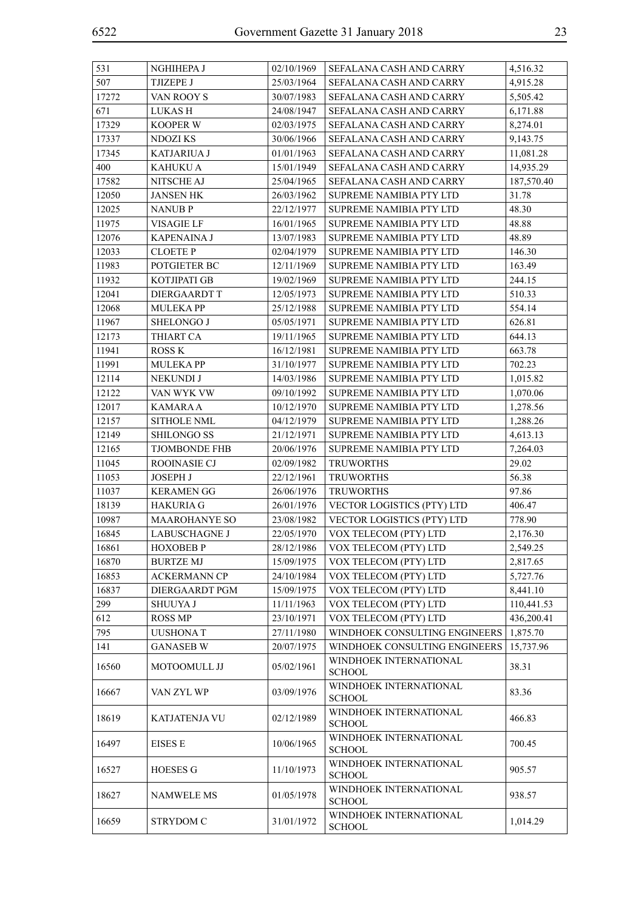| | | | | |
|---|---|---|---|---|
| 531 | NGHIHEPA J | 02/10/1969 | SEFALANA CASH AND CARRY | 4,516.32 |
| 507 | TJIZEPE J | 25/03/1964 | SEFALANA CASH AND CARRY | 4,915.28 |
| 17272 | VAN ROOY S | 30/07/1983 | SEFALANA CASH AND CARRY | 5,505.42 |
| 671 | LUKAS H | 24/08/1947 | SEFALANA CASH AND CARRY | 6,171.88 |
| 17329 | KOOPER W | 02/03/1975 | SEFALANA CASH AND CARRY | 8,274.01 |
| 17337 | NDOZI KS | 30/06/1966 | SEFALANA CASH AND CARRY | 9,143.75 |
| 17345 | KATJARIUA J | 01/01/1963 | SEFALANA CASH AND CARRY | 11,081.28 |
| 400 | KAHUKU A | 15/01/1949 | SEFALANA CASH AND CARRY | 14,935.29 |
| 17582 | NITSCHE AJ | 25/04/1965 | SEFALANA CASH AND CARRY | 187,570.40 |
| 12050 | JANSEN HK | 26/03/1962 | SUPREME NAMIBIA PTY LTD | 31.78 |
| 12025 | NANUB P | 22/12/1977 | SUPREME NAMIBIA PTY LTD | 48.30 |
| 11975 | VISAGIE LF | 16/01/1965 | SUPREME NAMIBIA PTY LTD | 48.88 |
| 12076 | KAPENAINA J | 13/07/1983 | SUPREME NAMIBIA PTY LTD | 48.89 |
| 12033 | CLOETE P | 02/04/1979 | SUPREME NAMIBIA PTY LTD | 146.30 |
| 11983 | POTGIETER BC | 12/11/1969 | SUPREME NAMIBIA PTY LTD | 163.49 |
| 11932 | KOTJIPATI GB | 19/02/1969 | SUPREME NAMIBIA PTY LTD | 244.15 |
| 12041 | DIERGAARDT T | 12/05/1973 | SUPREME NAMIBIA PTY LTD | 510.33 |
| 12068 | MULEKA PP | 25/12/1988 | SUPREME NAMIBIA PTY LTD | 554.14 |
| 11967 | SHELONGO J | 05/05/1971 | SUPREME NAMIBIA PTY LTD | 626.81 |
| 12173 | THIART CA | 19/11/1965 | SUPREME NAMIBIA PTY LTD | 644.13 |
| 11941 | ROSS K | 16/12/1981 | SUPREME NAMIBIA PTY LTD | 663.78 |
| 11991 | MULEKA PP | 31/10/1977 | SUPREME NAMIBIA PTY LTD | 702.23 |
| 12114 | NEKUNDI J | 14/03/1986 | SUPREME NAMIBIA PTY LTD | 1,015.82 |
| 12122 | VAN WYK VW | 09/10/1992 | SUPREME NAMIBIA PTY LTD | 1,070.06 |
| 12017 | KAMARA A | 10/12/1970 | SUPREME NAMIBIA PTY LTD | 1,278.56 |
| 12157 | SITHOLE NML | 04/12/1979 | SUPREME NAMIBIA PTY LTD | 1,288.26 |
| 12149 | SHILONGO SS | 21/12/1971 | SUPREME NAMIBIA PTY LTD | 4,613.13 |
| 12165 | TJOMBONDE FHB | 20/06/1976 | SUPREME NAMIBIA PTY LTD | 7,264.03 |
| 11045 | ROOINASIE CJ | 02/09/1982 | TRUWORTHS | 29.02 |
| 11053 | JOSEPH J | 22/12/1961 | TRUWORTHS | 56.38 |
| 11037 | KERAMEN GG | 26/06/1976 | TRUWORTHS | 97.86 |
| 18139 | HAKURIA G | 26/01/1976 | VECTOR LOGISTICS (PTY) LTD | 406.47 |
| 10987 | MAAROHANYE SO | 23/08/1982 | VECTOR LOGISTICS (PTY) LTD | 778.90 |
| 16845 | LABUSCHAGNE J | 22/05/1970 | VOX TELECOM (PTY) LTD | 2,176.30 |
| 16861 | HOXOBEB P | 28/12/1986 | VOX TELECOM (PTY) LTD | 2,549.25 |
| 16870 | BURTZE MJ | 15/09/1975 | VOX TELECOM (PTY) LTD | 2,817.65 |
| 16853 | ACKERMANN CP | 24/10/1984 | VOX TELECOM (PTY) LTD | 5,727.76 |
| 16837 | DIERGAARDT PGM | 15/09/1975 | VOX TELECOM (PTY) LTD | 8,441.10 |
| 299 | SHUUYA J | 11/11/1963 | VOX TELECOM (PTY) LTD | 110,441.53 |
| 612 | ROSS MP | 23/10/1971 | VOX TELECOM (PTY) LTD | 436,200.41 |
| 795 | UUSHONA T | 27/11/1980 | WINDHOEK CONSULTING ENGINEERS | 1,875.70 |
| 141 | GANASEB W | 20/07/1975 | WINDHOEK CONSULTING ENGINEERS | 15,737.96 |
| 16560 | MOTOOMULL JJ | 05/02/1961 | WINDHOEK INTERNATIONAL SCHOOL | 38.31 |
| 16667 | VAN ZYL WP | 03/09/1976 | WINDHOEK INTERNATIONAL SCHOOL | 83.36 |
| 18619 | KATJATENJA VU | 02/12/1989 | WINDHOEK INTERNATIONAL SCHOOL | 466.83 |
| 16497 | EISES E | 10/06/1965 | WINDHOEK INTERNATIONAL SCHOOL | 700.45 |
| 16527 | HOESES G | 11/10/1973 | WINDHOEK INTERNATIONAL SCHOOL | 905.57 |
| 18627 | NAMWELE MS | 01/05/1978 | WINDHOEK INTERNATIONAL SCHOOL | 938.57 |
| 16659 | STRYDOM C | 31/01/1972 | WINDHOEK INTERNATIONAL SCHOOL | 1,014.29 |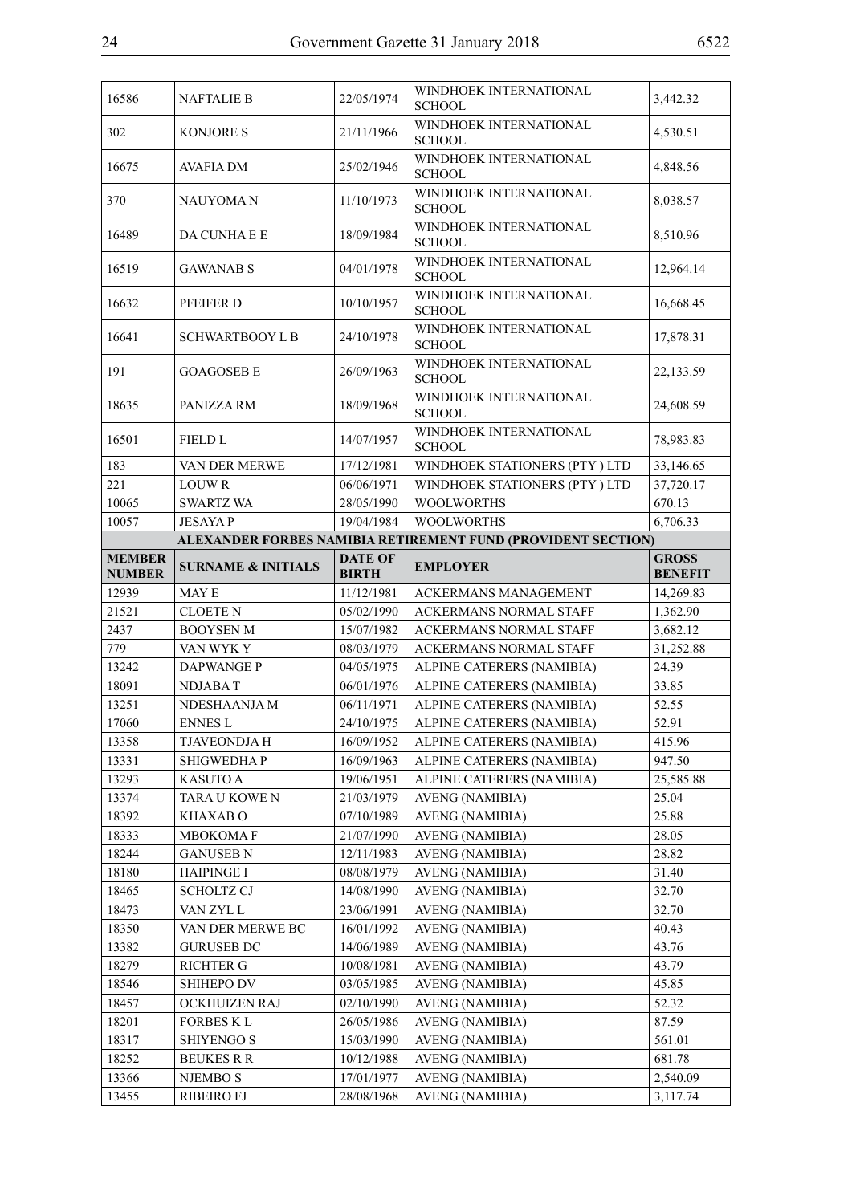| | | | | |
|---|---|---|---|---|
| 16586 | NAFTALIE B | 22/05/1974 | WINDHOEK INTERNATIONAL SCHOOL | 3,442.32 |
| 302 | KONJORE S | 21/11/1966 | WINDHOEK INTERNATIONAL SCHOOL | 4,530.51 |
| 16675 | AVAFIA DM | 25/02/1946 | WINDHOEK INTERNATIONAL SCHOOL | 4,848.56 |
| 370 | NAUYOMA N | 11/10/1973 | WINDHOEK INTERNATIONAL SCHOOL | 8,038.57 |
| 16489 | DA CUNHA E E | 18/09/1984 | WINDHOEK INTERNATIONAL SCHOOL | 8,510.96 |
| 16519 | GAWANAB S | 04/01/1978 | WINDHOEK INTERNATIONAL SCHOOL | 12,964.14 |
| 16632 | PFEIFER D | 10/10/1957 | WINDHOEK INTERNATIONAL SCHOOL | 16,668.45 |
| 16641 | SCHWARTBOOY L B | 24/10/1978 | WINDHOEK INTERNATIONAL SCHOOL | 17,878.31 |
| 191 | GOAGOSEB E | 26/09/1963 | WINDHOEK INTERNATIONAL SCHOOL | 22,133.59 |
| 18635 | PANIZZA RM | 18/09/1968 | WINDHOEK INTERNATIONAL SCHOOL | 24,608.59 |
| 16501 | FIELD L | 14/07/1957 | WINDHOEK INTERNATIONAL SCHOOL | 78,983.83 |
| 183 | VAN DER MERWE | 17/12/1981 | WINDHOEK STATIONERS (PTY ) LTD | 33,146.65 |
| 221 | LOUW R | 06/06/1971 | WINDHOEK STATIONERS (PTY ) LTD | 37,720.17 |
| 10065 | SWARTZ WA | 28/05/1990 | WOOLWORTHS | 670.13 |
| 10057 | JESAYA P | 19/04/1984 | WOOLWORTHS | 6,706.33 |

**ALEXANDER FORBES NAMIBIA RETIREMENT FUND (PROVIDENT SECTION)**

| MEMBER NUMBER | SURNAME & INITIALS | DATE OF BIRTH | EMPLOYER | GROSS BENEFIT |
|---|---|---|---|---|
| 12939 | MAY E | 11/12/1981 | ACKERMANS MANAGEMENT | 14,269.83 |
| 21521 | CLOETE N | 05/02/1990 | ACKERMANS NORMAL STAFF | 1,362.90 |
| 2437 | BOOYSEN M | 15/07/1982 | ACKERMANS NORMAL STAFF | 3,682.12 |
| 779 | VAN WYK Y | 08/03/1979 | ACKERMANS NORMAL STAFF | 31,252.88 |
| 13242 | DAPWANGE P | 04/05/1975 | ALPINE CATERERS (NAMIBIA) | 24.39 |
| 18091 | NDJABA T | 06/01/1976 | ALPINE CATERERS (NAMIBIA) | 33.85 |
| 13251 | NDESHAANJA M | 06/11/1971 | ALPINE CATERERS (NAMIBIA) | 52.55 |
| 17060 | ENNES L | 24/10/1975 | ALPINE CATERERS (NAMIBIA) | 52.91 |
| 13358 | TJAVEONDJA H | 16/09/1952 | ALPINE CATERERS (NAMIBIA) | 415.96 |
| 13331 | SHIGWEDHA P | 16/09/1963 | ALPINE CATERERS (NAMIBIA) | 947.50 |
| 13293 | KASUTO A | 19/06/1951 | ALPINE CATERERS (NAMIBIA) | 25,585.88 |
| 13374 | TARA U KOWE N | 21/03/1979 | AVENG (NAMIBIA) | 25.04 |
| 18392 | KHAXAB O | 07/10/1989 | AVENG (NAMIBIA) | 25.88 |
| 18333 | MBOKOMA F | 21/07/1990 | AVENG (NAMIBIA) | 28.05 |
| 18244 | GANUSEB N | 12/11/1983 | AVENG (NAMIBIA) | 28.82 |
| 18180 | HAIPINGE I | 08/08/1979 | AVENG (NAMIBIA) | 31.40 |
| 18465 | SCHOLTZ CJ | 14/08/1990 | AVENG (NAMIBIA) | 32.70 |
| 18473 | VAN ZYL L | 23/06/1991 | AVENG (NAMIBIA) | 32.70 |
| 18350 | VAN DER MERWE BC | 16/01/1992 | AVENG (NAMIBIA) | 40.43 |
| 13382 | GURUSEB DC | 14/06/1989 | AVENG (NAMIBIA) | 43.76 |
| 18279 | RICHTER G | 10/08/1981 | AVENG (NAMIBIA) | 43.79 |
| 18546 | SHIHEPO DV | 03/05/1985 | AVENG (NAMIBIA) | 45.85 |
| 18457 | OCKHUIZEN RAJ | 02/10/1990 | AVENG (NAMIBIA) | 52.32 |
| 18201 | FORBES K L | 26/05/1986 | AVENG (NAMIBIA) | 87.59 |
| 18317 | SHIYENGO S | 15/03/1990 | AVENG (NAMIBIA) | 561.01 |
| 18252 | BEUKES R R | 10/12/1988 | AVENG (NAMIBIA) | 681.78 |
| 13366 | NJEMBO S | 17/01/1977 | AVENG (NAMIBIA) | 2,540.09 |
| 13455 | RIBEIRO FJ | 28/08/1968 | AVENG (NAMIBIA) | 3,117.74 |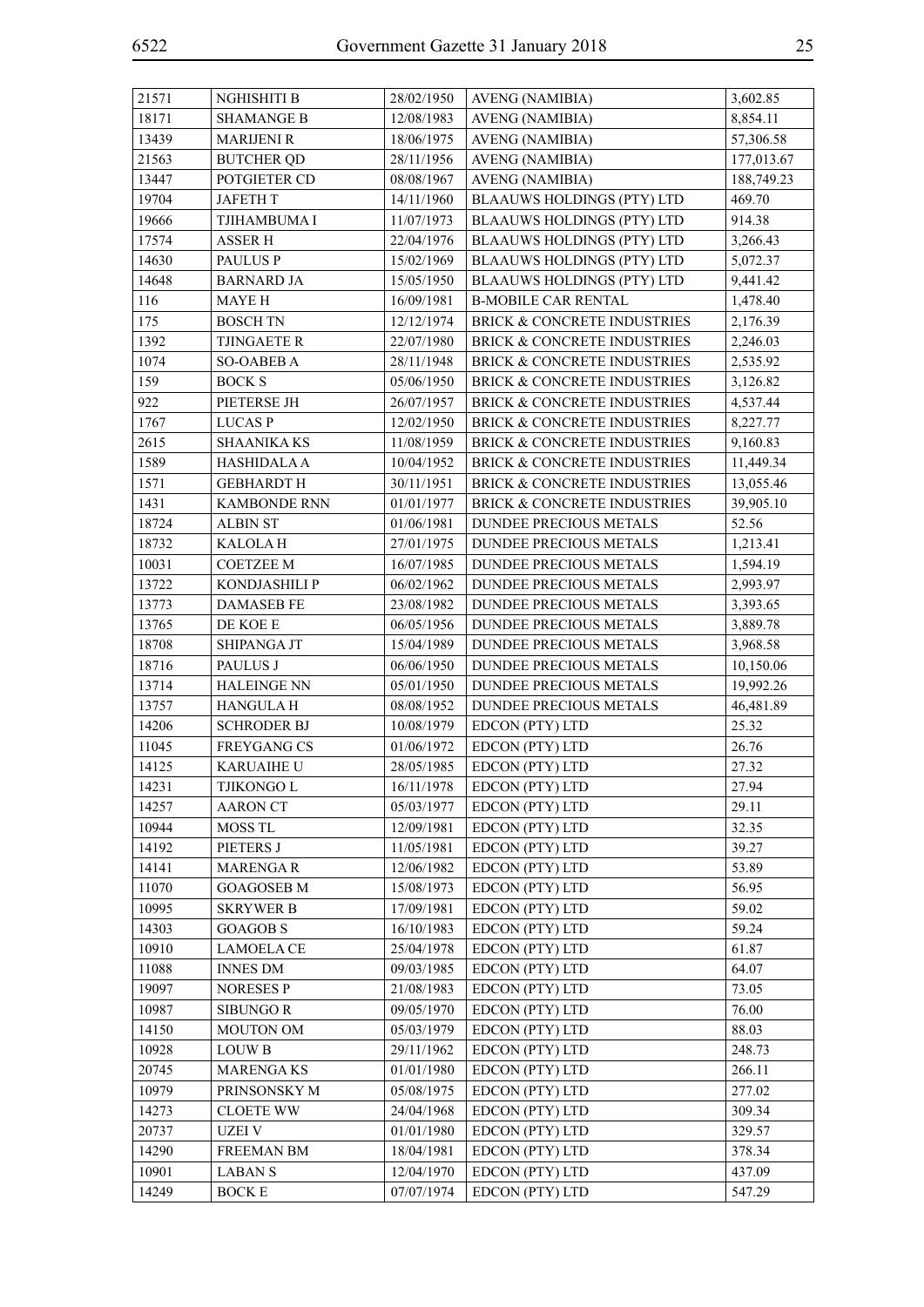| 21571 | NGHISHITI B | 28/02/1950 | AVENG (NAMIBIA) | 3,602.85 |
|---|---|---|---|---|
| 18171 | SHAMANGE B | 12/08/1983 | AVENG (NAMIBIA) | 8,854.11 |
| 13439 | MARIJENI R | 18/06/1975 | AVENG (NAMIBIA) | 57,306.58 |
| 21563 | BUTCHER QD | 28/11/1956 | AVENG (NAMIBIA) | 177,013.67 |
| 13447 | POTGIETER CD | 08/08/1967 | AVENG (NAMIBIA) | 188,749.23 |
| 19704 | JAFETH T | 14/11/1960 | BLAAUWS HOLDINGS (PTY) LTD | 469.70 |
| 19666 | TJIHAMBUMA I | 11/07/1973 | BLAAUWS HOLDINGS (PTY) LTD | 914.38 |
| 17574 | ASSER H | 22/04/1976 | BLAAUWS HOLDINGS (PTY) LTD | 3,266.43 |
| 14630 | PAULUS P | 15/02/1969 | BLAAUWS HOLDINGS (PTY) LTD | 5,072.37 |
| 14648 | BARNARD JA | 15/05/1950 | BLAAUWS HOLDINGS (PTY) LTD | 9,441.42 |
| 116 | MAYE H | 16/09/1981 | B-MOBILE CAR RENTAL | 1,478.40 |
| 175 | BOSCH TN | 12/12/1974 | BRICK & CONCRETE INDUSTRIES | 2,176.39 |
| 1392 | TJINGAETE R | 22/07/1980 | BRICK & CONCRETE INDUSTRIES | 2,246.03 |
| 1074 | SO-OABEB A | 28/11/1948 | BRICK & CONCRETE INDUSTRIES | 2,535.92 |
| 159 | BOCK S | 05/06/1950 | BRICK & CONCRETE INDUSTRIES | 3,126.82 |
| 922 | PIETERSE JH | 26/07/1957 | BRICK & CONCRETE INDUSTRIES | 4,537.44 |
| 1767 | LUCAS P | 12/02/1950 | BRICK & CONCRETE INDUSTRIES | 8,227.77 |
| 2615 | SHAANIKA KS | 11/08/1959 | BRICK & CONCRETE INDUSTRIES | 9,160.83 |
| 1589 | HASHIDALA A | 10/04/1952 | BRICK & CONCRETE INDUSTRIES | 11,449.34 |
| 1571 | GEBHARDT H | 30/11/1951 | BRICK & CONCRETE INDUSTRIES | 13,055.46 |
| 1431 | KAMBONDE RNN | 01/01/1977 | BRICK & CONCRETE INDUSTRIES | 39,905.10 |
| 18724 | ALBIN ST | 01/06/1981 | DUNDEE PRECIOUS METALS | 52.56 |
| 18732 | KALOLA H | 27/01/1975 | DUNDEE PRECIOUS METALS | 1,213.41 |
| 10031 | COETZEE M | 16/07/1985 | DUNDEE PRECIOUS METALS | 1,594.19 |
| 13722 | KONDJASHILI P | 06/02/1962 | DUNDEE PRECIOUS METALS | 2,993.97 |
| 13773 | DAMASEB FE | 23/08/1982 | DUNDEE PRECIOUS METALS | 3,393.65 |
| 13765 | DE KOE E | 06/05/1956 | DUNDEE PRECIOUS METALS | 3,889.78 |
| 18708 | SHIPANGA JT | 15/04/1989 | DUNDEE PRECIOUS METALS | 3,968.58 |
| 18716 | PAULUS J | 06/06/1950 | DUNDEE PRECIOUS METALS | 10,150.06 |
| 13714 | HALEINGE NN | 05/01/1950 | DUNDEE PRECIOUS METALS | 19,992.26 |
| 13757 | HANGULA H | 08/08/1952 | DUNDEE PRECIOUS METALS | 46,481.89 |
| 14206 | SCHRODER BJ | 10/08/1979 | EDCON (PTY) LTD | 25.32 |
| 11045 | FREYGANG CS | 01/06/1972 | EDCON (PTY) LTD | 26.76 |
| 14125 | KARUAIHE U | 28/05/1985 | EDCON (PTY) LTD | 27.32 |
| 14231 | TJIKONGO L | 16/11/1978 | EDCON (PTY) LTD | 27.94 |
| 14257 | AARON CT | 05/03/1977 | EDCON (PTY) LTD | 29.11 |
| 10944 | MOSS TL | 12/09/1981 | EDCON (PTY) LTD | 32.35 |
| 14192 | PIETERS J | 11/05/1981 | EDCON (PTY) LTD | 39.27 |
| 14141 | MARENGA R | 12/06/1982 | EDCON (PTY) LTD | 53.89 |
| 11070 | GOAGOSEB M | 15/08/1973 | EDCON (PTY) LTD | 56.95 |
| 10995 | SKRYWER B | 17/09/1981 | EDCON (PTY) LTD | 59.02 |
| 14303 | GOAGOB S | 16/10/1983 | EDCON (PTY) LTD | 59.24 |
| 10910 | LAMOELA CE | 25/04/1978 | EDCON (PTY) LTD | 61.87 |
| 11088 | INNES DM | 09/03/1985 | EDCON (PTY) LTD | 64.07 |
| 19097 | NORESES P | 21/08/1983 | EDCON (PTY) LTD | 73.05 |
| 10987 | SIBUNGO R | 09/05/1970 | EDCON (PTY) LTD | 76.00 |
| 14150 | MOUTON OM | 05/03/1979 | EDCON (PTY) LTD | 88.03 |
| 10928 | LOUW B | 29/11/1962 | EDCON (PTY) LTD | 248.73 |
| 20745 | MARENGA KS | 01/01/1980 | EDCON (PTY) LTD | 266.11 |
| 10979 | PRINSONSKY M | 05/08/1975 | EDCON (PTY) LTD | 277.02 |
| 14273 | CLOETE WW | 24/04/1968 | EDCON (PTY) LTD | 309.34 |
| 20737 | UZEI V | 01/01/1980 | EDCON (PTY) LTD | 329.57 |
| 14290 | FREEMAN BM | 18/04/1981 | EDCON (PTY) LTD | 378.34 |
| 10901 | LABAN S | 12/04/1970 | EDCON (PTY) LTD | 437.09 |
| 14249 | BOCK E | 07/07/1974 | EDCON (PTY) LTD | 547.29 |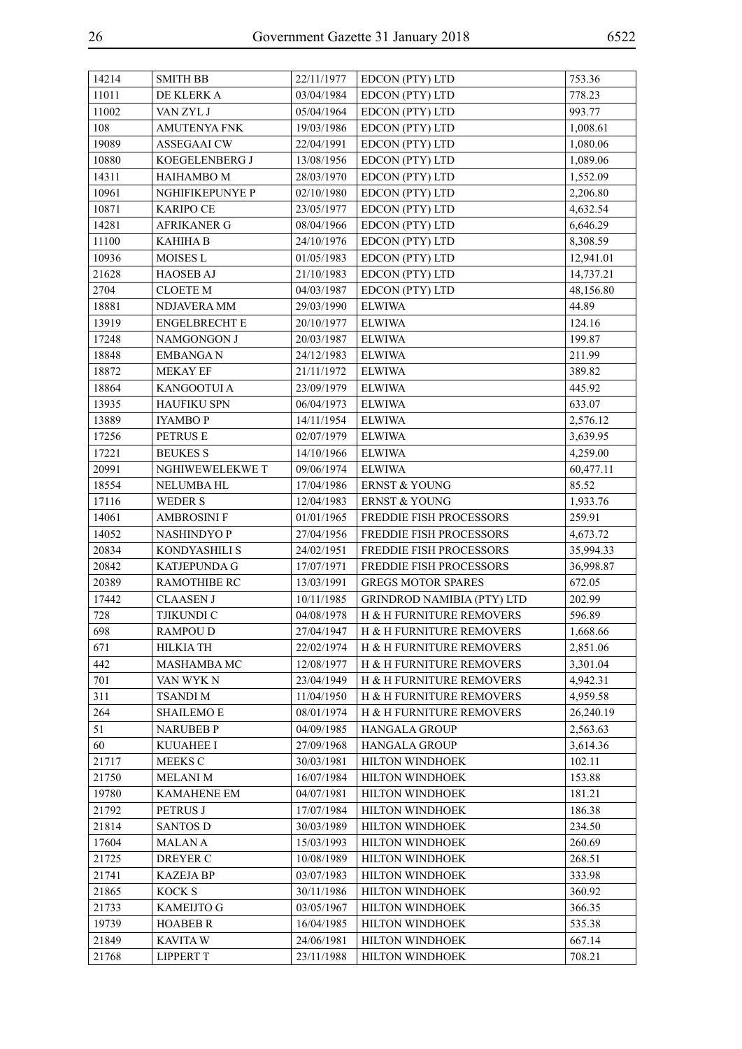| 14214 | SMITH BB | 22/11/1977 | EDCON (PTY) LTD | 753.36 |
|---|---|---|---|---|
| 11011 | DE KLERK A | 03/04/1984 | EDCON (PTY) LTD | 778.23 |
| 11002 | VAN ZYL J | 05/04/1964 | EDCON (PTY) LTD | 993.77 |
| 108 | AMUTENYA FNK | 19/03/1986 | EDCON (PTY) LTD | 1,008.61 |
| 19089 | ASSEGAAI CW | 22/04/1991 | EDCON (PTY) LTD | 1,080.06 |
| 10880 | KOEGELENBERG J | 13/08/1956 | EDCON (PTY) LTD | 1,089.06 |
| 14311 | HAIHAMBO M | 28/03/1970 | EDCON (PTY) LTD | 1,552.09 |
| 10961 | NGHIFIKEPUNYE P | 02/10/1980 | EDCON (PTY) LTD | 2,206.80 |
| 10871 | KARIPO CE | 23/05/1977 | EDCON (PTY) LTD | 4,632.54 |
| 14281 | AFRIKANER G | 08/04/1966 | EDCON (PTY) LTD | 6,646.29 |
| 11100 | KAHIHA B | 24/10/1976 | EDCON (PTY) LTD | 8,308.59 |
| 10936 | MOISES L | 01/05/1983 | EDCON (PTY) LTD | 12,941.01 |
| 21628 | HAOSEB AJ | 21/10/1983 | EDCON (PTY) LTD | 14,737.21 |
| 2704 | CLOETE M | 04/03/1987 | EDCON (PTY) LTD | 48,156.80 |
| 18881 | NDJAVERA MM | 29/03/1990 | ELWIWA | 44.89 |
| 13919 | ENGELBRECHT E | 20/10/1977 | ELWIWA | 124.16 |
| 17248 | NAMGONGON J | 20/03/1987 | ELWIWA | 199.87 |
| 18848 | EMBANGA N | 24/12/1983 | ELWIWA | 211.99 |
| 18872 | MEKAY EF | 21/11/1972 | ELWIWA | 389.82 |
| 18864 | KANGOOTUI A | 23/09/1979 | ELWIWA | 445.92 |
| 13935 | HAUFIKU SPN | 06/04/1973 | ELWIWA | 633.07 |
| 13889 | IYAMBO P | 14/11/1954 | ELWIWA | 2,576.12 |
| 17256 | PETRUS E | 02/07/1979 | ELWIWA | 3,639.95 |
| 17221 | BEUKES S | 14/10/1966 | ELWIWA | 4,259.00 |
| 20991 | NGHIWEWELEKWE T | 09/06/1974 | ELWIWA | 60,477.11 |
| 18554 | NELUMBA HL | 17/04/1986 | ERNST & YOUNG | 85.52 |
| 17116 | WEDER S | 12/04/1983 | ERNST & YOUNG | 1,933.76 |
| 14061 | AMBROSINI F | 01/01/1965 | FREDDIE FISH PROCESSORS | 259.91 |
| 14052 | NASHINDYO P | 27/04/1956 | FREDDIE FISH PROCESSORS | 4,673.72 |
| 20834 | KONDYASHILI S | 24/02/1951 | FREDDIE FISH PROCESSORS | 35,994.33 |
| 20842 | KATJEPUNDA G | 17/07/1971 | FREDDIE FISH PROCESSORS | 36,998.87 |
| 20389 | RAMOTHIBE RC | 13/03/1991 | GREGS MOTOR SPARES | 672.05 |
| 17442 | CLAASEN J | 10/11/1985 | GRINDROD NAMIBIA (PTY) LTD | 202.99 |
| 728 | TJIKUNDI C | 04/08/1978 | H & H FURNITURE REMOVERS | 596.89 |
| 698 | RAMPOU D | 27/04/1947 | H & H FURNITURE REMOVERS | 1,668.66 |
| 671 | HILKIA TH | 22/02/1974 | H & H FURNITURE REMOVERS | 2,851.06 |
| 442 | MASHAMBA MC | 12/08/1977 | H & H FURNITURE REMOVERS | 3,301.04 |
| 701 | VAN WYK N | 23/04/1949 | H & H FURNITURE REMOVERS | 4,942.31 |
| 311 | TSANDI M | 11/04/1950 | H & H FURNITURE REMOVERS | 4,959.58 |
| 264 | SHAILEMO E | 08/01/1974 | H & H FURNITURE REMOVERS | 26,240.19 |
| 51 | NARUBEB P | 04/09/1985 | HANGALA GROUP | 2,563.63 |
| 60 | KUUAHEE I | 27/09/1968 | HANGALA GROUP | 3,614.36 |
| 21717 | MEEKS C | 30/03/1981 | HILTON WINDHOEK | 102.11 |
| 21750 | MELANI M | 16/07/1984 | HILTON WINDHOEK | 153.88 |
| 19780 | KAMAHENE EM | 04/07/1981 | HILTON WINDHOEK | 181.21 |
| 21792 | PETRUS J | 17/07/1984 | HILTON WINDHOEK | 186.38 |
| 21814 | SANTOS D | 30/03/1989 | HILTON WINDHOEK | 234.50 |
| 17604 | MALAN A | 15/03/1993 | HILTON WINDHOEK | 260.69 |
| 21725 | DREYER C | 10/08/1989 | HILTON WINDHOEK | 268.51 |
| 21741 | KAZEJA BP | 03/07/1983 | HILTON WINDHOEK | 333.98 |
| 21865 | KOCK S | 30/11/1986 | HILTON WINDHOEK | 360.92 |
| 21733 | KAMEIJTO G | 03/05/1967 | HILTON WINDHOEK | 366.35 |
| 19739 | HOABEB R | 16/04/1985 | HILTON WINDHOEK | 535.38 |
| 21849 | KAVITA W | 24/06/1981 | HILTON WINDHOEK | 667.14 |
| 21768 | LIPPERT T | 23/11/1988 | HILTON WINDHOEK | 708.21 |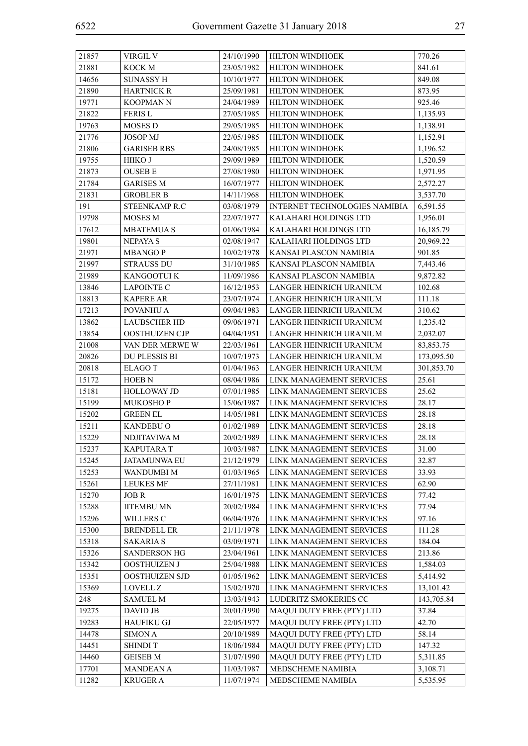| 21857 | VIRGIL V | 24/10/1990 | HILTON WINDHOEK | 770.26 |
|---|---|---|---|---|
| 21881 | KOCK M | 23/05/1982 | HILTON WINDHOEK | 841.61 |
| 14656 | SUNASSY H | 10/10/1977 | HILTON WINDHOEK | 849.08 |
| 21890 | HARTNICK R | 25/09/1981 | HILTON WINDHOEK | 873.95 |
| 19771 | KOOPMAN N | 24/04/1989 | HILTON WINDHOEK | 925.46 |
| 21822 | FERIS L | 27/05/1985 | HILTON WINDHOEK | 1,135.93 |
| 19763 | MOSES D | 29/05/1985 | HILTON WINDHOEK | 1,138.91 |
| 21776 | JOSOP MJ | 22/05/1985 | HILTON WINDHOEK | 1,152.91 |
| 21806 | GARISEB RBS | 24/08/1985 | HILTON WINDHOEK | 1,196.52 |
| 19755 | HIIKO J | 29/09/1989 | HILTON WINDHOEK | 1,520.59 |
| 21873 | OUSEB E | 27/08/1980 | HILTON WINDHOEK | 1,971.95 |
| 21784 | GARISES M | 16/07/1977 | HILTON WINDHOEK | 2,572.27 |
| 21831 | GROBLER B | 14/11/1968 | HILTON WINDHOEK | 3,537.70 |
| 191 | STEENKAMP R.C | 03/08/1979 | INTERNET TECHNOLOGIES NAMIBIA | 6,591.55 |
| 19798 | MOSES M | 22/07/1977 | KALAHARI HOLDINGS LTD | 1,956.01 |
| 17612 | MBATEMUA S | 01/06/1984 | KALAHARI HOLDINGS LTD | 16,185.79 |
| 19801 | NEPAYA S | 02/08/1947 | KALAHARI HOLDINGS LTD | 20,969.22 |
| 21971 | MBANGO P | 10/02/1978 | KANSAI PLASCON NAMIBIA | 901.85 |
| 21997 | STRAUSS DU | 31/10/1985 | KANSAI PLASCON NAMIBIA | 7,443.46 |
| 21989 | KANGOOTUI K | 11/09/1986 | KANSAI PLASCON NAMIBIA | 9,872.82 |
| 13846 | LAPOINTE C | 16/12/1953 | LANGER HEINRICH URANIUM | 102.68 |
| 18813 | KAPERE AR | 23/07/1974 | LANGER HEINRICH URANIUM | 111.18 |
| 17213 | POVANHU A | 09/04/1983 | LANGER HEINRICH URANIUM | 310.62 |
| 13862 | LAUBSCHER HD | 09/06/1971 | LANGER HEINRICH URANIUM | 1,235.42 |
| 13854 | OOSTHUIZEN CJP | 04/04/1951 | LANGER HEINRICH URANIUM | 2,032.07 |
| 21008 | VAN DER MERWE W | 22/03/1961 | LANGER HEINRICH URANIUM | 83,853.75 |
| 20826 | DU PLESSIS BI | 10/07/1973 | LANGER HEINRICH URANIUM | 173,095.50 |
| 20818 | ELAGO T | 01/04/1963 | LANGER HEINRICH URANIUM | 301,853.70 |
| 15172 | HOEB N | 08/04/1986 | LINK MANAGEMENT SERVICES | 25.61 |
| 15181 | HOLLOWAY JD | 07/01/1985 | LINK MANAGEMENT SERVICES | 25.62 |
| 15199 | MUKOSHO P | 15/06/1987 | LINK MANAGEMENT SERVICES | 28.17 |
| 15202 | GREEN EL | 14/05/1981 | LINK MANAGEMENT SERVICES | 28.18 |
| 15211 | KANDEBU O | 01/02/1989 | LINK MANAGEMENT SERVICES | 28.18 |
| 15229 | NDJITAVIWA M | 20/02/1989 | LINK MANAGEMENT SERVICES | 28.18 |
| 15237 | KAPUTARA T | 10/03/1987 | LINK MANAGEMENT SERVICES | 31.00 |
| 15245 | JATAMUNWA EU | 21/12/1979 | LINK MANAGEMENT SERVICES | 32.87 |
| 15253 | WANDUMBI M | 01/03/1965 | LINK MANAGEMENT SERVICES | 33.93 |
| 15261 | LEUKES MF | 27/11/1981 | LINK MANAGEMENT SERVICES | 62.90 |
| 15270 | JOB R | 16/01/1975 | LINK MANAGEMENT SERVICES | 77.42 |
| 15288 | IITEMBU MN | 20/02/1984 | LINK MANAGEMENT SERVICES | 77.94 |
| 15296 | WILLERS C | 06/04/1976 | LINK MANAGEMENT SERVICES | 97.16 |
| 15300 | BRENDELL ER | 21/11/1978 | LINK MANAGEMENT SERVICES | 111.28 |
| 15318 | SAKARIA S | 03/09/1971 | LINK MANAGEMENT SERVICES | 184.04 |
| 15326 | SANDERSON HG | 23/04/1961 | LINK MANAGEMENT SERVICES | 213.86 |
| 15342 | OOSTHUIZEN J | 25/04/1988 | LINK MANAGEMENT SERVICES | 1,584.03 |
| 15351 | OOSTHUIZEN SJD | 01/05/1962 | LINK MANAGEMENT SERVICES | 5,414.92 |
| 15369 | LOVELL Z | 15/02/1970 | LINK MANAGEMENT SERVICES | 13,101.42 |
| 248 | SAMUEL M | 13/03/1943 | LUDERITZ SMOKERIES CC | 143,705.84 |
| 19275 | DAVID JB | 20/01/1990 | MAQUI DUTY FREE (PTY) LTD | 37.84 |
| 19283 | HAUFIKU GJ | 22/05/1977 | MAQUI DUTY FREE (PTY) LTD | 42.70 |
| 14478 | SIMON A | 20/10/1989 | MAQUI DUTY FREE (PTY) LTD | 58.14 |
| 14451 | SHINDI T | 18/06/1984 | MAQUI DUTY FREE (PTY) LTD | 147.32 |
| 14460 | GEISEB M | 31/07/1990 | MAQUI DUTY FREE (PTY) LTD | 5,311.85 |
| 17701 | MANDEAN A | 11/03/1987 | MEDSCHEME NAMIBIA | 3,108.71 |
| 11282 | KRUGER A | 11/07/1974 | MEDSCHEME NAMIBIA | 5,535.95 |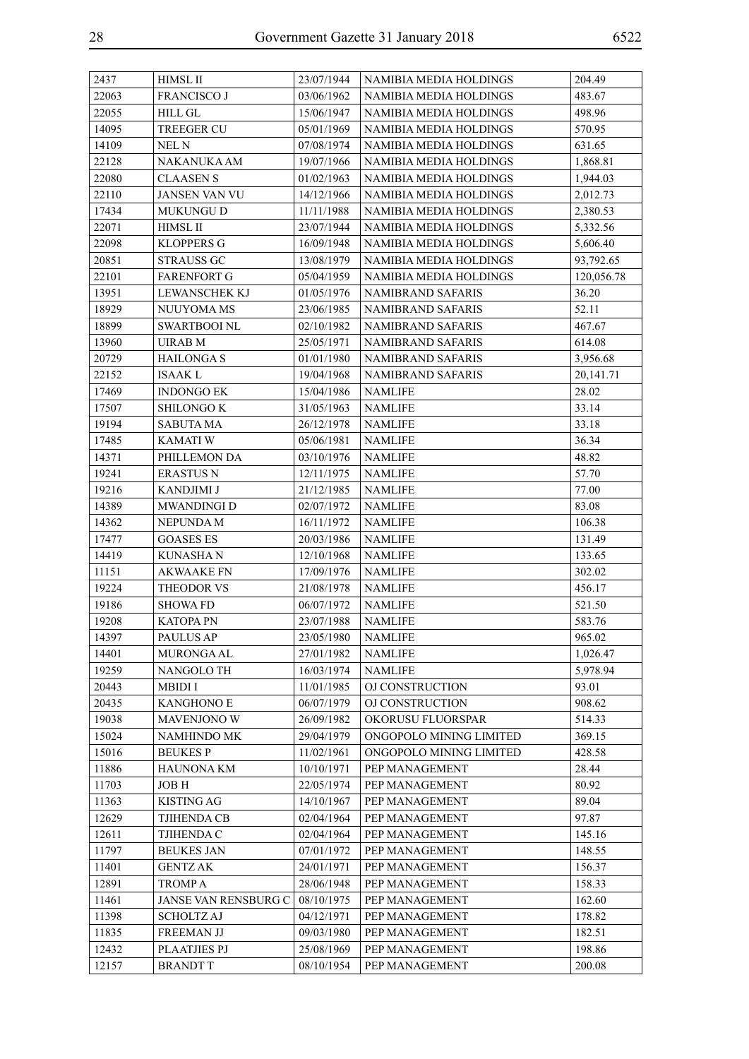| 2437 | HIMSL II | 23/07/1944 | NAMIBIA MEDIA HOLDINGS | 204.49 |
|---|---|---|---|---|
| 22063 | FRANCISCO J | 03/06/1962 | NAMIBIA MEDIA HOLDINGS | 483.67 |
| 22055 | HILL GL | 15/06/1947 | NAMIBIA MEDIA HOLDINGS | 498.96 |
| 14095 | TREEGER CU | 05/01/1969 | NAMIBIA MEDIA HOLDINGS | 570.95 |
| 14109 | NEL N | 07/08/1974 | NAMIBIA MEDIA HOLDINGS | 631.65 |
| 22128 | NAKANUKA AM | 19/07/1966 | NAMIBIA MEDIA HOLDINGS | 1,868.81 |
| 22080 | CLAASEN S | 01/02/1963 | NAMIBIA MEDIA HOLDINGS | 1,944.03 |
| 22110 | JANSEN VAN VU | 14/12/1966 | NAMIBIA MEDIA HOLDINGS | 2,012.73 |
| 17434 | MUKUNGU D | 11/11/1988 | NAMIBIA MEDIA HOLDINGS | 2,380.53 |
| 22071 | HIMSL II | 23/07/1944 | NAMIBIA MEDIA HOLDINGS | 5,332.56 |
| 22098 | KLOPPERS G | 16/09/1948 | NAMIBIA MEDIA HOLDINGS | 5,606.40 |
| 20851 | STRAUSS GC | 13/08/1979 | NAMIBIA MEDIA HOLDINGS | 93,792.65 |
| 22101 | FARENFORT G | 05/04/1959 | NAMIBIA MEDIA HOLDINGS | 120,056.78 |
| 13951 | LEWANSCHEK KJ | 01/05/1976 | NAMIBRAND SAFARIS | 36.20 |
| 18929 | NUUYOMA MS | 23/06/1985 | NAMIBRAND SAFARIS | 52.11 |
| 18899 | SWARTBOOI NL | 02/10/1982 | NAMIBRAND SAFARIS | 467.67 |
| 13960 | UIRAB M | 25/05/1971 | NAMIBRAND SAFARIS | 614.08 |
| 20729 | HAILONGA S | 01/01/1980 | NAMIBRAND SAFARIS | 3,956.68 |
| 22152 | ISAAK L | 19/04/1968 | NAMIBRAND SAFARIS | 20,141.71 |
| 17469 | INDONGO EK | 15/04/1986 | NAMLIFE | 28.02 |
| 17507 | SHILONGO K | 31/05/1963 | NAMLIFE | 33.14 |
| 19194 | SABUTA MA | 26/12/1978 | NAMLIFE | 33.18 |
| 17485 | KAMATI W | 05/06/1981 | NAMLIFE | 36.34 |
| 14371 | PHILLEMON DA | 03/10/1976 | NAMLIFE | 48.82 |
| 19241 | ERASTUS N | 12/11/1975 | NAMLIFE | 57.70 |
| 19216 | KANDJIMI J | 21/12/1985 | NAMLIFE | 77.00 |
| 14389 | MWANDINGI D | 02/07/1972 | NAMLIFE | 83.08 |
| 14362 | NEPUNDA M | 16/11/1972 | NAMLIFE | 106.38 |
| 17477 | GOASES ES | 20/03/1986 | NAMLIFE | 131.49 |
| 14419 | KUNASHA N | 12/10/1968 | NAMLIFE | 133.65 |
| 11151 | AKWAAKE FN | 17/09/1976 | NAMLIFE | 302.02 |
| 19224 | THEODOR VS | 21/08/1978 | NAMLIFE | 456.17 |
| 19186 | SHOWA FD | 06/07/1972 | NAMLIFE | 521.50 |
| 19208 | KATOPA PN | 23/07/1988 | NAMLIFE | 583.76 |
| 14397 | PAULUS AP | 23/05/1980 | NAMLIFE | 965.02 |
| 14401 | MURONGA AL | 27/01/1982 | NAMLIFE | 1,026.47 |
| 19259 | NANGOLO TH | 16/03/1974 | NAMLIFE | 5,978.94 |
| 20443 | MBIDI I | 11/01/1985 | OJ CONSTRUCTION | 93.01 |
| 20435 | KANGHONO E | 06/07/1979 | OJ CONSTRUCTION | 908.62 |
| 19038 | MAVENJONO W | 26/09/1982 | OKORUSU FLUORSPAR | 514.33 |
| 15024 | NAMHINDO MK | 29/04/1979 | ONGOPOLO MINING LIMITED | 369.15 |
| 15016 | BEUKES P | 11/02/1961 | ONGOPOLO MINING LIMITED | 428.58 |
| 11886 | HAUNONA KM | 10/10/1971 | PEP MANAGEMENT | 28.44 |
| 11703 | JOB H | 22/05/1974 | PEP MANAGEMENT | 80.92 |
| 11363 | KISTING AG | 14/10/1967 | PEP MANAGEMENT | 89.04 |
| 12629 | TJIHENDA CB | 02/04/1964 | PEP MANAGEMENT | 97.87 |
| 12611 | TJIHENDA C | 02/04/1964 | PEP MANAGEMENT | 145.16 |
| 11797 | BEUKES JAN | 07/01/1972 | PEP MANAGEMENT | 148.55 |
| 11401 | GENTZ AK | 24/01/1971 | PEP MANAGEMENT | 156.37 |
| 12891 | TROMP A | 28/06/1948 | PEP MANAGEMENT | 158.33 |
| 11461 | JANSE VAN RENSBURG C | 08/10/1975 | PEP MANAGEMENT | 162.60 |
| 11398 | SCHOLTZ AJ | 04/12/1971 | PEP MANAGEMENT | 178.82 |
| 11835 | FREEMAN JJ | 09/03/1980 | PEP MANAGEMENT | 182.51 |
| 12432 | PLAATJIES PJ | 25/08/1969 | PEP MANAGEMENT | 198.86 |
| 12157 | BRANDT T | 08/10/1954 | PEP MANAGEMENT | 200.08 |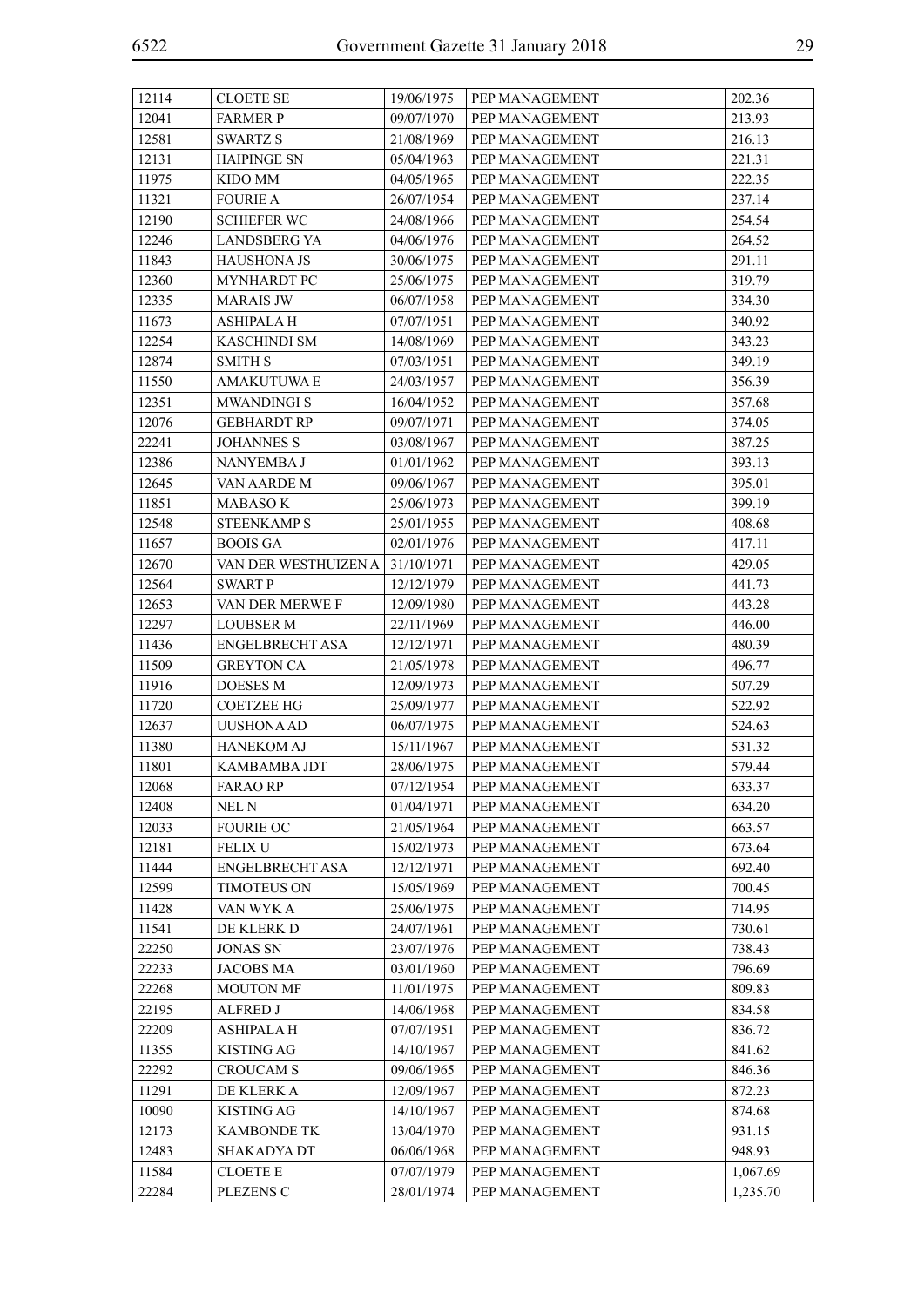| | | | | |
|---|---|---|---|---|
| 12114 | CLOETE SE | 19/06/1975 | PEP MANAGEMENT | 202.36 |
| 12041 | FARMER P | 09/07/1970 | PEP MANAGEMENT | 213.93 |
| 12581 | SWARTZ S | 21/08/1969 | PEP MANAGEMENT | 216.13 |
| 12131 | HAIPINGE SN | 05/04/1963 | PEP MANAGEMENT | 221.31 |
| 11975 | KIDO MM | 04/05/1965 | PEP MANAGEMENT | 222.35 |
| 11321 | FOURIE A | 26/07/1954 | PEP MANAGEMENT | 237.14 |
| 12190 | SCHIEFER WC | 24/08/1966 | PEP MANAGEMENT | 254.54 |
| 12246 | LANDSBERG YA | 04/06/1976 | PEP MANAGEMENT | 264.52 |
| 11843 | HAUSHONA JS | 30/06/1975 | PEP MANAGEMENT | 291.11 |
| 12360 | MYNHARDT PC | 25/06/1975 | PEP MANAGEMENT | 319.79 |
| 12335 | MARAIS JW | 06/07/1958 | PEP MANAGEMENT | 334.30 |
| 11673 | ASHIPALA H | 07/07/1951 | PEP MANAGEMENT | 340.92 |
| 12254 | KASCHINDI SM | 14/08/1969 | PEP MANAGEMENT | 343.23 |
| 12874 | SMITH S | 07/03/1951 | PEP MANAGEMENT | 349.19 |
| 11550 | AMAKUTUWA E | 24/03/1957 | PEP MANAGEMENT | 356.39 |
| 12351 | MWANDINGI S | 16/04/1952 | PEP MANAGEMENT | 357.68 |
| 12076 | GEBHARDT RP | 09/07/1971 | PEP MANAGEMENT | 374.05 |
| 22241 | JOHANNES S | 03/08/1967 | PEP MANAGEMENT | 387.25 |
| 12386 | NANYEMBA J | 01/01/1962 | PEP MANAGEMENT | 393.13 |
| 12645 | VAN AARDE M | 09/06/1967 | PEP MANAGEMENT | 395.01 |
| 11851 | MABASO K | 25/06/1973 | PEP MANAGEMENT | 399.19 |
| 12548 | STEENKAMP S | 25/01/1955 | PEP MANAGEMENT | 408.68 |
| 11657 | BOOIS GA | 02/01/1976 | PEP MANAGEMENT | 417.11 |
| 12670 | VAN DER WESTHUIZEN A | 31/10/1971 | PEP MANAGEMENT | 429.05 |
| 12564 | SWART P | 12/12/1979 | PEP MANAGEMENT | 441.73 |
| 12653 | VAN DER MERWE F | 12/09/1980 | PEP MANAGEMENT | 443.28 |
| 12297 | LOUBSER M | 22/11/1969 | PEP MANAGEMENT | 446.00 |
| 11436 | ENGELBRECHT ASA | 12/12/1971 | PEP MANAGEMENT | 480.39 |
| 11509 | GREYTON CA | 21/05/1978 | PEP MANAGEMENT | 496.77 |
| 11916 | DOESES M | 12/09/1973 | PEP MANAGEMENT | 507.29 |
| 11720 | COETZEE HG | 25/09/1977 | PEP MANAGEMENT | 522.92 |
| 12637 | UUSHONA AD | 06/07/1975 | PEP MANAGEMENT | 524.63 |
| 11380 | HANEKOM AJ | 15/11/1967 | PEP MANAGEMENT | 531.32 |
| 11801 | KAMBAMBA JDT | 28/06/1975 | PEP MANAGEMENT | 579.44 |
| 12068 | FARAO RP | 07/12/1954 | PEP MANAGEMENT | 633.37 |
| 12408 | NEL N | 01/04/1971 | PEP MANAGEMENT | 634.20 |
| 12033 | FOURIE OC | 21/05/1964 | PEP MANAGEMENT | 663.57 |
| 12181 | FELIX U | 15/02/1973 | PEP MANAGEMENT | 673.64 |
| 11444 | ENGELBRECHT ASA | 12/12/1971 | PEP MANAGEMENT | 692.40 |
| 12599 | TIMOTEUS ON | 15/05/1969 | PEP MANAGEMENT | 700.45 |
| 11428 | VAN WYK A | 25/06/1975 | PEP MANAGEMENT | 714.95 |
| 11541 | DE KLERK D | 24/07/1961 | PEP MANAGEMENT | 730.61 |
| 22250 | JONAS SN | 23/07/1976 | PEP MANAGEMENT | 738.43 |
| 22233 | JACOBS MA | 03/01/1960 | PEP MANAGEMENT | 796.69 |
| 22268 | MOUTON MF | 11/01/1975 | PEP MANAGEMENT | 809.83 |
| 22195 | ALFRED J | 14/06/1968 | PEP MANAGEMENT | 834.58 |
| 22209 | ASHIPALA H | 07/07/1951 | PEP MANAGEMENT | 836.72 |
| 11355 | KISTING AG | 14/10/1967 | PEP MANAGEMENT | 841.62 |
| 22292 | CROUCAM S | 09/06/1965 | PEP MANAGEMENT | 846.36 |
| 11291 | DE KLERK A | 12/09/1967 | PEP MANAGEMENT | 872.23 |
| 10090 | KISTING AG | 14/10/1967 | PEP MANAGEMENT | 874.68 |
| 12173 | KAMBONDE TK | 13/04/1970 | PEP MANAGEMENT | 931.15 |
| 12483 | SHAKADYA DT | 06/06/1968 | PEP MANAGEMENT | 948.93 |
| 11584 | CLOETE E | 07/07/1979 | PEP MANAGEMENT | 1,067.69 |
| 22284 | PLEZENS C | 28/01/1974 | PEP MANAGEMENT | 1,235.70 |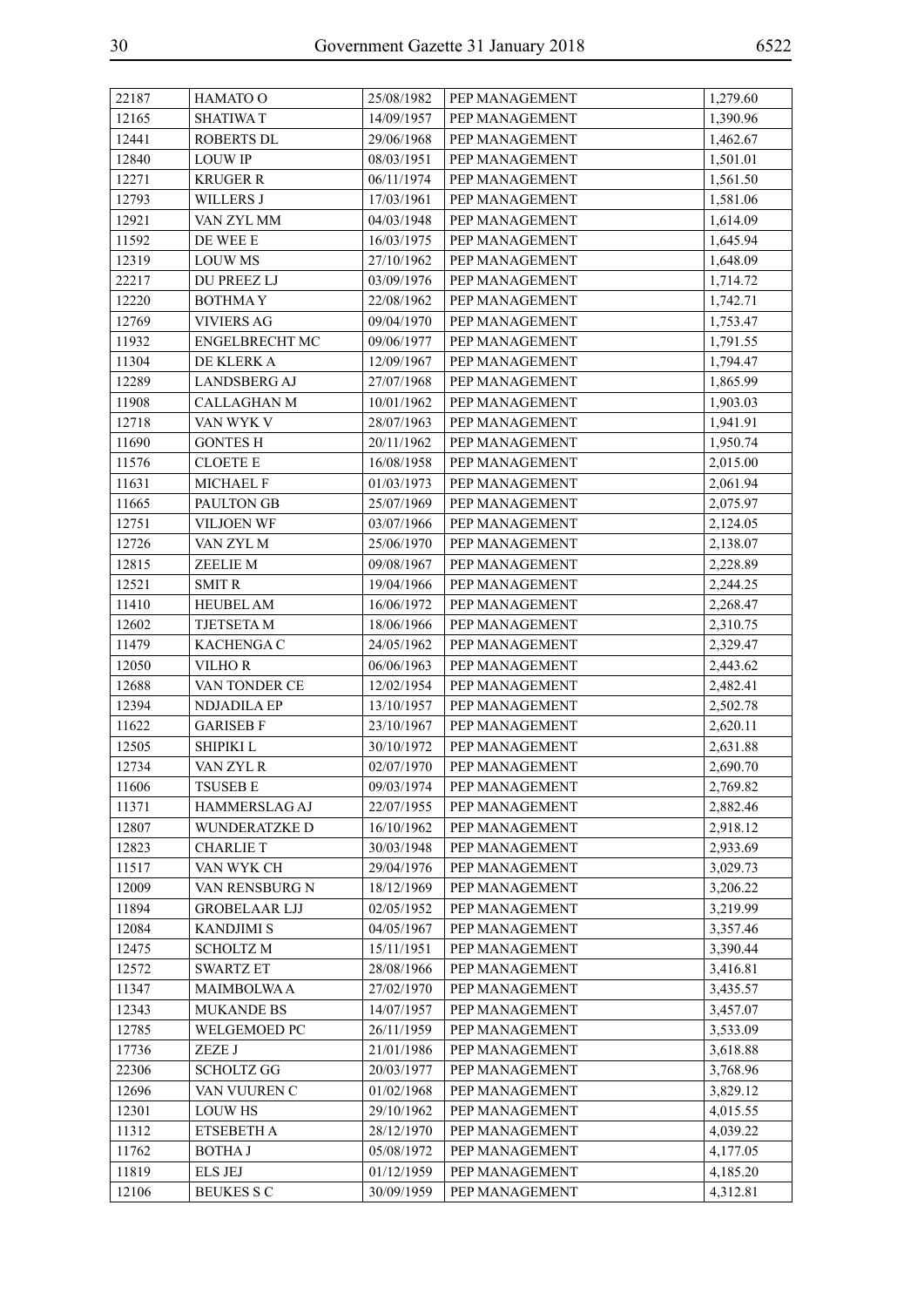| 22187 | HAMATO O | 25/08/1982 | PEP MANAGEMENT | 1,279.60 |
|---|---|---|---|---|
| 12165 | SHATIWA T | 14/09/1957 | PEP MANAGEMENT | 1,390.96 |
| 12441 | ROBERTS DL | 29/06/1968 | PEP MANAGEMENT | 1,462.67 |
| 12840 | LOUW IP | 08/03/1951 | PEP MANAGEMENT | 1,501.01 |
| 12271 | KRUGER R | 06/11/1974 | PEP MANAGEMENT | 1,561.50 |
| 12793 | WILLERS J | 17/03/1961 | PEP MANAGEMENT | 1,581.06 |
| 12921 | VAN ZYL MM | 04/03/1948 | PEP MANAGEMENT | 1,614.09 |
| 11592 | DE WEE E | 16/03/1975 | PEP MANAGEMENT | 1,645.94 |
| 12319 | LOUW MS | 27/10/1962 | PEP MANAGEMENT | 1,648.09 |
| 22217 | DU PREEZ LJ | 03/09/1976 | PEP MANAGEMENT | 1,714.72 |
| 12220 | BOTHMA Y | 22/08/1962 | PEP MANAGEMENT | 1,742.71 |
| 12769 | VIVIERS AG | 09/04/1970 | PEP MANAGEMENT | 1,753.47 |
| 11932 | ENGELBRECHT MC | 09/06/1977 | PEP MANAGEMENT | 1,791.55 |
| 11304 | DE KLERK A | 12/09/1967 | PEP MANAGEMENT | 1,794.47 |
| 12289 | LANDSBERG AJ | 27/07/1968 | PEP MANAGEMENT | 1,865.99 |
| 11908 | CALLAGHAN M | 10/01/1962 | PEP MANAGEMENT | 1,903.03 |
| 12718 | VAN WYK V | 28/07/1963 | PEP MANAGEMENT | 1,941.91 |
| 11690 | GONTES H | 20/11/1962 | PEP MANAGEMENT | 1,950.74 |
| 11576 | CLOETE E | 16/08/1958 | PEP MANAGEMENT | 2,015.00 |
| 11631 | MICHAEL F | 01/03/1973 | PEP MANAGEMENT | 2,061.94 |
| 11665 | PAULTON GB | 25/07/1969 | PEP MANAGEMENT | 2,075.97 |
| 12751 | VILJOEN WF | 03/07/1966 | PEP MANAGEMENT | 2,124.05 |
| 12726 | VAN ZYL M | 25/06/1970 | PEP MANAGEMENT | 2,138.07 |
| 12815 | ZEELIE M | 09/08/1967 | PEP MANAGEMENT | 2,228.89 |
| 12521 | SMIT R | 19/04/1966 | PEP MANAGEMENT | 2,244.25 |
| 11410 | HEUBEL AM | 16/06/1972 | PEP MANAGEMENT | 2,268.47 |
| 12602 | TJETSETA M | 18/06/1966 | PEP MANAGEMENT | 2,310.75 |
| 11479 | KACHENGA C | 24/05/1962 | PEP MANAGEMENT | 2,329.47 |
| 12050 | VILHO R | 06/06/1963 | PEP MANAGEMENT | 2,443.62 |
| 12688 | VAN TONDER CE | 12/02/1954 | PEP MANAGEMENT | 2,482.41 |
| 12394 | NDJADILA EP | 13/10/1957 | PEP MANAGEMENT | 2,502.78 |
| 11622 | GARISEB F | 23/10/1967 | PEP MANAGEMENT | 2,620.11 |
| 12505 | SHIPIKI L | 30/10/1972 | PEP MANAGEMENT | 2,631.88 |
| 12734 | VAN ZYL R | 02/07/1970 | PEP MANAGEMENT | 2,690.70 |
| 11606 | TSUSEB E | 09/03/1974 | PEP MANAGEMENT | 2,769.82 |
| 11371 | HAMMERSLAG AJ | 22/07/1955 | PEP MANAGEMENT | 2,882.46 |
| 12807 | WUNDERATZKE D | 16/10/1962 | PEP MANAGEMENT | 2,918.12 |
| 12823 | CHARLIE T | 30/03/1948 | PEP MANAGEMENT | 2,933.69 |
| 11517 | VAN WYK CH | 29/04/1976 | PEP MANAGEMENT | 3,029.73 |
| 12009 | VAN RENSBURG N | 18/12/1969 | PEP MANAGEMENT | 3,206.22 |
| 11894 | GROBELAAR LJJ | 02/05/1952 | PEP MANAGEMENT | 3,219.99 |
| 12084 | KANDJIMI S | 04/05/1967 | PEP MANAGEMENT | 3,357.46 |
| 12475 | SCHOLTZ M | 15/11/1951 | PEP MANAGEMENT | 3,390.44 |
| 12572 | SWARTZ ET | 28/08/1966 | PEP MANAGEMENT | 3,416.81 |
| 11347 | MAIMBOLWA A | 27/02/1970 | PEP MANAGEMENT | 3,435.57 |
| 12343 | MUKANDE BS | 14/07/1957 | PEP MANAGEMENT | 3,457.07 |
| 12785 | WELGEMOED PC | 26/11/1959 | PEP MANAGEMENT | 3,533.09 |
| 17736 | ZEZE J | 21/01/1986 | PEP MANAGEMENT | 3,618.88 |
| 22306 | SCHOLTZ GG | 20/03/1977 | PEP MANAGEMENT | 3,768.96 |
| 12696 | VAN VUUREN C | 01/02/1968 | PEP MANAGEMENT | 3,829.12 |
| 12301 | LOUW HS | 29/10/1962 | PEP MANAGEMENT | 4,015.55 |
| 11312 | ETSEBETH A | 28/12/1970 | PEP MANAGEMENT | 4,039.22 |
| 11762 | BOTHA J | 05/08/1972 | PEP MANAGEMENT | 4,177.05 |
| 11819 | ELS JEJ | 01/12/1959 | PEP MANAGEMENT | 4,185.20 |
| 12106 | BEUKES S C | 30/09/1959 | PEP MANAGEMENT | 4,312.81 |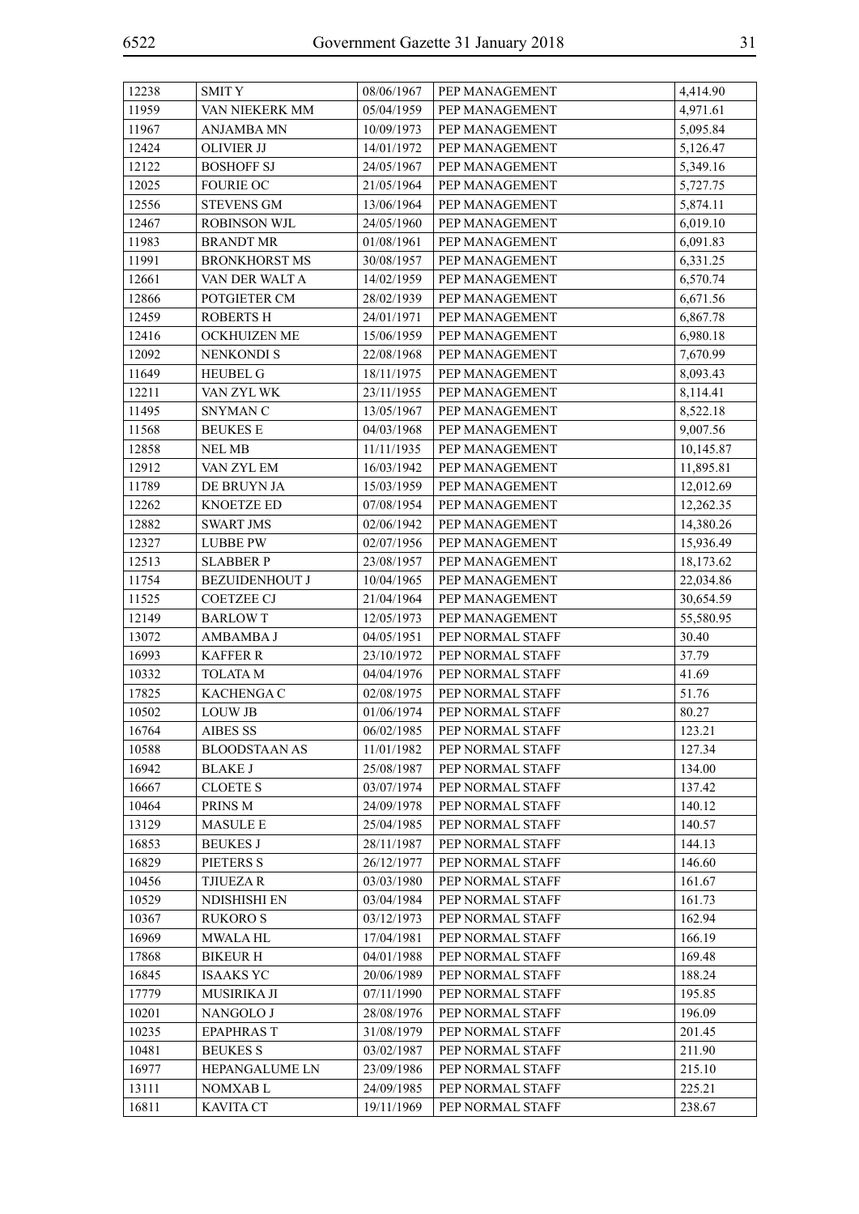| 12238 | SMIT Y | 08/06/1967 | PEP MANAGEMENT | 4,414.90 |
|---|---|---|---|---|
| 11959 | VAN NIEKERK MM | 05/04/1959 | PEP MANAGEMENT | 4,971.61 |
| 11967 | ANJAMBA MN | 10/09/1973 | PEP MANAGEMENT | 5,095.84 |
| 12424 | OLIVIER JJ | 14/01/1972 | PEP MANAGEMENT | 5,126.47 |
| 12122 | BOSHOFF SJ | 24/05/1967 | PEP MANAGEMENT | 5,349.16 |
| 12025 | FOURIE OC | 21/05/1964 | PEP MANAGEMENT | 5,727.75 |
| 12556 | STEVENS GM | 13/06/1964 | PEP MANAGEMENT | 5,874.11 |
| 12467 | ROBINSON WJL | 24/05/1960 | PEP MANAGEMENT | 6,019.10 |
| 11983 | BRANDT MR | 01/08/1961 | PEP MANAGEMENT | 6,091.83 |
| 11991 | BRONKHORST MS | 30/08/1957 | PEP MANAGEMENT | 6,331.25 |
| 12661 | VAN DER WALT A | 14/02/1959 | PEP MANAGEMENT | 6,570.74 |
| 12866 | POTGIETER CM | 28/02/1939 | PEP MANAGEMENT | 6,671.56 |
| 12459 | ROBERTS H | 24/01/1971 | PEP MANAGEMENT | 6,867.78 |
| 12416 | OCKHUIZEN ME | 15/06/1959 | PEP MANAGEMENT | 6,980.18 |
| 12092 | NENKONDI S | 22/08/1968 | PEP MANAGEMENT | 7,670.99 |
| 11649 | HEUBEL G | 18/11/1975 | PEP MANAGEMENT | 8,093.43 |
| 12211 | VAN ZYL WK | 23/11/1955 | PEP MANAGEMENT | 8,114.41 |
| 11495 | SNYMAN C | 13/05/1967 | PEP MANAGEMENT | 8,522.18 |
| 11568 | BEUKES E | 04/03/1968 | PEP MANAGEMENT | 9,007.56 |
| 12858 | NEL MB | 11/11/1935 | PEP MANAGEMENT | 10,145.87 |
| 12912 | VAN ZYL EM | 16/03/1942 | PEP MANAGEMENT | 11,895.81 |
| 11789 | DE BRUYN JA | 15/03/1959 | PEP MANAGEMENT | 12,012.69 |
| 12262 | KNOETZE ED | 07/08/1954 | PEP MANAGEMENT | 12,262.35 |
| 12882 | SWART JMS | 02/06/1942 | PEP MANAGEMENT | 14,380.26 |
| 12327 | LUBBE PW | 02/07/1956 | PEP MANAGEMENT | 15,936.49 |
| 12513 | SLABBER P | 23/08/1957 | PEP MANAGEMENT | 18,173.62 |
| 11754 | BEZUIDENHOUT J | 10/04/1965 | PEP MANAGEMENT | 22,034.86 |
| 11525 | COETZEE CJ | 21/04/1964 | PEP MANAGEMENT | 30,654.59 |
| 12149 | BARLOW T | 12/05/1973 | PEP MANAGEMENT | 55,580.95 |
| 13072 | AMBAMBA J | 04/05/1951 | PEP NORMAL STAFF | 30.40 |
| 16993 | KAFFER R | 23/10/1972 | PEP NORMAL STAFF | 37.79 |
| 10332 | TOLATA M | 04/04/1976 | PEP NORMAL STAFF | 41.69 |
| 17825 | KACHENGA C | 02/08/1975 | PEP NORMAL STAFF | 51.76 |
| 10502 | LOUW JB | 01/06/1974 | PEP NORMAL STAFF | 80.27 |
| 16764 | AIBES SS | 06/02/1985 | PEP NORMAL STAFF | 123.21 |
| 10588 | BLOODSTAAN AS | 11/01/1982 | PEP NORMAL STAFF | 127.34 |
| 16942 | BLAKE J | 25/08/1987 | PEP NORMAL STAFF | 134.00 |
| 16667 | CLOETE S | 03/07/1974 | PEP NORMAL STAFF | 137.42 |
| 10464 | PRINS M | 24/09/1978 | PEP NORMAL STAFF | 140.12 |
| 13129 | MASULE E | 25/04/1985 | PEP NORMAL STAFF | 140.57 |
| 16853 | BEUKES J | 28/11/1987 | PEP NORMAL STAFF | 144.13 |
| 16829 | PIETERS S | 26/12/1977 | PEP NORMAL STAFF | 146.60 |
| 10456 | TJIUEZA R | 03/03/1980 | PEP NORMAL STAFF | 161.67 |
| 10529 | NDISHISHI EN | 03/04/1984 | PEP NORMAL STAFF | 161.73 |
| 10367 | RUKORO S | 03/12/1973 | PEP NORMAL STAFF | 162.94 |
| 16969 | MWALA HL | 17/04/1981 | PEP NORMAL STAFF | 166.19 |
| 17868 | BIKEUR H | 04/01/1988 | PEP NORMAL STAFF | 169.48 |
| 16845 | ISAAKS YC | 20/06/1989 | PEP NORMAL STAFF | 188.24 |
| 17779 | MUSIRIKA JI | 07/11/1990 | PEP NORMAL STAFF | 195.85 |
| 10201 | NANGOLO J | 28/08/1976 | PEP NORMAL STAFF | 196.09 |
| 10235 | EPAPHRAS T | 31/08/1979 | PEP NORMAL STAFF | 201.45 |
| 10481 | BEUKES S | 03/02/1987 | PEP NORMAL STAFF | 211.90 |
| 16977 | HEPANGALUME LN | 23/09/1986 | PEP NORMAL STAFF | 215.10 |
| 13111 | NOMXAB L | 24/09/1985 | PEP NORMAL STAFF | 225.21 |
| 16811 | KAVITA CT | 19/11/1969 | PEP NORMAL STAFF | 238.67 |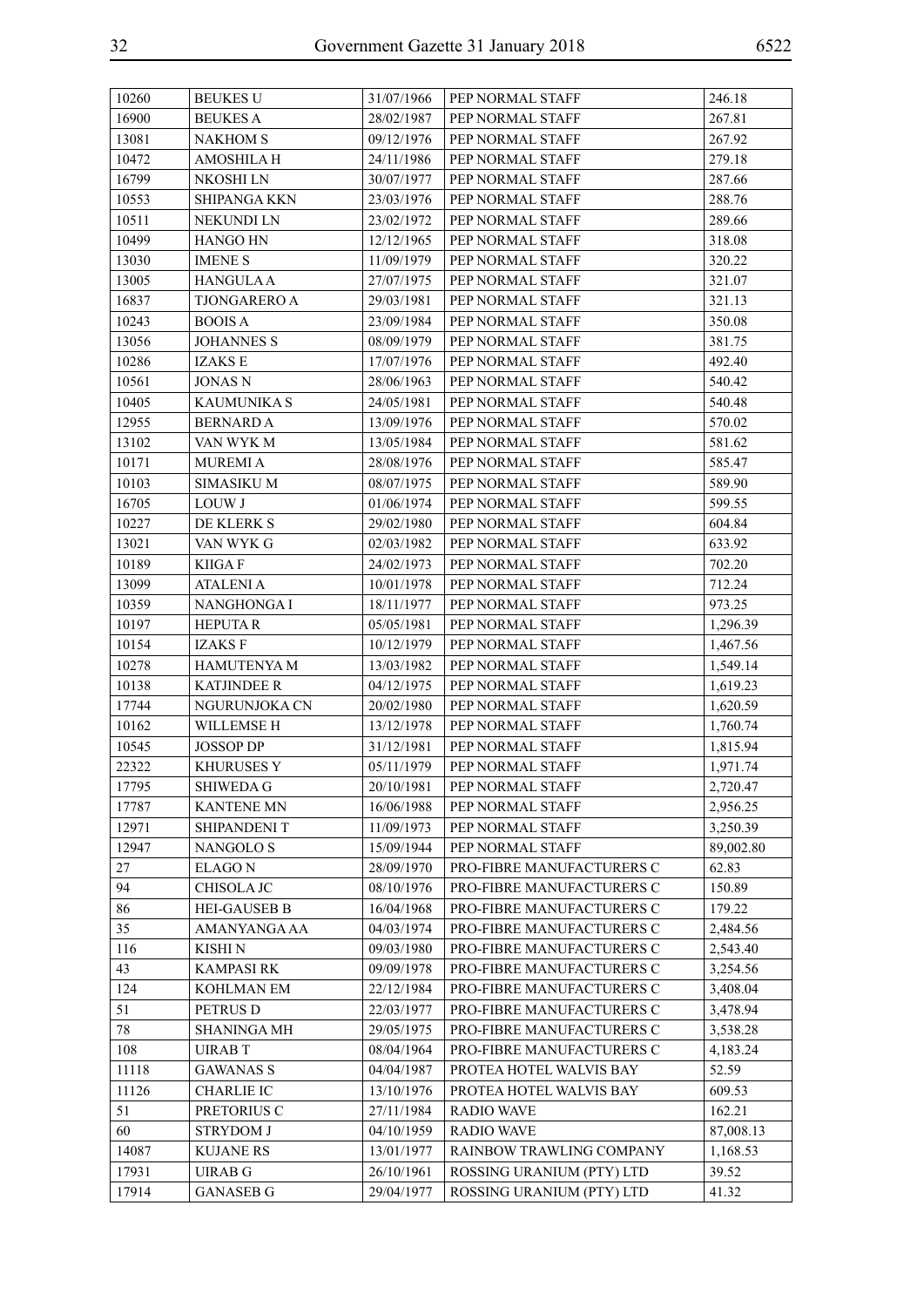| 10260 | BEUKES U | 31/07/1966 | PEP NORMAL STAFF | 246.18 |
|---|---|---|---|---|
| 16900 | BEUKES A | 28/02/1987 | PEP NORMAL STAFF | 267.81 |
| 13081 | NAKHOM S | 09/12/1976 | PEP NORMAL STAFF | 267.92 |
| 10472 | AMOSHILA H | 24/11/1986 | PEP NORMAL STAFF | 279.18 |
| 16799 | NKOSHI LN | 30/07/1977 | PEP NORMAL STAFF | 287.66 |
| 10553 | SHIPANGA KKN | 23/03/1976 | PEP NORMAL STAFF | 288.76 |
| 10511 | NEKUNDI LN | 23/02/1972 | PEP NORMAL STAFF | 289.66 |
| 10499 | HANGO HN | 12/12/1965 | PEP NORMAL STAFF | 318.08 |
| 13030 | IMENE S | 11/09/1979 | PEP NORMAL STAFF | 320.22 |
| 13005 | HANGULA A | 27/07/1975 | PEP NORMAL STAFF | 321.07 |
| 16837 | TJONGARERO A | 29/03/1981 | PEP NORMAL STAFF | 321.13 |
| 10243 | BOOIS A | 23/09/1984 | PEP NORMAL STAFF | 350.08 |
| 13056 | JOHANNES S | 08/09/1979 | PEP NORMAL STAFF | 381.75 |
| 10286 | IZAKS E | 17/07/1976 | PEP NORMAL STAFF | 492.40 |
| 10561 | JONAS N | 28/06/1963 | PEP NORMAL STAFF | 540.42 |
| 10405 | KAUMUNIKA S | 24/05/1981 | PEP NORMAL STAFF | 540.48 |
| 12955 | BERNARD A | 13/09/1976 | PEP NORMAL STAFF | 570.02 |
| 13102 | VAN WYK M | 13/05/1984 | PEP NORMAL STAFF | 581.62 |
| 10171 | MUREMI A | 28/08/1976 | PEP NORMAL STAFF | 585.47 |
| 10103 | SIMASIKU M | 08/07/1975 | PEP NORMAL STAFF | 589.90 |
| 16705 | LOUW J | 01/06/1974 | PEP NORMAL STAFF | 599.55 |
| 10227 | DE KLERK S | 29/02/1980 | PEP NORMAL STAFF | 604.84 |
| 13021 | VAN WYK G | 02/03/1982 | PEP NORMAL STAFF | 633.92 |
| 10189 | KIIGA F | 24/02/1973 | PEP NORMAL STAFF | 702.20 |
| 13099 | ATALENI A | 10/01/1978 | PEP NORMAL STAFF | 712.24 |
| 10359 | NANGHONGA I | 18/11/1977 | PEP NORMAL STAFF | 973.25 |
| 10197 | HEPUTA R | 05/05/1981 | PEP NORMAL STAFF | 1,296.39 |
| 10154 | IZAKS F | 10/12/1979 | PEP NORMAL STAFF | 1,467.56 |
| 10278 | HAMUTENYA M | 13/03/1982 | PEP NORMAL STAFF | 1,549.14 |
| 10138 | KATJINDEE R | 04/12/1975 | PEP NORMAL STAFF | 1,619.23 |
| 17744 | NGURUNJOKA CN | 20/02/1980 | PEP NORMAL STAFF | 1,620.59 |
| 10162 | WILLEMSE H | 13/12/1978 | PEP NORMAL STAFF | 1,760.74 |
| 10545 | JOSSOP DP | 31/12/1981 | PEP NORMAL STAFF | 1,815.94 |
| 22322 | KHURUSES Y | 05/11/1979 | PEP NORMAL STAFF | 1,971.74 |
| 17795 | SHIWEDA G | 20/10/1981 | PEP NORMAL STAFF | 2,720.47 |
| 17787 | KANTENE MN | 16/06/1988 | PEP NORMAL STAFF | 2,956.25 |
| 12971 | SHIPANDENI T | 11/09/1973 | PEP NORMAL STAFF | 3,250.39 |
| 12947 | NANGOLO S | 15/09/1944 | PEP NORMAL STAFF | 89,002.80 |
| 27 | ELAGO N | 28/09/1970 | PRO-FIBRE MANUFACTURERS C | 62.83 |
| 94 | CHISOLA JC | 08/10/1976 | PRO-FIBRE MANUFACTURERS C | 150.89 |
| 86 | HEI-GAUSEB B | 16/04/1968 | PRO-FIBRE MANUFACTURERS C | 179.22 |
| 35 | AMANYANGA AA | 04/03/1974 | PRO-FIBRE MANUFACTURERS C | 2,484.56 |
| 116 | KISHI N | 09/03/1980 | PRO-FIBRE MANUFACTURERS C | 2,543.40 |
| 43 | KAMPASI RK | 09/09/1978 | PRO-FIBRE MANUFACTURERS C | 3,254.56 |
| 124 | KOHLMAN EM | 22/12/1984 | PRO-FIBRE MANUFACTURERS C | 3,408.04 |
| 51 | PETRUS D | 22/03/1977 | PRO-FIBRE MANUFACTURERS C | 3,478.94 |
| 78 | SHANINGA MH | 29/05/1975 | PRO-FIBRE MANUFACTURERS C | 3,538.28 |
| 108 | UIRAB T | 08/04/1964 | PRO-FIBRE MANUFACTURERS C | 4,183.24 |
| 11118 | GAWANAS S | 04/04/1987 | PROTEA HOTEL WALVIS BAY | 52.59 |
| 11126 | CHARLIE IC | 13/10/1976 | PROTEA HOTEL WALVIS BAY | 609.53 |
| 51 | PRETORIUS C | 27/11/1984 | RADIO WAVE | 162.21 |
| 60 | STRYDOM J | 04/10/1959 | RADIO WAVE | 87,008.13 |
| 14087 | KUJANE RS | 13/01/1977 | RAINBOW TRAWLING COMPANY | 1,168.53 |
| 17931 | UIRAB G | 26/10/1961 | ROSSING URANIUM (PTY) LTD | 39.52 |
| 17914 | GANASEB G | 29/04/1977 | ROSSING URANIUM (PTY) LTD | 41.32 |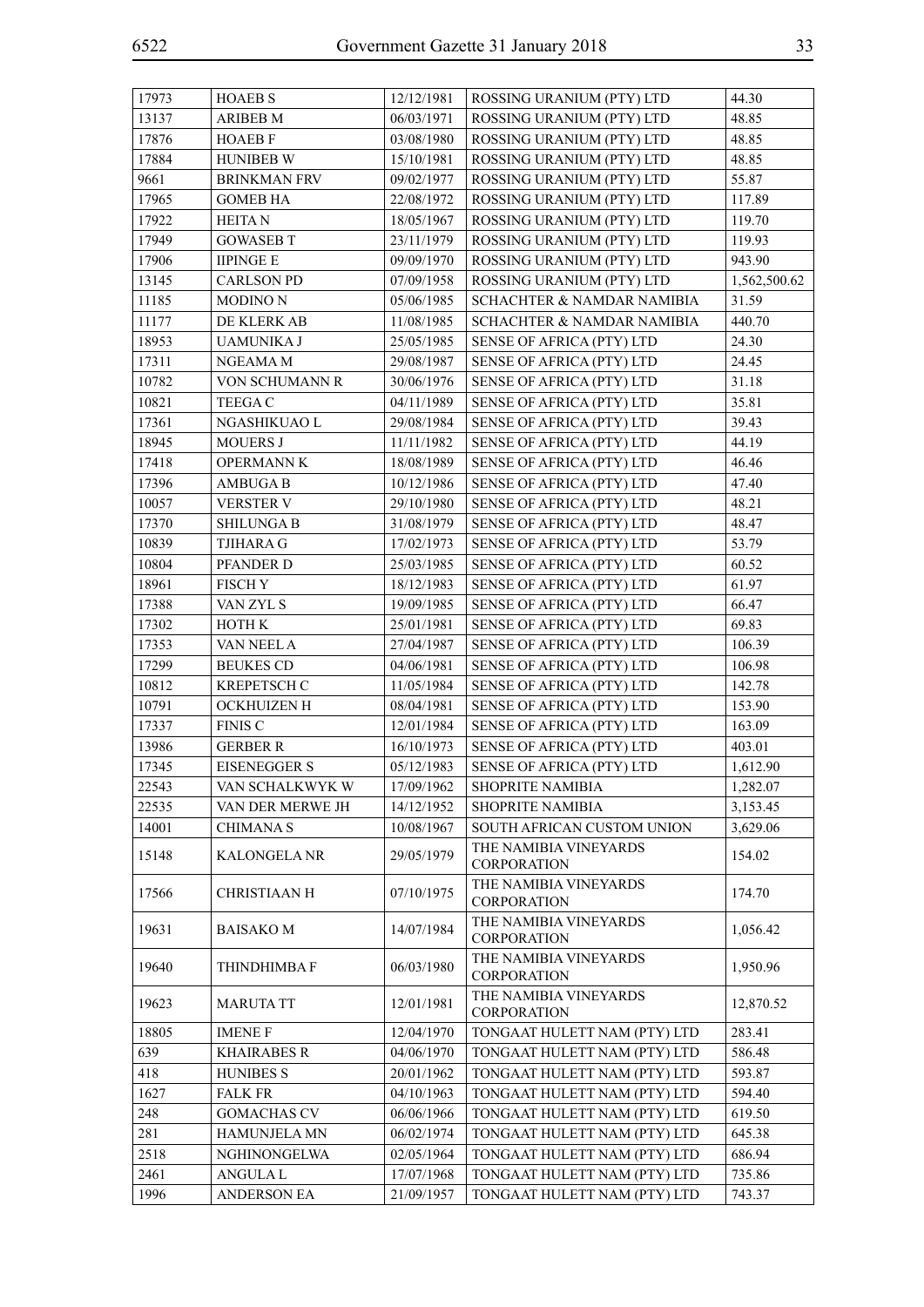| | | | | |
|---|---|---|---|---|
| 17973 | HOAEB S | 12/12/1981 | ROSSING URANIUM (PTY) LTD | 44.30 |
| 13137 | ARIBEB M | 06/03/1971 | ROSSING URANIUM (PTY) LTD | 48.85 |
| 17876 | HOAEB F | 03/08/1980 | ROSSING URANIUM (PTY) LTD | 48.85 |
| 17884 | HUNIBEB W | 15/10/1981 | ROSSING URANIUM (PTY) LTD | 48.85 |
| 9661 | BRINKMAN FRV | 09/02/1977 | ROSSING URANIUM (PTY) LTD | 55.87 |
| 17965 | GOMEB HA | 22/08/1972 | ROSSING URANIUM (PTY) LTD | 117.89 |
| 17922 | HEITA N | 18/05/1967 | ROSSING URANIUM (PTY) LTD | 119.70 |
| 17949 | GOWASEB T | 23/11/1979 | ROSSING URANIUM (PTY) LTD | 119.93 |
| 17906 | IIPINGE E | 09/09/1970 | ROSSING URANIUM (PTY) LTD | 943.90 |
| 13145 | CARLSON PD | 07/09/1958 | ROSSING URANIUM (PTY) LTD | 1,562,500.62 |
| 11185 | MODINO N | 05/06/1985 | SCHACHTER & NAMDAR NAMIBIA | 31.59 |
| 11177 | DE KLERK AB | 11/08/1985 | SCHACHTER & NAMDAR NAMIBIA | 440.70 |
| 18953 | UAMUNIKA J | 25/05/1985 | SENSE OF AFRICA (PTY) LTD | 24.30 |
| 17311 | NGEAMA M | 29/08/1987 | SENSE OF AFRICA (PTY) LTD | 24.45 |
| 10782 | VON SCHUMANN R | 30/06/1976 | SENSE OF AFRICA (PTY) LTD | 31.18 |
| 10821 | TEEGA C | 04/11/1989 | SENSE OF AFRICA (PTY) LTD | 35.81 |
| 17361 | NGASHIKUAO L | 29/08/1984 | SENSE OF AFRICA (PTY) LTD | 39.43 |
| 18945 | MOUERS J | 11/11/1982 | SENSE OF AFRICA (PTY) LTD | 44.19 |
| 17418 | OPERMANN K | 18/08/1989 | SENSE OF AFRICA (PTY) LTD | 46.46 |
| 17396 | AMBUGA B | 10/12/1986 | SENSE OF AFRICA (PTY) LTD | 47.40 |
| 10057 | VERSTER V | 29/10/1980 | SENSE OF AFRICA (PTY) LTD | 48.21 |
| 17370 | SHILUNGA B | 31/08/1979 | SENSE OF AFRICA (PTY) LTD | 48.47 |
| 10839 | TJIHARA G | 17/02/1973 | SENSE OF AFRICA (PTY) LTD | 53.79 |
| 10804 | PFANDER D | 25/03/1985 | SENSE OF AFRICA (PTY) LTD | 60.52 |
| 18961 | FISCH Y | 18/12/1983 | SENSE OF AFRICA (PTY) LTD | 61.97 |
| 17388 | VAN ZYL S | 19/09/1985 | SENSE OF AFRICA (PTY) LTD | 66.47 |
| 17302 | HOTH K | 25/01/1981 | SENSE OF AFRICA (PTY) LTD | 69.83 |
| 17353 | VAN NEEL A | 27/04/1987 | SENSE OF AFRICA (PTY) LTD | 106.39 |
| 17299 | BEUKES CD | 04/06/1981 | SENSE OF AFRICA (PTY) LTD | 106.98 |
| 10812 | KREPETSCH C | 11/05/1984 | SENSE OF AFRICA (PTY) LTD | 142.78 |
| 10791 | OCKHUIZEN H | 08/04/1981 | SENSE OF AFRICA (PTY) LTD | 153.90 |
| 17337 | FINIS C | 12/01/1984 | SENSE OF AFRICA (PTY) LTD | 163.09 |
| 13986 | GERBER R | 16/10/1973 | SENSE OF AFRICA (PTY) LTD | 403.01 |
| 17345 | EISENEGGER S | 05/12/1983 | SENSE OF AFRICA (PTY) LTD | 1,612.90 |
| 22543 | VAN SCHALKWYK W | 17/09/1962 | SHOPRITE NAMIBIA | 1,282.07 |
| 22535 | VAN DER MERWE JH | 14/12/1952 | SHOPRITE NAMIBIA | 3,153.45 |
| 14001 | CHIMANA S | 10/08/1967 | SOUTH AFRICAN CUSTOM UNION | 3,629.06 |
| 15148 | KALONGELA NR | 29/05/1979 | THE NAMIBIA VINEYARDS CORPORATION | 154.02 |
| 17566 | CHRISTIAAN H | 07/10/1975 | THE NAMIBIA VINEYARDS CORPORATION | 174.70 |
| 19631 | BAISAKO M | 14/07/1984 | THE NAMIBIA VINEYARDS CORPORATION | 1,056.42 |
| 19640 | THINDHIMBA F | 06/03/1980 | THE NAMIBIA VINEYARDS CORPORATION | 1,950.96 |
| 19623 | MARUTA TT | 12/01/1981 | THE NAMIBIA VINEYARDS CORPORATION | 12,870.52 |
| 18805 | IMENE F | 12/04/1970 | TONGAAT HULETT NAM (PTY) LTD | 283.41 |
| 639 | KHAIRABES R | 04/06/1970 | TONGAAT HULETT NAM (PTY) LTD | 586.48 |
| 418 | HUNIBES S | 20/01/1962 | TONGAAT HULETT NAM (PTY) LTD | 593.87 |
| 1627 | FALK FR | 04/10/1963 | TONGAAT HULETT NAM (PTY) LTD | 594.40 |
| 248 | GOMACHAS CV | 06/06/1966 | TONGAAT HULETT NAM (PTY) LTD | 619.50 |
| 281 | HAMUNJELA MN | 06/02/1974 | TONGAAT HULETT NAM (PTY) LTD | 645.38 |
| 2518 | NGHINONGELWA | 02/05/1964 | TONGAAT HULETT NAM (PTY) LTD | 686.94 |
| 2461 | ANGULA L | 17/07/1968 | TONGAAT HULETT NAM (PTY) LTD | 735.86 |
| 1996 | ANDERSON EA | 21/09/1957 | TONGAAT HULETT NAM (PTY) LTD | 743.37 |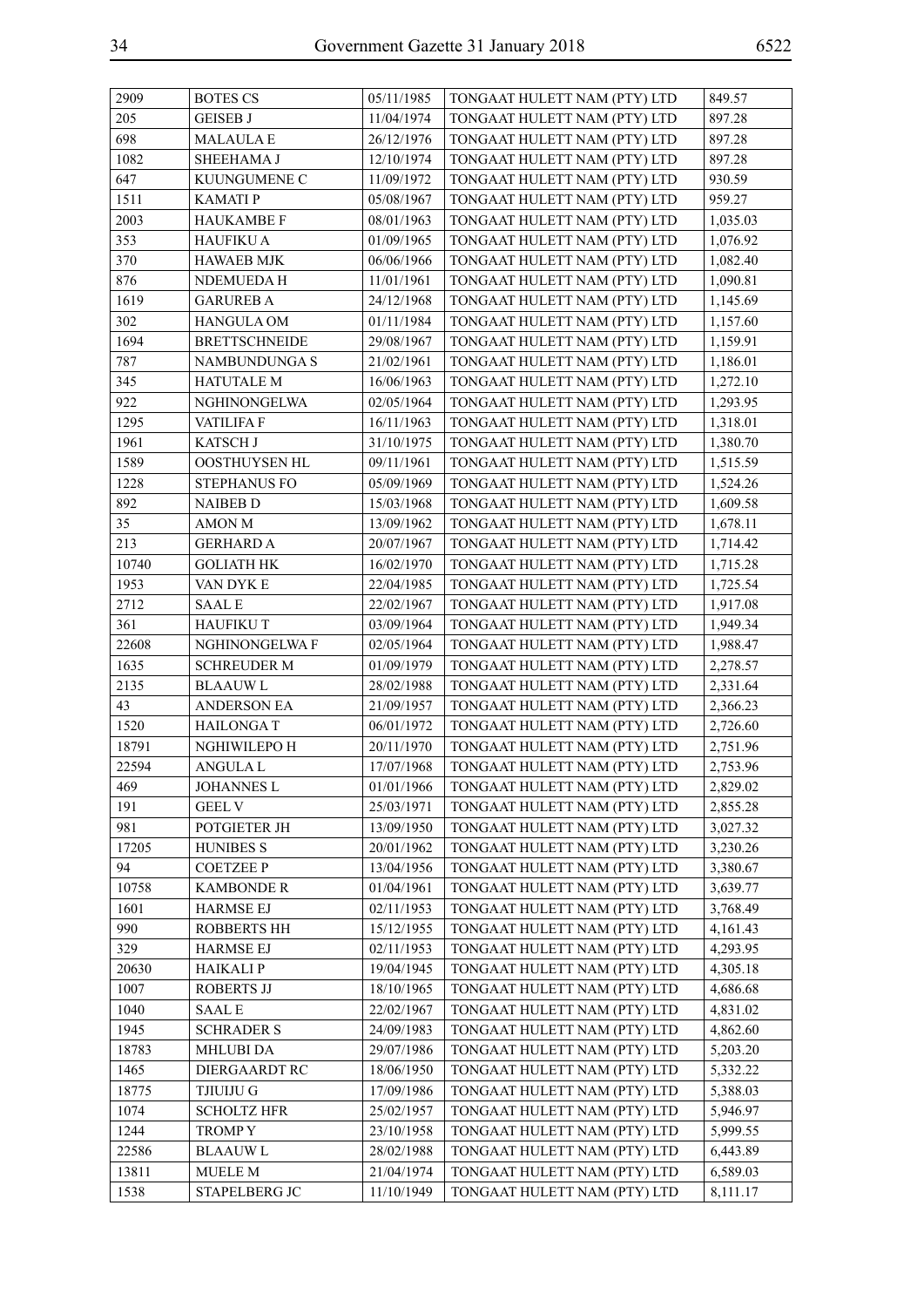| 2909 | BOTES CS | 05/11/1985 | TONGAAT HULETT NAM (PTY) LTD | 849.57 |
|---|---|---|---|---|
| 205 | GEISEB J | 11/04/1974 | TONGAAT HULETT NAM (PTY) LTD | 897.28 |
| 698 | MALAULA E | 26/12/1976 | TONGAAT HULETT NAM (PTY) LTD | 897.28 |
| 1082 | SHEEHAMA J | 12/10/1974 | TONGAAT HULETT NAM (PTY) LTD | 897.28 |
| 647 | KUUNGUMENE C | 11/09/1972 | TONGAAT HULETT NAM (PTY) LTD | 930.59 |
| 1511 | KAMATI P | 05/08/1967 | TONGAAT HULETT NAM (PTY) LTD | 959.27 |
| 2003 | HAUKAMBE F | 08/01/1963 | TONGAAT HULETT NAM (PTY) LTD | 1,035.03 |
| 353 | HAUFIKU A | 01/09/1965 | TONGAAT HULETT NAM (PTY) LTD | 1,076.92 |
| 370 | HAWAEB MJK | 06/06/1966 | TONGAAT HULETT NAM (PTY) LTD | 1,082.40 |
| 876 | NDEMUEDA H | 11/01/1961 | TONGAAT HULETT NAM (PTY) LTD | 1,090.81 |
| 1619 | GARUREB A | 24/12/1968 | TONGAAT HULETT NAM (PTY) LTD | 1,145.69 |
| 302 | HANGULA OM | 01/11/1984 | TONGAAT HULETT NAM (PTY) LTD | 1,157.60 |
| 1694 | BRETTSCHNEIDE | 29/08/1967 | TONGAAT HULETT NAM (PTY) LTD | 1,159.91 |
| 787 | NAMBUNDUNGA S | 21/02/1961 | TONGAAT HULETT NAM (PTY) LTD | 1,186.01 |
| 345 | HATUTALE M | 16/06/1963 | TONGAAT HULETT NAM (PTY) LTD | 1,272.10 |
| 922 | NGHINONGELWA | 02/05/1964 | TONGAAT HULETT NAM (PTY) LTD | 1,293.95 |
| 1295 | VATILIFA F | 16/11/1963 | TONGAAT HULETT NAM (PTY) LTD | 1,318.01 |
| 1961 | KATSCH J | 31/10/1975 | TONGAAT HULETT NAM (PTY) LTD | 1,380.70 |
| 1589 | OOSTHUYSEN HL | 09/11/1961 | TONGAAT HULETT NAM (PTY) LTD | 1,515.59 |
| 1228 | STEPHANUS FO | 05/09/1969 | TONGAAT HULETT NAM (PTY) LTD | 1,524.26 |
| 892 | NAIBEB D | 15/03/1968 | TONGAAT HULETT NAM (PTY) LTD | 1,609.58 |
| 35 | AMON M | 13/09/1962 | TONGAAT HULETT NAM (PTY) LTD | 1,678.11 |
| 213 | GERHARD A | 20/07/1967 | TONGAAT HULETT NAM (PTY) LTD | 1,714.42 |
| 10740 | GOLIATH HK | 16/02/1970 | TONGAAT HULETT NAM (PTY) LTD | 1,715.28 |
| 1953 | VAN DYK E | 22/04/1985 | TONGAAT HULETT NAM (PTY) LTD | 1,725.54 |
| 2712 | SAAL E | 22/02/1967 | TONGAAT HULETT NAM (PTY) LTD | 1,917.08 |
| 361 | HAUFIKU T | 03/09/1964 | TONGAAT HULETT NAM (PTY) LTD | 1,949.34 |
| 22608 | NGHINONGELWA F | 02/05/1964 | TONGAAT HULETT NAM (PTY) LTD | 1,988.47 |
| 1635 | SCHREUDER M | 01/09/1979 | TONGAAT HULETT NAM (PTY) LTD | 2,278.57 |
| 2135 | BLAAUW L | 28/02/1988 | TONGAAT HULETT NAM (PTY) LTD | 2,331.64 |
| 43 | ANDERSON EA | 21/09/1957 | TONGAAT HULETT NAM (PTY) LTD | 2,366.23 |
| 1520 | HAILONGA T | 06/01/1972 | TONGAAT HULETT NAM (PTY) LTD | 2,726.60 |
| 18791 | NGHIWILEPO H | 20/11/1970 | TONGAAT HULETT NAM (PTY) LTD | 2,751.96 |
| 22594 | ANGULA L | 17/07/1968 | TONGAAT HULETT NAM (PTY) LTD | 2,753.96 |
| 469 | JOHANNES L | 01/01/1966 | TONGAAT HULETT NAM (PTY) LTD | 2,829.02 |
| 191 | GEEL V | 25/03/1971 | TONGAAT HULETT NAM (PTY) LTD | 2,855.28 |
| 981 | POTGIETER JH | 13/09/1950 | TONGAAT HULETT NAM (PTY) LTD | 3,027.32 |
| 17205 | HUNIBES S | 20/01/1962 | TONGAAT HULETT NAM (PTY) LTD | 3,230.26 |
| 94 | COETZEE P | 13/04/1956 | TONGAAT HULETT NAM (PTY) LTD | 3,380.67 |
| 10758 | KAMBONDE R | 01/04/1961 | TONGAAT HULETT NAM (PTY) LTD | 3,639.77 |
| 1601 | HARMSE EJ | 02/11/1953 | TONGAAT HULETT NAM (PTY) LTD | 3,768.49 |
| 990 | ROBBERTS HH | 15/12/1955 | TONGAAT HULETT NAM (PTY) LTD | 4,161.43 |
| 329 | HARMSE EJ | 02/11/1953 | TONGAAT HULETT NAM (PTY) LTD | 4,293.95 |
| 20630 | HAIKALI P | 19/04/1945 | TONGAAT HULETT NAM (PTY) LTD | 4,305.18 |
| 1007 | ROBERTS JJ | 18/10/1965 | TONGAAT HULETT NAM (PTY) LTD | 4,686.68 |
| 1040 | SAAL E | 22/02/1967 | TONGAAT HULETT NAM (PTY) LTD | 4,831.02 |
| 1945 | SCHRADER S | 24/09/1983 | TONGAAT HULETT NAM (PTY) LTD | 4,862.60 |
| 18783 | MHLUBI DA | 29/07/1986 | TONGAAT HULETT NAM (PTY) LTD | 5,203.20 |
| 1465 | DIERGAARDT RC | 18/06/1950 | TONGAAT HULETT NAM (PTY) LTD | 5,332.22 |
| 18775 | TJIUIJU G | 17/09/1986 | TONGAAT HULETT NAM (PTY) LTD | 5,388.03 |
| 1074 | SCHOLTZ HFR | 25/02/1957 | TONGAAT HULETT NAM (PTY) LTD | 5,946.97 |
| 1244 | TROMP Y | 23/10/1958 | TONGAAT HULETT NAM (PTY) LTD | 5,999.55 |
| 22586 | BLAAUW L | 28/02/1988 | TONGAAT HULETT NAM (PTY) LTD | 6,443.89 |
| 13811 | MUELE M | 21/04/1974 | TONGAAT HULETT NAM (PTY) LTD | 6,589.03 |
| 1538 | STAPELBERG JC | 11/10/1949 | TONGAAT HULETT NAM (PTY) LTD | 8,111.17 |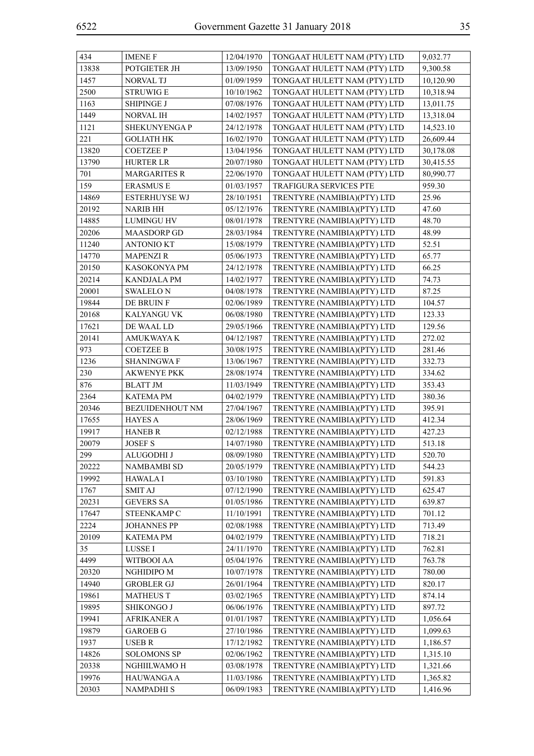| 434 | IMENE F | 12/04/1970 | TONGAAT HULETT NAM (PTY) LTD | 9,032.77 |
|---|---|---|---|---|
| 13838 | POTGIETER JH | 13/09/1950 | TONGAAT HULETT NAM (PTY) LTD | 9,300.58 |
| 1457 | NORVAL TJ | 01/09/1959 | TONGAAT HULETT NAM (PTY) LTD | 10,120.90 |
| 2500 | STRUWIG E | 10/10/1962 | TONGAAT HULETT NAM (PTY) LTD | 10,318.94 |
| 1163 | SHIPINGE J | 07/08/1976 | TONGAAT HULETT NAM (PTY) LTD | 13,011.75 |
| 1449 | NORVAL IH | 14/02/1957 | TONGAAT HULETT NAM (PTY) LTD | 13,318.04 |
| 1121 | SHEKUNYENGA P | 24/12/1978 | TONGAAT HULETT NAM (PTY) LTD | 14,523.10 |
| 221 | GOLIATH HK | 16/02/1970 | TONGAAT HULETT NAM (PTY) LTD | 26,609.44 |
| 13820 | COETZEE P | 13/04/1956 | TONGAAT HULETT NAM (PTY) LTD | 30,178.08 |
| 13790 | HURTER LR | 20/07/1980 | TONGAAT HULETT NAM (PTY) LTD | 30,415.55 |
| 701 | MARGARITES R | 22/06/1970 | TONGAAT HULETT NAM (PTY) LTD | 80,990.77 |
| 159 | ERASMUS E | 01/03/1957 | TRAFIGURA SERVICES PTE | 959.30 |
| 14869 | ESTERHUYSE WJ | 28/10/1951 | TRENTYRE (NAMIBIA)(PTY) LTD | 25.96 |
| 20192 | NARIB HH | 05/12/1976 | TRENTYRE (NAMIBIA)(PTY) LTD | 47.60 |
| 14885 | LUMINGU HV | 08/01/1978 | TRENTYRE (NAMIBIA)(PTY) LTD | 48.70 |
| 20206 | MAASDORP GD | 28/03/1984 | TRENTYRE (NAMIBIA)(PTY) LTD | 48.99 |
| 11240 | ANTONIO KT | 15/08/1979 | TRENTYRE (NAMIBIA)(PTY) LTD | 52.51 |
| 14770 | MAPENZI R | 05/06/1973 | TRENTYRE (NAMIBIA)(PTY) LTD | 65.77 |
| 20150 | KASOKONYA PM | 24/12/1978 | TRENTYRE (NAMIBIA)(PTY) LTD | 66.25 |
| 20214 | KANDJALA PM | 14/02/1977 | TRENTYRE (NAMIBIA)(PTY) LTD | 74.73 |
| 20001 | SWALELO N | 04/08/1978 | TRENTYRE (NAMIBIA)(PTY) LTD | 87.25 |
| 19844 | DE BRUIN F | 02/06/1989 | TRENTYRE (NAMIBIA)(PTY) LTD | 104.57 |
| 20168 | KALYANGU VK | 06/08/1980 | TRENTYRE (NAMIBIA)(PTY) LTD | 123.33 |
| 17621 | DE WAAL LD | 29/05/1966 | TRENTYRE (NAMIBIA)(PTY) LTD | 129.56 |
| 20141 | AMUKWAYA K | 04/12/1987 | TRENTYRE (NAMIBIA)(PTY) LTD | 272.02 |
| 973 | COETZEE B | 30/08/1975 | TRENTYRE (NAMIBIA)(PTY) LTD | 281.46 |
| 1236 | SHANINGWA F | 13/06/1967 | TRENTYRE (NAMIBIA)(PTY) LTD | 332.73 |
| 230 | AKWENYE PKK | 28/08/1974 | TRENTYRE (NAMIBIA)(PTY) LTD | 334.62 |
| 876 | BLATT JM | 11/03/1949 | TRENTYRE (NAMIBIA)(PTY) LTD | 353.43 |
| 2364 | KATEMA PM | 04/02/1979 | TRENTYRE (NAMIBIA)(PTY) LTD | 380.36 |
| 20346 | BEZUIDENHOUT NM | 27/04/1967 | TRENTYRE (NAMIBIA)(PTY) LTD | 395.91 |
| 17655 | HAYES A | 28/06/1969 | TRENTYRE (NAMIBIA)(PTY) LTD | 412.34 |
| 19917 | HANEB R | 02/12/1988 | TRENTYRE (NAMIBIA)(PTY) LTD | 427.23 |
| 20079 | JOSEF S | 14/07/1980 | TRENTYRE (NAMIBIA)(PTY) LTD | 513.18 |
| 299 | ALUGODHI J | 08/09/1980 | TRENTYRE (NAMIBIA)(PTY) LTD | 520.70 |
| 20222 | NAMBAMBI SD | 20/05/1979 | TRENTYRE (NAMIBIA)(PTY) LTD | 544.23 |
| 19992 | HAWALA I | 03/10/1980 | TRENTYRE (NAMIBIA)(PTY) LTD | 591.83 |
| 1767 | SMIT AJ | 07/12/1990 | TRENTYRE (NAMIBIA)(PTY) LTD | 625.47 |
| 20231 | GEVERS SA | 01/05/1986 | TRENTYRE (NAMIBIA)(PTY) LTD | 639.87 |
| 17647 | STEENKAMP C | 11/10/1991 | TRENTYRE (NAMIBIA)(PTY) LTD | 701.12 |
| 2224 | JOHANNES PP | 02/08/1988 | TRENTYRE (NAMIBIA)(PTY) LTD | 713.49 |
| 20109 | KATEMA PM | 04/02/1979 | TRENTYRE (NAMIBIA)(PTY) LTD | 718.21 |
| 35 | LUSSE I | 24/11/1970 | TRENTYRE (NAMIBIA)(PTY) LTD | 762.81 |
| 4499 | WITBOOI AA | 05/04/1976 | TRENTYRE (NAMIBIA)(PTY) LTD | 763.78 |
| 20320 | NGHIDIPO M | 10/07/1978 | TRENTYRE (NAMIBIA)(PTY) LTD | 780.00 |
| 14940 | GROBLER GJ | 26/01/1964 | TRENTYRE (NAMIBIA)(PTY) LTD | 820.17 |
| 19861 | MATHEUS T | 03/02/1965 | TRENTYRE (NAMIBIA)(PTY) LTD | 874.14 |
| 19895 | SHIKONGO J | 06/06/1976 | TRENTYRE (NAMIBIA)(PTY) LTD | 897.72 |
| 19941 | AFRIKANER A | 01/01/1987 | TRENTYRE (NAMIBIA)(PTY) LTD | 1,056.64 |
| 19879 | GAROEB G | 27/10/1986 | TRENTYRE (NAMIBIA)(PTY) LTD | 1,099.63 |
| 1937 | USEB R | 17/12/1982 | TRENTYRE (NAMIBIA)(PTY) LTD | 1,186.57 |
| 14826 | SOLOMONS SP | 02/06/1962 | TRENTYRE (NAMIBIA)(PTY) LTD | 1,315.10 |
| 20338 | NGHIILWAMO H | 03/08/1978 | TRENTYRE (NAMIBIA)(PTY) LTD | 1,321.66 |
| 19976 | HAUWANGA A | 11/03/1986 | TRENTYRE (NAMIBIA)(PTY) LTD | 1,365.82 |
| 20303 | NAMPADHI S | 06/09/1983 | TRENTYRE (NAMIBIA)(PTY) LTD | 1,416.96 |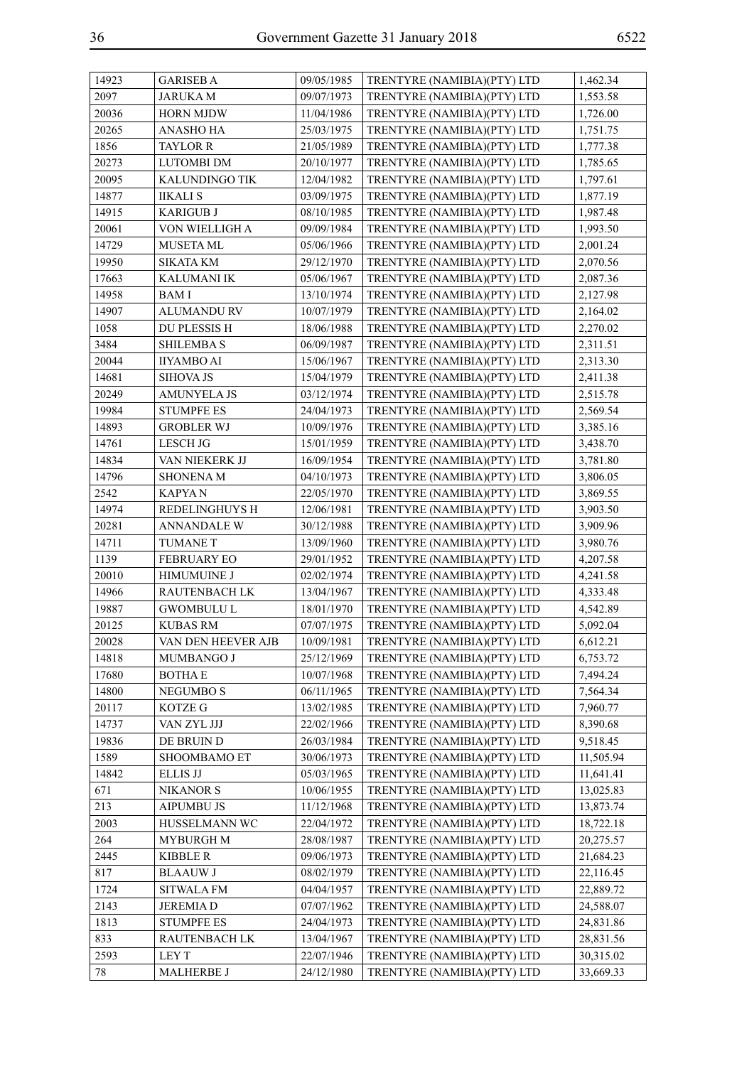| 14923 | GARISEB A | 09/05/1985 | TRENTYRE (NAMIBIA)(PTY) LTD | 1,462.34 |
|---|---|---|---|---|
| 2097 | JARUKA M | 09/07/1973 | TRENTYRE (NAMIBIA)(PTY) LTD | 1,553.58 |
| 20036 | HORN MJDW | 11/04/1986 | TRENTYRE (NAMIBIA)(PTY) LTD | 1,726.00 |
| 20265 | ANASHO HA | 25/03/1975 | TRENTYRE (NAMIBIA)(PTY) LTD | 1,751.75 |
| 1856 | TAYLOR R | 21/05/1989 | TRENTYRE (NAMIBIA)(PTY) LTD | 1,777.38 |
| 20273 | LUTOMBI DM | 20/10/1977 | TRENTYRE (NAMIBIA)(PTY) LTD | 1,785.65 |
| 20095 | KALUNDINGO TIK | 12/04/1982 | TRENTYRE (NAMIBIA)(PTY) LTD | 1,797.61 |
| 14877 | IIKALI S | 03/09/1975 | TRENTYRE (NAMIBIA)(PTY) LTD | 1,877.19 |
| 14915 | KARIGUB J | 08/10/1985 | TRENTYRE (NAMIBIA)(PTY) LTD | 1,987.48 |
| 20061 | VON WIELLIGH A | 09/09/1984 | TRENTYRE (NAMIBIA)(PTY) LTD | 1,993.50 |
| 14729 | MUSETA ML | 05/06/1966 | TRENTYRE (NAMIBIA)(PTY) LTD | 2,001.24 |
| 19950 | SIKATA KM | 29/12/1970 | TRENTYRE (NAMIBIA)(PTY) LTD | 2,070.56 |
| 17663 | KALUMANI IK | 05/06/1967 | TRENTYRE (NAMIBIA)(PTY) LTD | 2,087.36 |
| 14958 | BAM I | 13/10/1974 | TRENTYRE (NAMIBIA)(PTY) LTD | 2,127.98 |
| 14907 | ALUMANDU RV | 10/07/1979 | TRENTYRE (NAMIBIA)(PTY) LTD | 2,164.02 |
| 1058 | DU PLESSIS H | 18/06/1988 | TRENTYRE (NAMIBIA)(PTY) LTD | 2,270.02 |
| 3484 | SHILEMBA S | 06/09/1987 | TRENTYRE (NAMIBIA)(PTY) LTD | 2,311.51 |
| 20044 | IIYAMBO AI | 15/06/1967 | TRENTYRE (NAMIBIA)(PTY) LTD | 2,313.30 |
| 14681 | SIHOVA JS | 15/04/1979 | TRENTYRE (NAMIBIA)(PTY) LTD | 2,411.38 |
| 20249 | AMUNYELA JS | 03/12/1974 | TRENTYRE (NAMIBIA)(PTY) LTD | 2,515.78 |
| 19984 | STUMPFE ES | 24/04/1973 | TRENTYRE (NAMIBIA)(PTY) LTD | 2,569.54 |
| 14893 | GROBLER WJ | 10/09/1976 | TRENTYRE (NAMIBIA)(PTY) LTD | 3,385.16 |
| 14761 | LESCH JG | 15/01/1959 | TRENTYRE (NAMIBIA)(PTY) LTD | 3,438.70 |
| 14834 | VAN NIEKERK JJ | 16/09/1954 | TRENTYRE (NAMIBIA)(PTY) LTD | 3,781.80 |
| 14796 | SHONENA M | 04/10/1973 | TRENTYRE (NAMIBIA)(PTY) LTD | 3,806.05 |
| 2542 | KAPYA N | 22/05/1970 | TRENTYRE (NAMIBIA)(PTY) LTD | 3,869.55 |
| 14974 | REDELINGHUYS H | 12/06/1981 | TRENTYRE (NAMIBIA)(PTY) LTD | 3,903.50 |
| 20281 | ANNANDALE W | 30/12/1988 | TRENTYRE (NAMIBIA)(PTY) LTD | 3,909.96 |
| 14711 | TUMANE T | 13/09/1960 | TRENTYRE (NAMIBIA)(PTY) LTD | 3,980.76 |
| 1139 | FEBRUARY EO | 29/01/1952 | TRENTYRE (NAMIBIA)(PTY) LTD | 4,207.58 |
| 20010 | HIMUMUINE J | 02/02/1974 | TRENTYRE (NAMIBIA)(PTY) LTD | 4,241.58 |
| 14966 | RAUTENBACH LK | 13/04/1967 | TRENTYRE (NAMIBIA)(PTY) LTD | 4,333.48 |
| 19887 | GWOMBULU L | 18/01/1970 | TRENTYRE (NAMIBIA)(PTY) LTD | 4,542.89 |
| 20125 | KUBAS RM | 07/07/1975 | TRENTYRE (NAMIBIA)(PTY) LTD | 5,092.04 |
| 20028 | VAN DEN HEEVER AJB | 10/09/1981 | TRENTYRE (NAMIBIA)(PTY) LTD | 6,612.21 |
| 14818 | MUMBANGO J | 25/12/1969 | TRENTYRE (NAMIBIA)(PTY) LTD | 6,753.72 |
| 17680 | BOTHA E | 10/07/1968 | TRENTYRE (NAMIBIA)(PTY) LTD | 7,494.24 |
| 14800 | NEGUMBO S | 06/11/1965 | TRENTYRE (NAMIBIA)(PTY) LTD | 7,564.34 |
| 20117 | KOTZE G | 13/02/1985 | TRENTYRE (NAMIBIA)(PTY) LTD | 7,960.77 |
| 14737 | VAN ZYL JJJ | 22/02/1966 | TRENTYRE (NAMIBIA)(PTY) LTD | 8,390.68 |
| 19836 | DE BRUIN D | 26/03/1984 | TRENTYRE (NAMIBIA)(PTY) LTD | 9,518.45 |
| 1589 | SHOOMBAMO ET | 30/06/1973 | TRENTYRE (NAMIBIA)(PTY) LTD | 11,505.94 |
| 14842 | ELLIS JJ | 05/03/1965 | TRENTYRE (NAMIBIA)(PTY) LTD | 11,641.41 |
| 671 | NIKANOR S | 10/06/1955 | TRENTYRE (NAMIBIA)(PTY) LTD | 13,025.83 |
| 213 | AIPUMBU JS | 11/12/1968 | TRENTYRE (NAMIBIA)(PTY) LTD | 13,873.74 |
| 2003 | HUSSELMANN WC | 22/04/1972 | TRENTYRE (NAMIBIA)(PTY) LTD | 18,722.18 |
| 264 | MYBURGH M | 28/08/1987 | TRENTYRE (NAMIBIA)(PTY) LTD | 20,275.57 |
| 2445 | KIBBLE R | 09/06/1973 | TRENTYRE (NAMIBIA)(PTY) LTD | 21,684.23 |
| 817 | BLAAUW J | 08/02/1979 | TRENTYRE (NAMIBIA)(PTY) LTD | 22,116.45 |
| 1724 | SITWALA FM | 04/04/1957 | TRENTYRE (NAMIBIA)(PTY) LTD | 22,889.72 |
| 2143 | JEREMIA D | 07/07/1962 | TRENTYRE (NAMIBIA)(PTY) LTD | 24,588.07 |
| 1813 | STUMPFE ES | 24/04/1973 | TRENTYRE (NAMIBIA)(PTY) LTD | 24,831.86 |
| 833 | RAUTENBACH LK | 13/04/1967 | TRENTYRE (NAMIBIA)(PTY) LTD | 28,831.56 |
| 2593 | LEY T | 22/07/1946 | TRENTYRE (NAMIBIA)(PTY) LTD | 30,315.02 |
| 78 | MALHERBE J | 24/12/1980 | TRENTYRE (NAMIBIA)(PTY) LTD | 33,669.33 |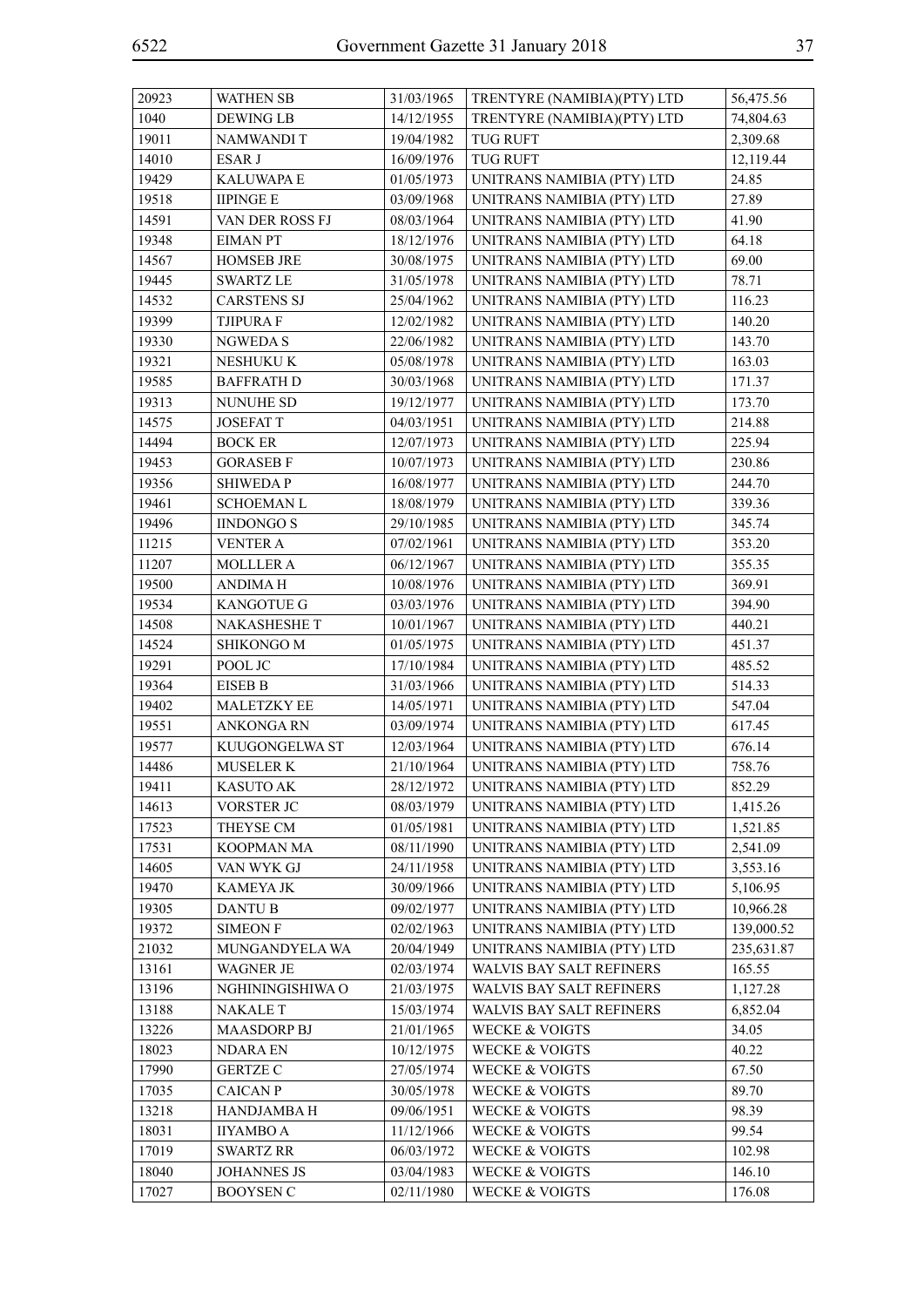| | | | | |
|---|---|---|---|---|
| 20923 | WATHEN SB | 31/03/1965 | TRENTYRE (NAMIBIA)(PTY) LTD | 56,475.56 |
| 1040 | DEWING LB | 14/12/1955 | TRENTYRE (NAMIBIA)(PTY) LTD | 74,804.63 |
| 19011 | NAMWANDI T | 19/04/1982 | TUG RUFT | 2,309.68 |
| 14010 | ESAR J | 16/09/1976 | TUG RUFT | 12,119.44 |
| 19429 | KALUWAPA E | 01/05/1973 | UNITRANS NAMIBIA (PTY) LTD | 24.85 |
| 19518 | IIPINGE E | 03/09/1968 | UNITRANS NAMIBIA (PTY) LTD | 27.89 |
| 14591 | VAN DER ROSS FJ | 08/03/1964 | UNITRANS NAMIBIA (PTY) LTD | 41.90 |
| 19348 | EIMAN PT | 18/12/1976 | UNITRANS NAMIBIA (PTY) LTD | 64.18 |
| 14567 | HOMSEB JRE | 30/08/1975 | UNITRANS NAMIBIA (PTY) LTD | 69.00 |
| 19445 | SWARTZ LE | 31/05/1978 | UNITRANS NAMIBIA (PTY) LTD | 78.71 |
| 14532 | CARSTENS SJ | 25/04/1962 | UNITRANS NAMIBIA (PTY) LTD | 116.23 |
| 19399 | TJIPURA F | 12/02/1982 | UNITRANS NAMIBIA (PTY) LTD | 140.20 |
| 19330 | NGWEDA S | 22/06/1982 | UNITRANS NAMIBIA (PTY) LTD | 143.70 |
| 19321 | NESHUKU K | 05/08/1978 | UNITRANS NAMIBIA (PTY) LTD | 163.03 |
| 19585 | BAFFRATH D | 30/03/1968 | UNITRANS NAMIBIA (PTY) LTD | 171.37 |
| 19313 | NUNUHE SD | 19/12/1977 | UNITRANS NAMIBIA (PTY) LTD | 173.70 |
| 14575 | JOSEFAT T | 04/03/1951 | UNITRANS NAMIBIA (PTY) LTD | 214.88 |
| 14494 | BOCK ER | 12/07/1973 | UNITRANS NAMIBIA (PTY) LTD | 225.94 |
| 19453 | GORASEB F | 10/07/1973 | UNITRANS NAMIBIA (PTY) LTD | 230.86 |
| 19356 | SHIWEDA P | 16/08/1977 | UNITRANS NAMIBIA (PTY) LTD | 244.70 |
| 19461 | SCHOEMAN L | 18/08/1979 | UNITRANS NAMIBIA (PTY) LTD | 339.36 |
| 19496 | IINDONGO S | 29/10/1985 | UNITRANS NAMIBIA (PTY) LTD | 345.74 |
| 11215 | VENTER A | 07/02/1961 | UNITRANS NAMIBIA (PTY) LTD | 353.20 |
| 11207 | MOLLLER A | 06/12/1967 | UNITRANS NAMIBIA (PTY) LTD | 355.35 |
| 19500 | ANDIMA H | 10/08/1976 | UNITRANS NAMIBIA (PTY) LTD | 369.91 |
| 19534 | KANGOTUE G | 03/03/1976 | UNITRANS NAMIBIA (PTY) LTD | 394.90 |
| 14508 | NAKASHESHE T | 10/01/1967 | UNITRANS NAMIBIA (PTY) LTD | 440.21 |
| 14524 | SHIKONGO M | 01/05/1975 | UNITRANS NAMIBIA (PTY) LTD | 451.37 |
| 19291 | POOL JC | 17/10/1984 | UNITRANS NAMIBIA (PTY) LTD | 485.52 |
| 19364 | EISEB B | 31/03/1966 | UNITRANS NAMIBIA (PTY) LTD | 514.33 |
| 19402 | MALETZKY EE | 14/05/1971 | UNITRANS NAMIBIA (PTY) LTD | 547.04 |
| 19551 | ANKONGA RN | 03/09/1974 | UNITRANS NAMIBIA (PTY) LTD | 617.45 |
| 19577 | KUUGONGELWA ST | 12/03/1964 | UNITRANS NAMIBIA (PTY) LTD | 676.14 |
| 14486 | MUSELER K | 21/10/1964 | UNITRANS NAMIBIA (PTY) LTD | 758.76 |
| 19411 | KASUTO AK | 28/12/1972 | UNITRANS NAMIBIA (PTY) LTD | 852.29 |
| 14613 | VORSTER JC | 08/03/1979 | UNITRANS NAMIBIA (PTY) LTD | 1,415.26 |
| 17523 | THEYSE CM | 01/05/1981 | UNITRANS NAMIBIA (PTY) LTD | 1,521.85 |
| 17531 | KOOPMAN MA | 08/11/1990 | UNITRANS NAMIBIA (PTY) LTD | 2,541.09 |
| 14605 | VAN WYK GJ | 24/11/1958 | UNITRANS NAMIBIA (PTY) LTD | 3,553.16 |
| 19470 | KAMEYA JK | 30/09/1966 | UNITRANS NAMIBIA (PTY) LTD | 5,106.95 |
| 19305 | DANTU B | 09/02/1977 | UNITRANS NAMIBIA (PTY) LTD | 10,966.28 |
| 19372 | SIMEON F | 02/02/1963 | UNITRANS NAMIBIA (PTY) LTD | 139,000.52 |
| 21032 | MUNGANDYELA WA | 20/04/1949 | UNITRANS NAMIBIA (PTY) LTD | 235,631.87 |
| 13161 | WAGNER JE | 02/03/1974 | WALVIS BAY SALT REFINERS | 165.55 |
| 13196 | NGHININGISHIWA O | 21/03/1975 | WALVIS BAY SALT REFINERS | 1,127.28 |
| 13188 | NAKALE T | 15/03/1974 | WALVIS BAY SALT REFINERS | 6,852.04 |
| 13226 | MAASDORP BJ | 21/01/1965 | WECKE & VOIGTS | 34.05 |
| 18023 | NDARA EN | 10/12/1975 | WECKE & VOIGTS | 40.22 |
| 17990 | GERTZE C | 27/05/1974 | WECKE & VOIGTS | 67.50 |
| 17035 | CAICAN P | 30/05/1978 | WECKE & VOIGTS | 89.70 |
| 13218 | HANDJAMBA H | 09/06/1951 | WECKE & VOIGTS | 98.39 |
| 18031 | IIYAMBO A | 11/12/1966 | WECKE & VOIGTS | 99.54 |
| 17019 | SWARTZ RR | 06/03/1972 | WECKE & VOIGTS | 102.98 |
| 18040 | JOHANNES JS | 03/04/1983 | WECKE & VOIGTS | 146.10 |
| 17027 | BOOYSEN C | 02/11/1980 | WECKE & VOIGTS | 176.08 |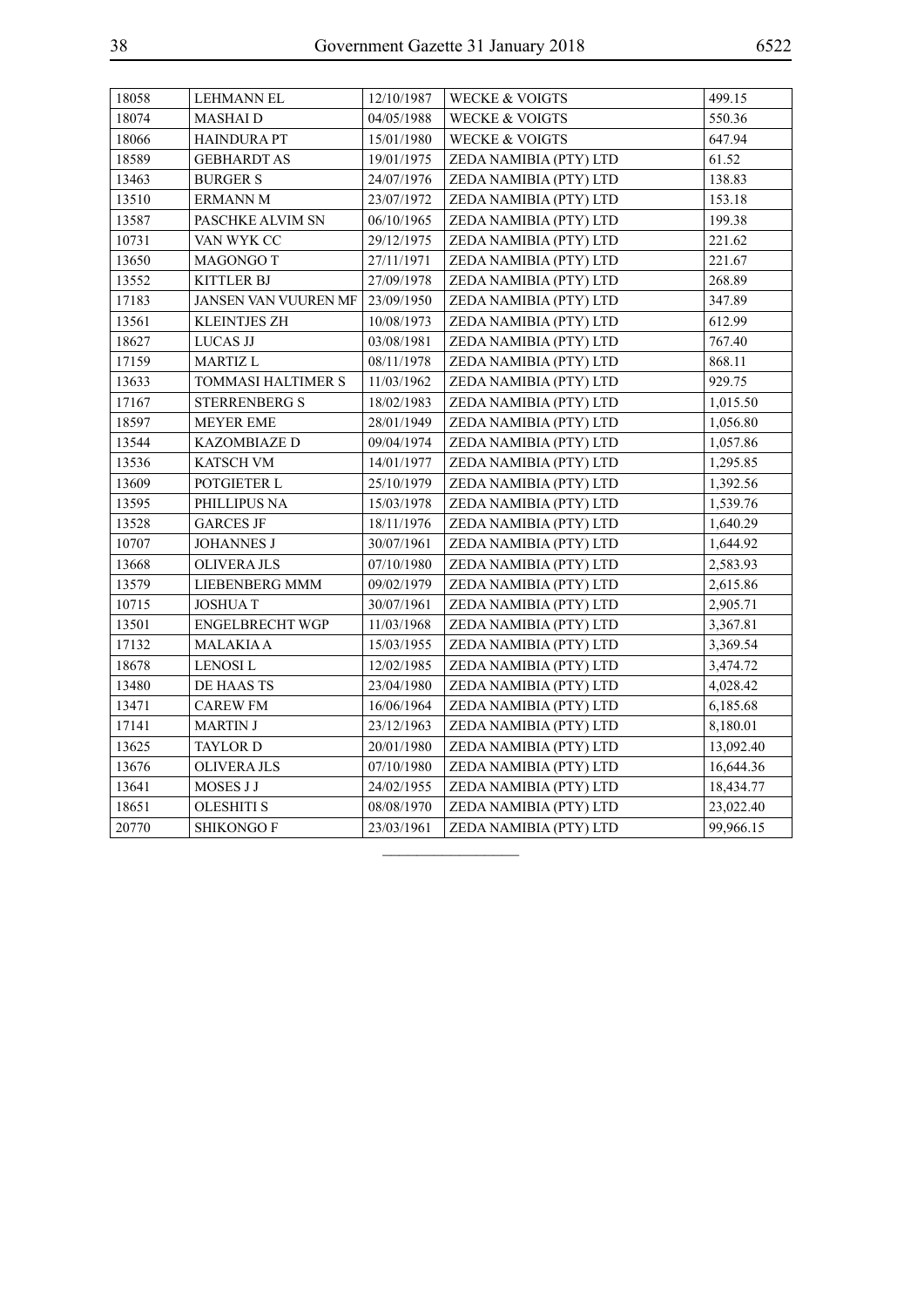| | | | | |
|---|---|---|---|---|
| 18058 | LEHMANN EL | 12/10/1987 | WECKE & VOIGTS | 499.15 |
| 18074 | MASHAI D | 04/05/1988 | WECKE & VOIGTS | 550.36 |
| 18066 | HAINDURA PT | 15/01/1980 | WECKE & VOIGTS | 647.94 |
| 18589 | GEBHARDT AS | 19/01/1975 | ZEDA NAMIBIA (PTY) LTD | 61.52 |
| 13463 | BURGER S | 24/07/1976 | ZEDA NAMIBIA (PTY) LTD | 138.83 |
| 13510 | ERMANN M | 23/07/1972 | ZEDA NAMIBIA (PTY) LTD | 153.18 |
| 13587 | PASCHKE ALVIM SN | 06/10/1965 | ZEDA NAMIBIA (PTY) LTD | 199.38 |
| 10731 | VAN WYK CC | 29/12/1975 | ZEDA NAMIBIA (PTY) LTD | 221.62 |
| 13650 | MAGONGO T | 27/11/1971 | ZEDA NAMIBIA (PTY) LTD | 221.67 |
| 13552 | KITTLER BJ | 27/09/1978 | ZEDA NAMIBIA (PTY) LTD | 268.89 |
| 17183 | JANSEN VAN VUUREN MF | 23/09/1950 | ZEDA NAMIBIA (PTY) LTD | 347.89 |
| 13561 | KLEINTJES ZH | 10/08/1973 | ZEDA NAMIBIA (PTY) LTD | 612.99 |
| 18627 | LUCAS JJ | 03/08/1981 | ZEDA NAMIBIA (PTY) LTD | 767.40 |
| 17159 | MARTIZ L | 08/11/1978 | ZEDA NAMIBIA (PTY) LTD | 868.11 |
| 13633 | TOMMASI HALTIMER S | 11/03/1962 | ZEDA NAMIBIA (PTY) LTD | 929.75 |
| 17167 | STERRENBERG S | 18/02/1983 | ZEDA NAMIBIA (PTY) LTD | 1,015.50 |
| 18597 | MEYER EME | 28/01/1949 | ZEDA NAMIBIA (PTY) LTD | 1,056.80 |
| 13544 | KAZOMBIAZE D | 09/04/1974 | ZEDA NAMIBIA (PTY) LTD | 1,057.86 |
| 13536 | KATSCH VM | 14/01/1977 | ZEDA NAMIBIA (PTY) LTD | 1,295.85 |
| 13609 | POTGIETER L | 25/10/1979 | ZEDA NAMIBIA (PTY) LTD | 1,392.56 |
| 13595 | PHILLIPUS NA | 15/03/1978 | ZEDA NAMIBIA (PTY) LTD | 1,539.76 |
| 13528 | GARCES JF | 18/11/1976 | ZEDA NAMIBIA (PTY) LTD | 1,640.29 |
| 10707 | JOHANNES J | 30/07/1961 | ZEDA NAMIBIA (PTY) LTD | 1,644.92 |
| 13668 | OLIVERA JLS | 07/10/1980 | ZEDA NAMIBIA (PTY) LTD | 2,583.93 |
| 13579 | LIEBENBERG MMM | 09/02/1979 | ZEDA NAMIBIA (PTY) LTD | 2,615.86 |
| 10715 | JOSHUA T | 30/07/1961 | ZEDA NAMIBIA (PTY) LTD | 2,905.71 |
| 13501 | ENGELBRECHT WGP | 11/03/1968 | ZEDA NAMIBIA (PTY) LTD | 3,367.81 |
| 17132 | MALAKIA A | 15/03/1955 | ZEDA NAMIBIA (PTY) LTD | 3,369.54 |
| 18678 | LENOSI L | 12/02/1985 | ZEDA NAMIBIA (PTY) LTD | 3,474.72 |
| 13480 | DE HAAS TS | 23/04/1980 | ZEDA NAMIBIA (PTY) LTD | 4,028.42 |
| 13471 | CAREW FM | 16/06/1964 | ZEDA NAMIBIA (PTY) LTD | 6,185.68 |
| 17141 | MARTIN J | 23/12/1963 | ZEDA NAMIBIA (PTY) LTD | 8,180.01 |
| 13625 | TAYLOR D | 20/01/1980 | ZEDA NAMIBIA (PTY) LTD | 13,092.40 |
| 13676 | OLIVERA JLS | 07/10/1980 | ZEDA NAMIBIA (PTY) LTD | 16,644.36 |
| 13641 | MOSES J J | 24/02/1955 | ZEDA NAMIBIA (PTY) LTD | 18,434.77 |
| 18651 | OLESHITI S | 08/08/1970 | ZEDA NAMIBIA (PTY) LTD | 23,022.40 |
| 20770 | SHIKONGO F | 23/03/1961 | ZEDA NAMIBIA (PTY) LTD | 99,966.15 |

________________